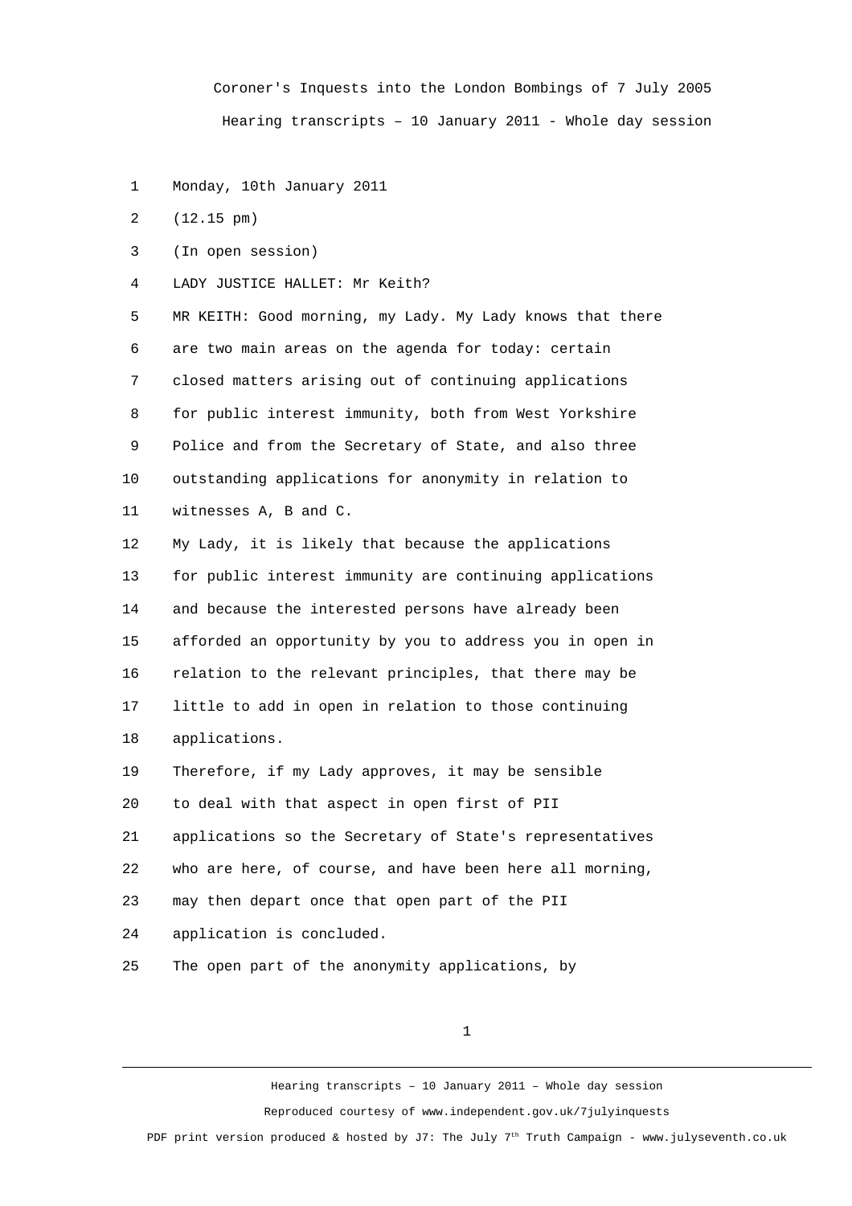Coroner's Inquests into the London Bombings of 7 July 2005

Hearing transcripts – 10 January 2011 - Whole day session

1 Monday, 10th January 2011

2 (12.15 pm)

3 (In open session)

4 LADY JUSTICE HALLET: Mr Keith?

5 MR KEITH: Good morning, my Lady. My Lady knows that there

6 are two main areas on the agenda for today: certain

7 closed matters arising out of continuing applications

8 for public interest immunity, both from West Yorkshire

9 Police and from the Secretary of State, and also three

10 outstanding applications for anonymity in relation to

11 witnesses A, B and C.

12 My Lady, it is likely that because the applications

13 for public interest immunity are continuing applications

14 and because the interested persons have already been

15 afforded an opportunity by you to address you in open in

16 relation to the relevant principles, that there may be

17 little to add in open in relation to those continuing

18 applications.

19 Therefore, if my Lady approves, it may be sensible

20 to deal with that aspect in open first of PII

21 applications so the Secretary of State's representatives

22 who are here, of course, and have been here all morning,

23 may then depart once that open part of the PII

24 application is concluded.

25 The open part of the anonymity applications, by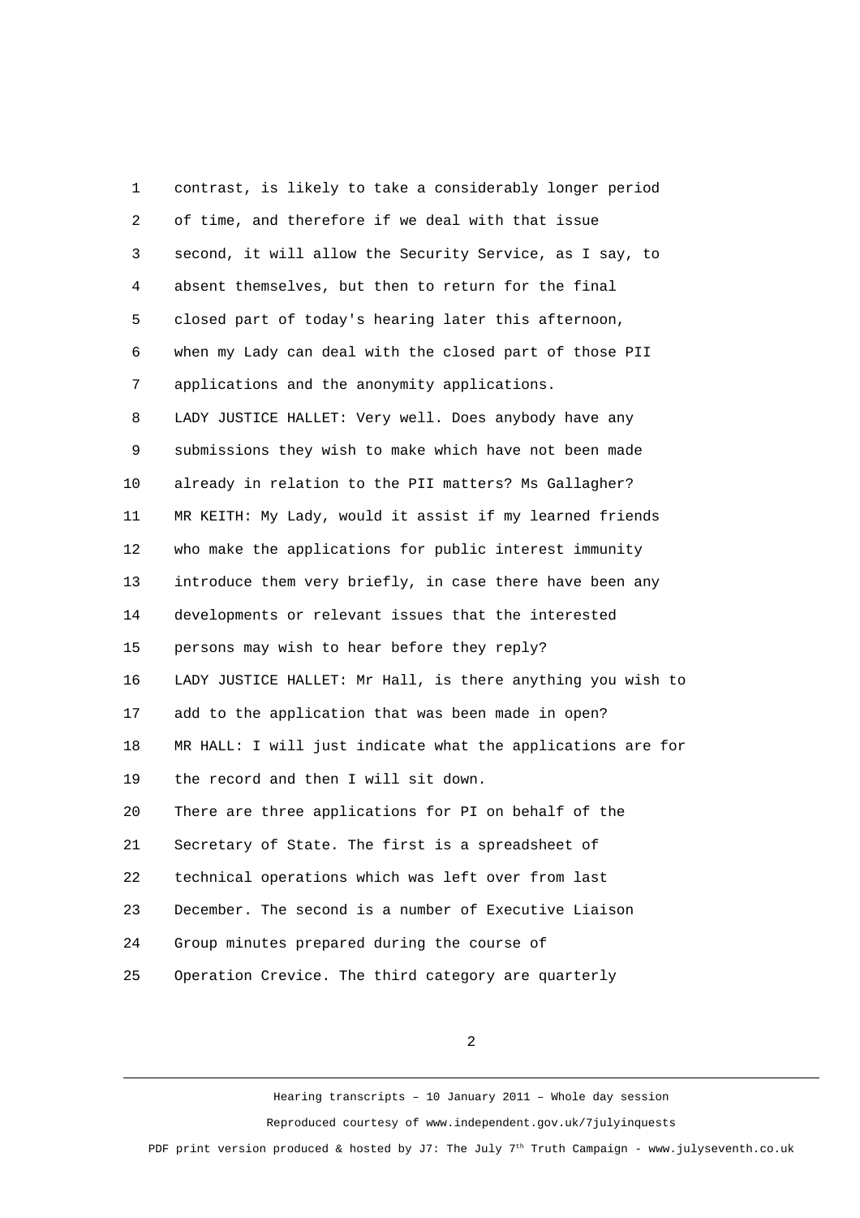contrast, is likely to take a considerably longer period of time, and therefore if we deal with that issue second, it will allow the Security Service, as I say, to absent themselves, but then to return for the final closed part of today's hearing later this afternoon, when my Lady can deal with the closed part of those PII applications and the anonymity applications.

LADY JUSTICE HALLET: Very well. Does anybody have any submissions they wish to make which have not been made already in relation to the PII matters? Ms Gallagher?

MR KEITH: My Lady, would it assist if my learned friends who make the applications for public interest immunity introduce them very briefly, in case there have been any developments or relevant issues that the interested persons may wish to hear before they reply?

LADY JUSTICE HALLET: Mr Hall, is there anything you wish to add to the application that was been made in open?

MR HALL: I will just indicate what the applications are for the record and then I will sit down.

There are three applications for PI on behalf of the Secretary of State. The first is a spreadsheet of technical operations which was left over from last December. The second is a number of Executive Liaison Group minutes prepared during the course of Operation Crevice. The third category are quarterly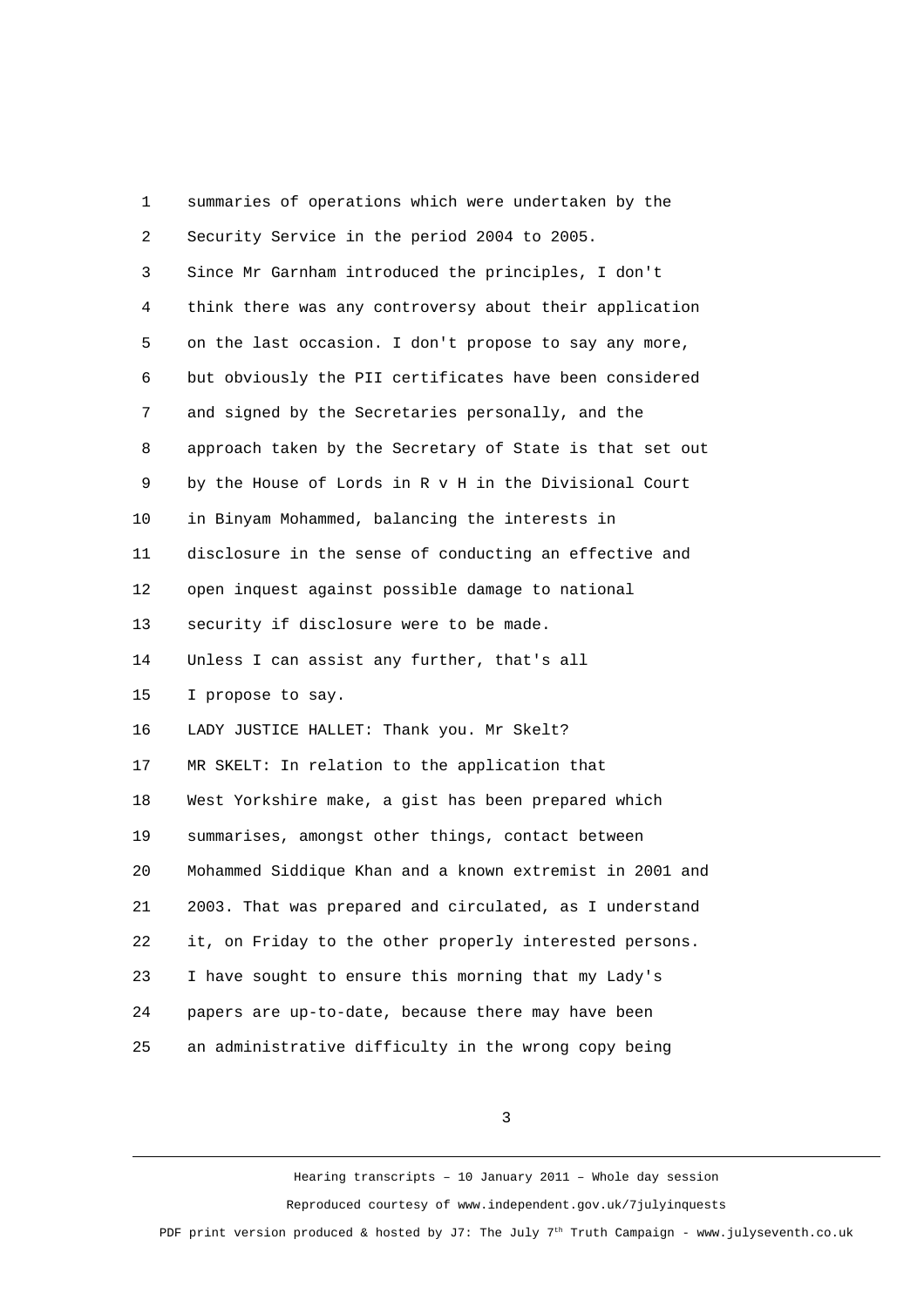summaries of operations which were undertaken by the Security Service in the period 2004 to 2005.

Since Mr Garnham introduced the principles, I don't think there was any controversy about their application on the last occasion. I don't propose to say any more, but obviously the PII certificates have been considered and signed by the Secretaries personally, and the approach taken by the Secretary of State is that set out by the House of Lords in R v H in the Divisional Court in Binyam Mohammed, balancing the interests in disclosure in the sense of conducting an effective and open inquest against possible damage to national security if disclosure were to be made.

Unless I can assist any further, that's all I propose to say.

LADY JUSTICE HALLET: Thank you. Mr Skelt?

MR SKELT: In relation to the application that West Yorkshire make, a gist has been prepared which summarises, amongst other things, contact between Mohammed Siddique Khan and a known extremist in 2001 and 2003. That was prepared and circulated, as I understand it, on Friday to the other properly interested persons. I have sought to ensure this morning that my Lady's papers are up-to-date, because there may have been an administrative difficulty in the wrong copy being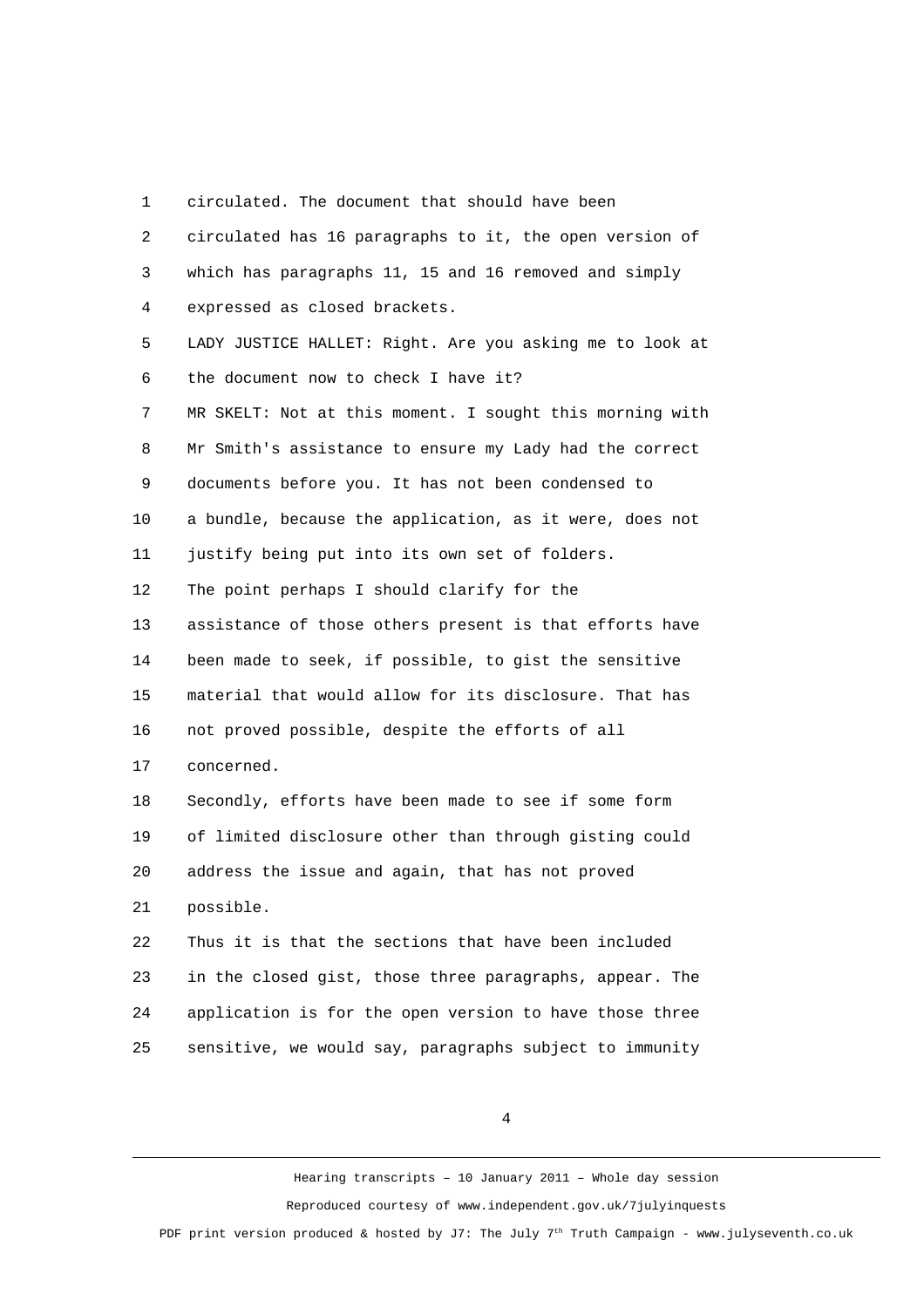1 circulated. The document that should have been

2 circulated has 16 paragraphs to it, the open version of

3 which has paragraphs 11, 15 and 16 removed and simply

4 expressed as closed brackets.

5 LADY JUSTICE HALLET: Right. Are you asking me to look at

6 the document now to check I have it?

7 MR SKELT: Not at this moment. I sought this morning with

8 Mr Smith's assistance to ensure my Lady had the correct

9 documents before you. It has not been condensed to

10 a bundle, because the application, as it were, does not

11 justify being put into its own set of folders.

12 The point perhaps I should clarify for the

13 assistance of those others present is that efforts have

14 been made to seek, if possible, to gist the sensitive

15 material that would allow for its disclosure. That has

16 not proved possible, despite the efforts of all

17 concerned.

18 Secondly, efforts have been made to see if some form

19 of limited disclosure other than through gisting could

20 address the issue and again, that has not proved

21 possible.

22 Thus it is that the sections that have been included

23 in the closed gist, those three paragraphs, appear. The

24 application is for the open version to have those three

25 sensitive, we would say, paragraphs subject to immunity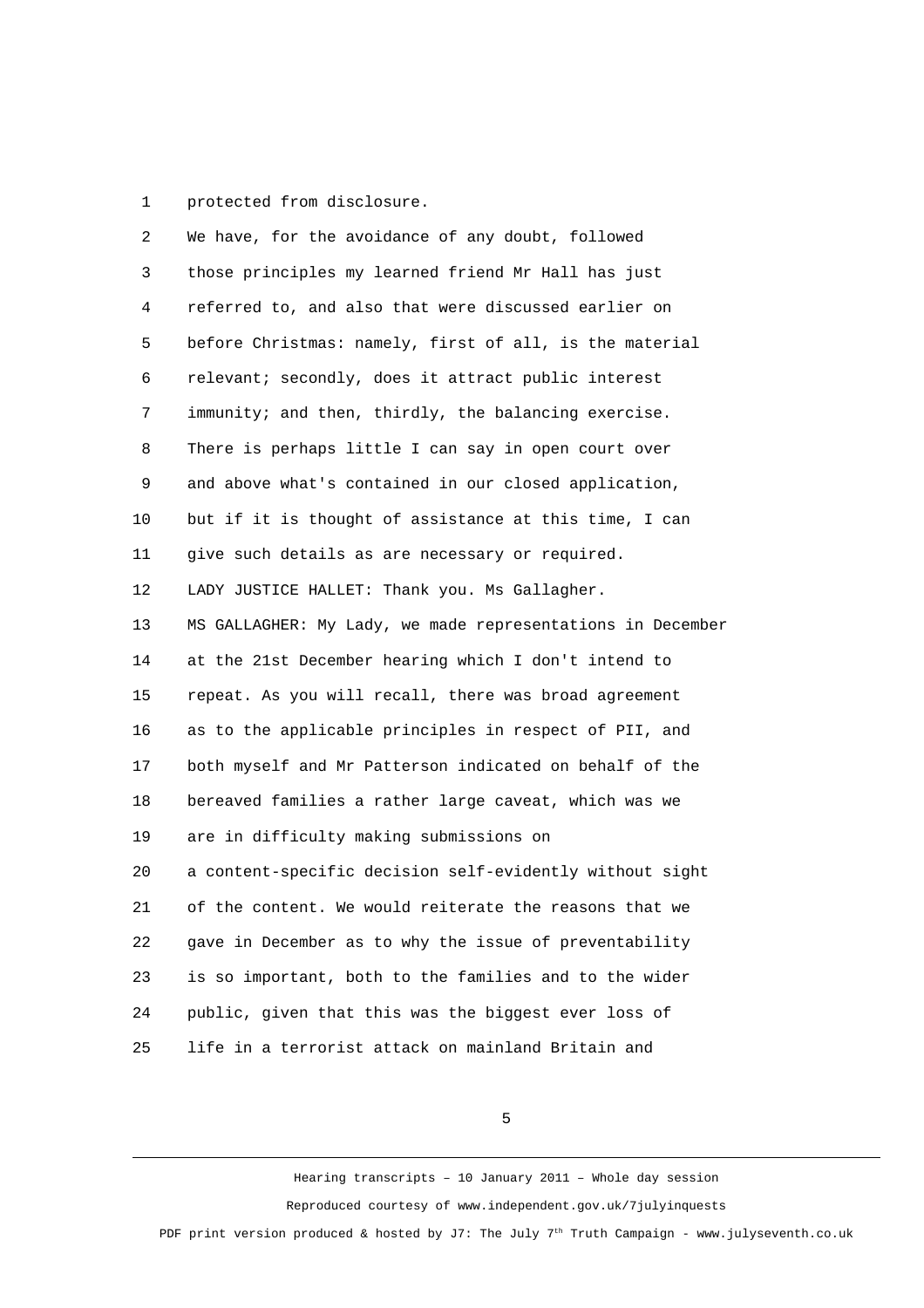protected from disclosure.

We have, for the avoidance of any doubt, followed those principles my learned friend Mr Hall has just referred to, and also that were discussed earlier on before Christmas: namely, first of all, is the material relevant; secondly, does it attract public interest immunity; and then, thirdly, the balancing exercise. There is perhaps little I can say in open court over and above what's contained in our closed application, but if it is thought of assistance at this time, I can give such details as are necessary or required.

LADY JUSTICE HALLET: Thank you. Ms Gallagher.

MS GALLAGHER: My Lady, we made representations in December at the 21st December hearing which I don't intend to repeat. As you will recall, there was broad agreement as to the applicable principles in respect of PII, and both myself and Mr Patterson indicated on behalf of the bereaved families a rather large caveat, which was we are in difficulty making submissions on a content-specific decision self-evidently without sight of the content. We would reiterate the reasons that we gave in December as to why the issue of preventability is so important, both to the families and to the wider public, given that this was the biggest ever loss of life in a terrorist attack on mainland Britain and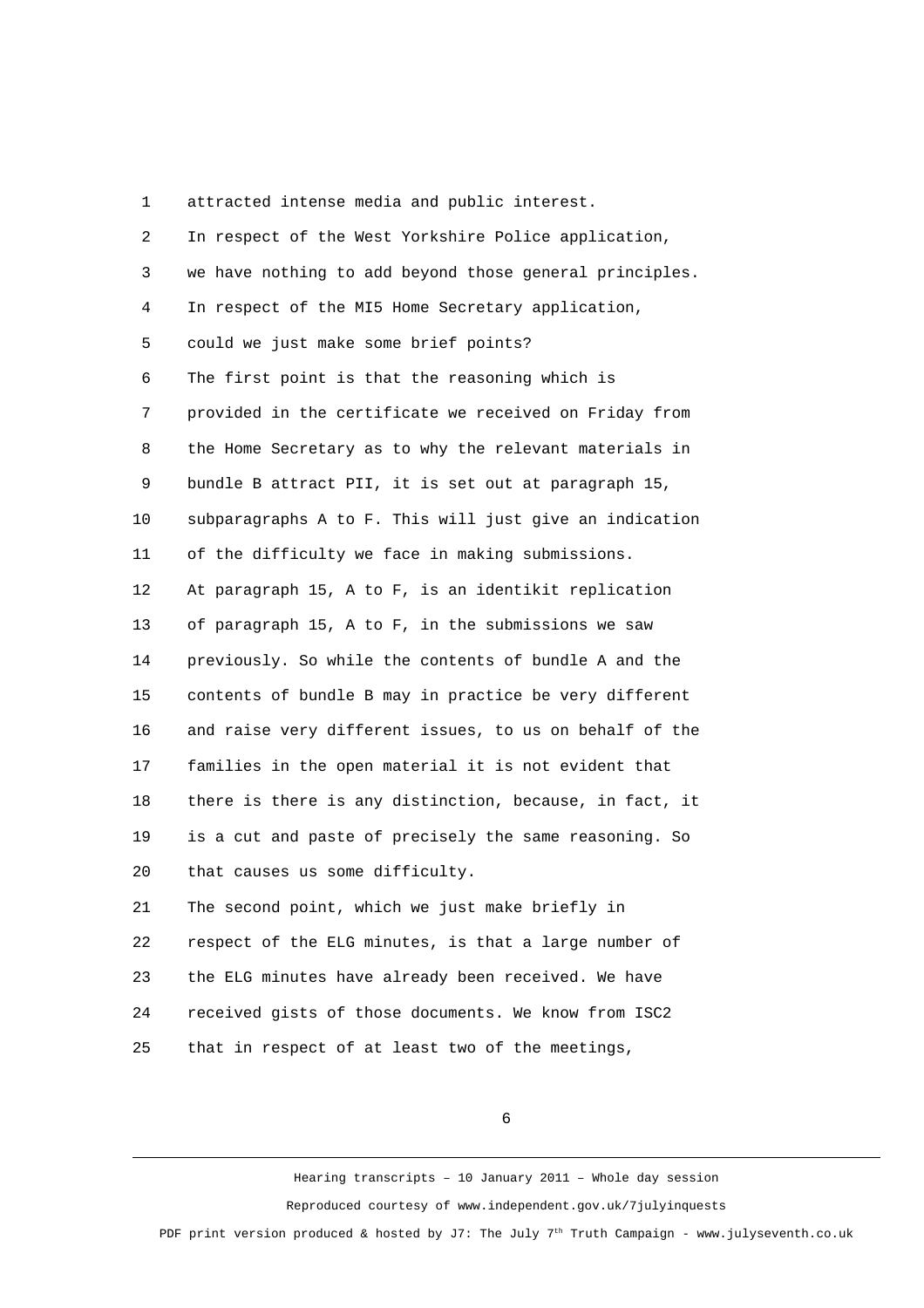attracted intense media and public interest.

In respect of the West Yorkshire Police application, we have nothing to add beyond those general principles.

In respect of the MI5 Home Secretary application, could we just make some brief points?

The first point is that the reasoning which is provided in the certificate we received on Friday from the Home Secretary as to why the relevant materials in bundle B attract PII, it is set out at paragraph 15, subparagraphs A to F. This will just give an indication of the difficulty we face in making submissions.

At paragraph 15, A to F, is an identikit replication of paragraph 15, A to F, in the submissions we saw previously. So while the contents of bundle A and the contents of bundle B may in practice be very different and raise very different issues, to us on behalf of the families in the open material it is not evident that there is there is any distinction, because, in fact, it is a cut and paste of precisely the same reasoning. So that causes us some difficulty.

The second point, which we just make briefly in respect of the ELG minutes, is that a large number of the ELG minutes have already been received. We have received gists of those documents. We know from ISC2 that in respect of at least two of the meetings,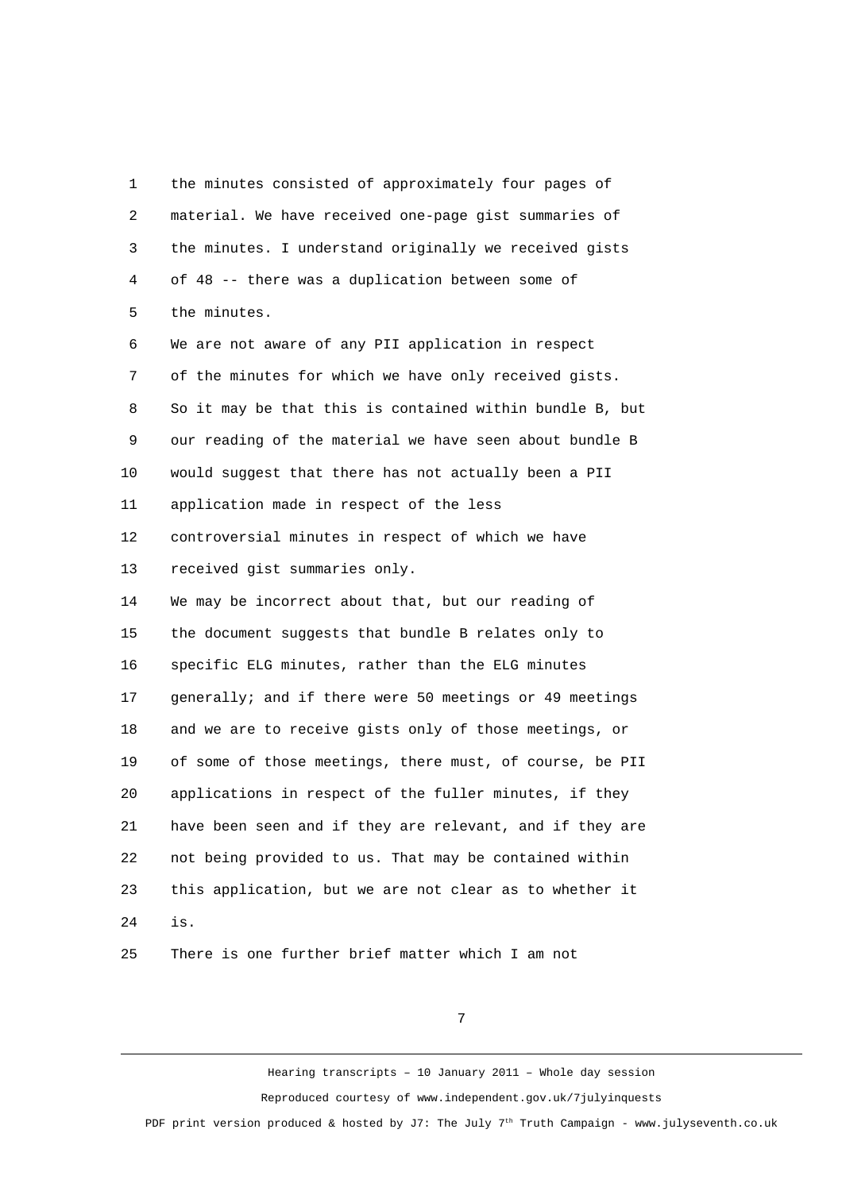the minutes consisted of approximately four pages of material. We have received one-page gist summaries of the minutes. I understand originally we received gists of 48 -- there was a duplication between some of the minutes.

We are not aware of any PII application in respect of the minutes for which we have only received gists. So it may be that this is contained within bundle B, but our reading of the material we have seen about bundle B would suggest that there has not actually been a PII application made in respect of the less controversial minutes in respect of which we have received gist summaries only.

We may be incorrect about that, but our reading of the document suggests that bundle B relates only to specific ELG minutes, rather than the ELG minutes generally; and if there were 50 meetings or 49 meetings and we are to receive gists only of those meetings, or of some of those meetings, there must, of course, be PII applications in respect of the fuller minutes, if they have been seen and if they are relevant, and if they are not being provided to us. That may be contained within this application, but we are not clear as to whether it is.

There is one further brief matter which I am not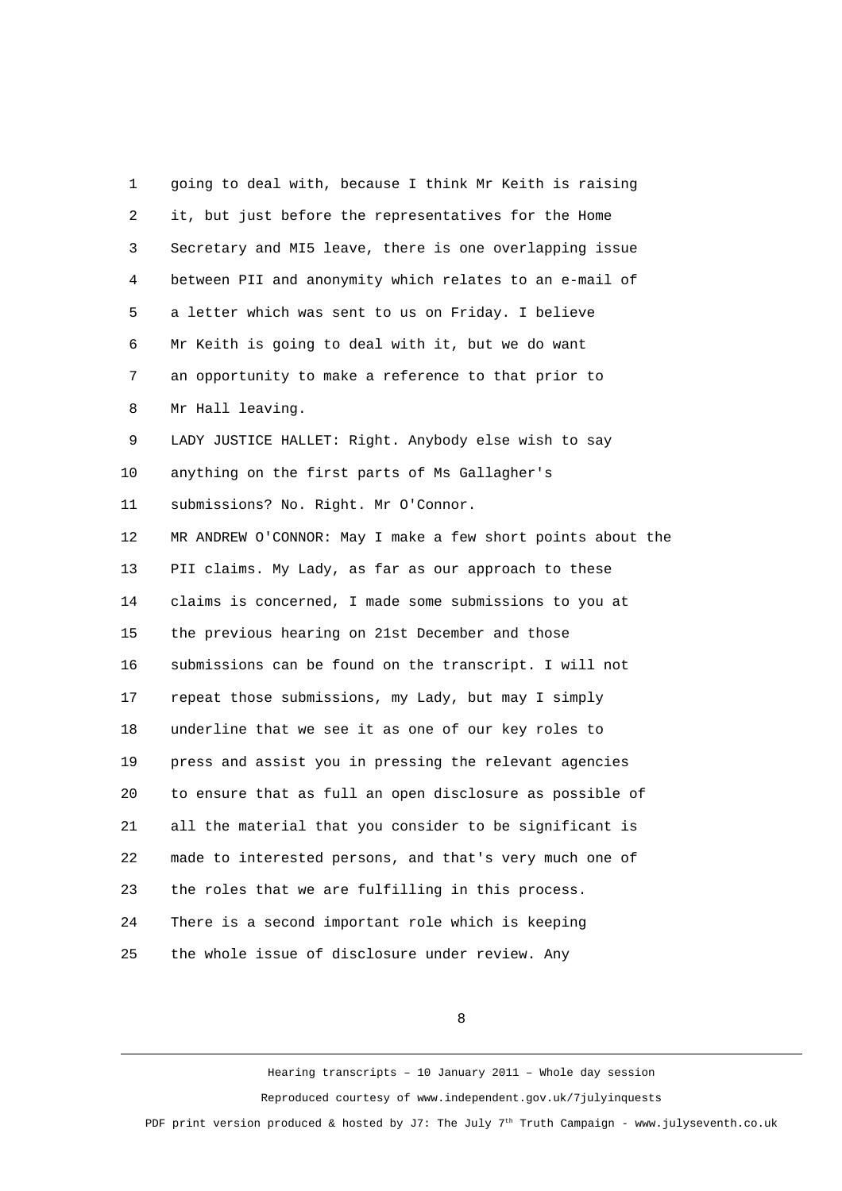going to deal with, because I think Mr Keith is raising it, but just before the representatives for the Home Secretary and MI5 leave, there is one overlapping issue between PII and anonymity which relates to an e-mail of a letter which was sent to us on Friday. I believe Mr Keith is going to deal with it, but we do want an opportunity to make a reference to that prior to Mr Hall leaving.

LADY JUSTICE HALLET: Right. Anybody else wish to say anything on the first parts of Ms Gallagher's submissions? No. Right. Mr O'Connor.

MR ANDREW O'CONNOR: May I make a few short points about the PII claims. My Lady, as far as our approach to these claims is concerned, I made some submissions to you at the previous hearing on 21st December and those submissions can be found on the transcript. I will not repeat those submissions, my Lady, but may I simply underline that we see it as one of our key roles to press and assist you in pressing the relevant agencies to ensure that as full an open disclosure as possible of all the material that you consider to be significant is made to interested persons, and that's very much one of the roles that we are fulfilling in this process.

There is a second important role which is keeping the whole issue of disclosure under review. Any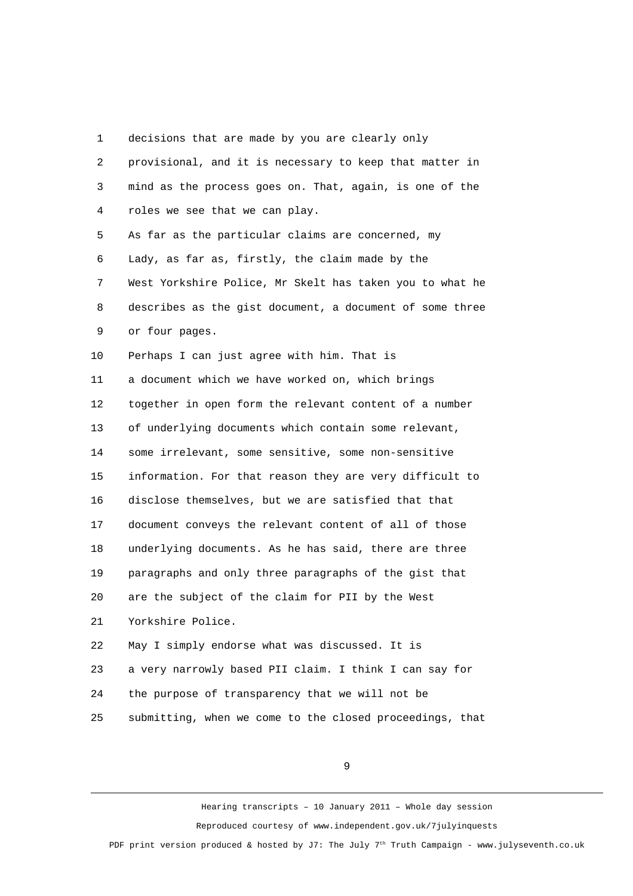decisions that are made by you are clearly only provisional, and it is necessary to keep that matter in mind as the process goes on. That, again, is one of the roles we see that we can play.

As far as the particular claims are concerned, my Lady, as far as, firstly, the claim made by the West Yorkshire Police, Mr Skelt has taken you to what he describes as the gist document, a document of some three or four pages.

Perhaps I can just agree with him. That is a document which we have worked on, which brings together in open form the relevant content of a number of underlying documents which contain some relevant, some irrelevant, some sensitive, some non-sensitive information. For that reason they are very difficult to disclose themselves, but we are satisfied that that document conveys the relevant content of all of those underlying documents. As he has said, there are three paragraphs and only three paragraphs of the gist that are the subject of the claim for PII by the West Yorkshire Police.

May I simply endorse what was discussed. It is a very narrowly based PII claim. I think I can say for the purpose of transparency that we will not be submitting, when we come to the closed proceedings, that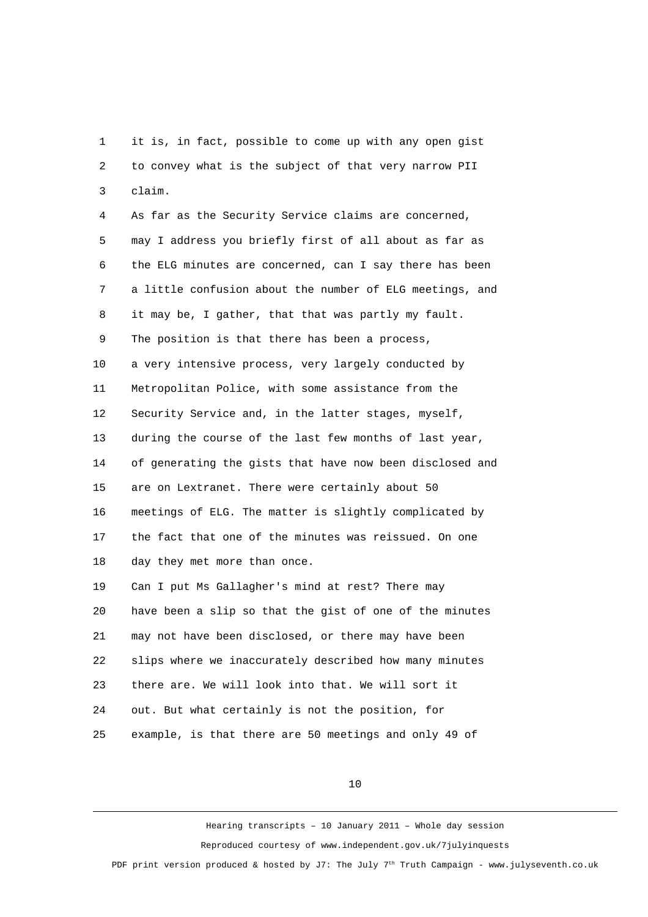it is, in fact, possible to come up with any open gist to convey what is the subject of that very narrow PII claim.

As far as the Security Service claims are concerned, may I address you briefly first of all about as far as the ELG minutes are concerned, can I say there has been a little confusion about the number of ELG meetings, and it may be, I gather, that that was partly my fault. The position is that there has been a process, a very intensive process, very largely conducted by Metropolitan Police, with some assistance from the Security Service and, in the latter stages, myself, during the course of the last few months of last year, of generating the gists that have now been disclosed and are on Lextranet. There were certainly about 50 meetings of ELG. The matter is slightly complicated by the fact that one of the minutes was reissued. On one day they met more than once.

Can I put Ms Gallagher's mind at rest? There may have been a slip so that the gist of one of the minutes may not have been disclosed, or there may have been slips where we inaccurately described how many minutes there are. We will look into that. We will sort it out. But what certainly is not the position, for example, is that there are 50 meetings and only 49 of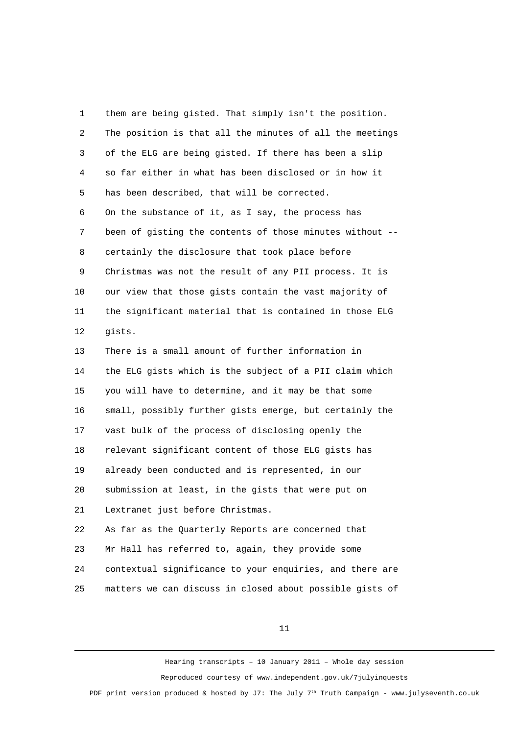them are being gisted. That simply isn't the position. The position is that all the minutes of all the meetings of the ELG are being gisted. If there has been a slip so far either in what has been disclosed or in how it has been described, that will be corrected.

On the substance of it, as I say, the process has been of gisting the contents of those minutes without -- certainly the disclosure that took place before Christmas was not the result of any PII process. It is our view that those gists contain the vast majority of the significant material that is contained in those ELG gists.

There is a small amount of further information in the ELG gists which is the subject of a PII claim which you will have to determine, and it may be that some small, possibly further gists emerge, but certainly the vast bulk of the process of disclosing openly the relevant significant content of those ELG gists has already been conducted and is represented, in our submission at least, in the gists that were put on Lextranet just before Christmas.

As far as the Quarterly Reports are concerned that Mr Hall has referred to, again, they provide some contextual significance to your enquiries, and there are matters we can discuss in closed about possible gists of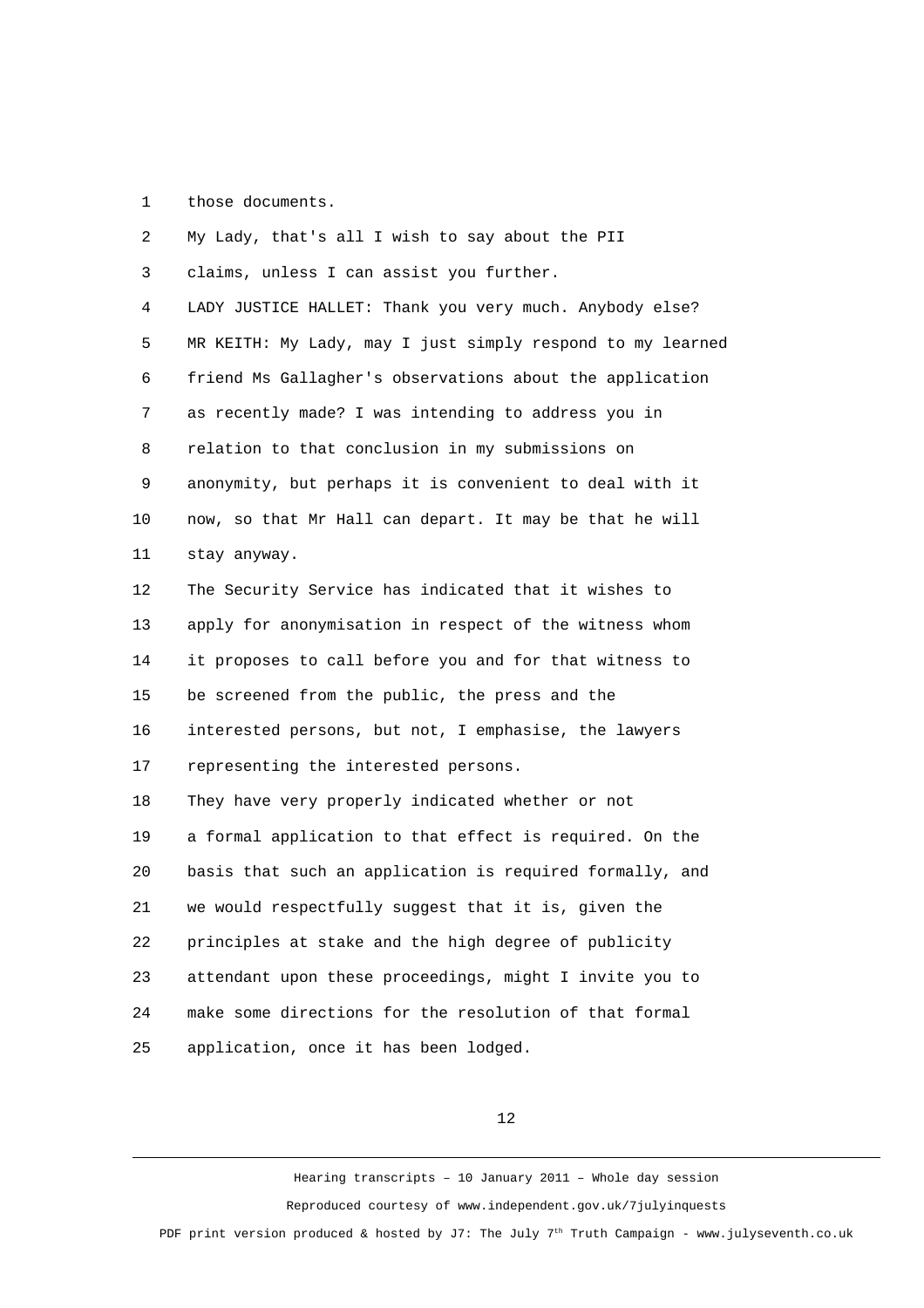those documents.

My Lady, that's all I wish to say about the PII claims, unless I can assist you further.

LADY JUSTICE HALLET: Thank you very much. Anybody else?

MR KEITH: My Lady, may I just simply respond to my learned friend Ms Gallagher's observations about the application as recently made? I was intending to address you in relation to that conclusion in my submissions on anonymity, but perhaps it is convenient to deal with it now, so that Mr Hall can depart. It may be that he will stay anyway.

The Security Service has indicated that it wishes to apply for anonymisation in respect of the witness whom it proposes to call before you and for that witness to be screened from the public, the press and the interested persons, but not, I emphasise, the lawyers representing the interested persons.

They have very properly indicated whether or not a formal application to that effect is required. On the basis that such an application is required formally, and we would respectfully suggest that it is, given the principles at stake and the high degree of publicity attendant upon these proceedings, might I invite you to make some directions for the resolution of that formal application, once it has been lodged.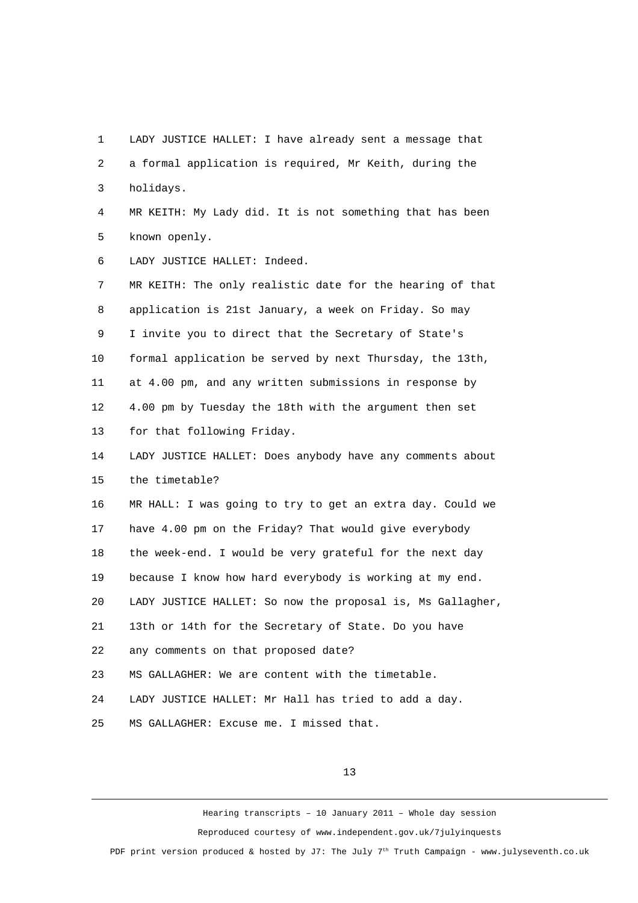LADY JUSTICE HALLET: I have already sent a message that a formal application is required, Mr Keith, during the holidays.

MR KEITH: My Lady did. It is not something that has been known openly.

LADY JUSTICE HALLET: Indeed.

MR KEITH: The only realistic date for the hearing of that application is 21st January, a week on Friday. So may I invite you to direct that the Secretary of State's formal application be served by next Thursday, the 13th, at 4.00 pm, and any written submissions in response by 4.00 pm by Tuesday the 18th with the argument then set for that following Friday.

LADY JUSTICE HALLET: Does anybody have any comments about the timetable?

MR HALL: I was going to try to get an extra day. Could we have 4.00 pm on the Friday? That would give everybody the week-end. I would be very grateful for the next day because I know how hard everybody is working at my end.

LADY JUSTICE HALLET: So now the proposal is, Ms Gallagher, 13th or 14th for the Secretary of State. Do you have any comments on that proposed date?

MS GALLAGHER: We are content with the timetable.

LADY JUSTICE HALLET: Mr Hall has tried to add a day.

MS GALLAGHER: Excuse me. I missed that.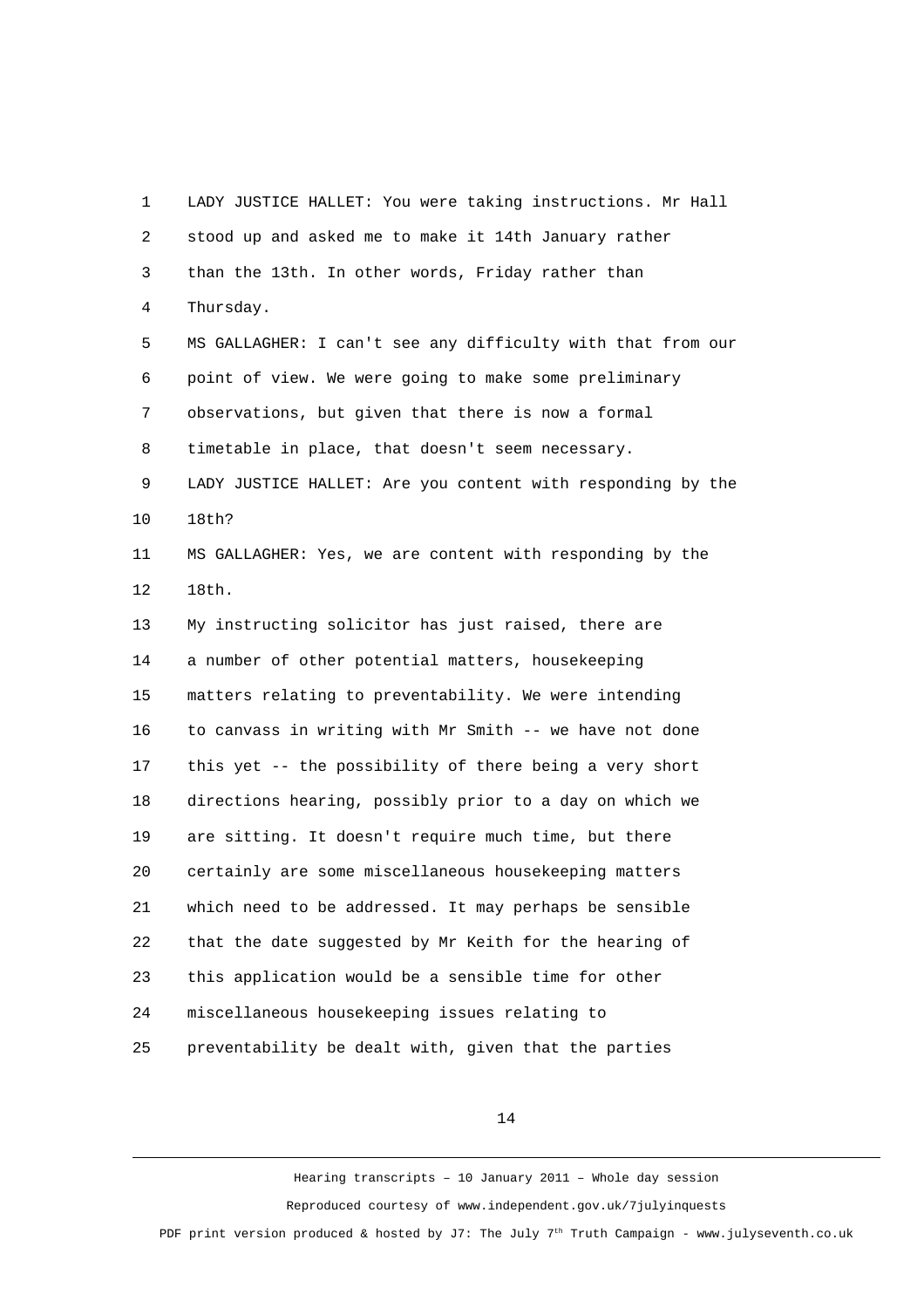LADY JUSTICE HALLET: You were taking instructions. Mr Hall stood up and asked me to make it 14th January rather than the 13th. In other words, Friday rather than Thursday.

MS GALLAGHER: I can't see any difficulty with that from our point of view. We were going to make some preliminary observations, but given that there is now a formal timetable in place, that doesn't seem necessary.

LADY JUSTICE HALLET: Are you content with responding by the 18th?

MS GALLAGHER: Yes, we are content with responding by the 18th.

My instructing solicitor has just raised, there are a number of other potential matters, housekeeping matters relating to preventability. We were intending to canvass in writing with Mr Smith -- we have not done this yet -- the possibility of there being a very short directions hearing, possibly prior to a day on which we are sitting. It doesn't require much time, but there certainly are some miscellaneous housekeeping matters which need to be addressed. It may perhaps be sensible that the date suggested by Mr Keith for the hearing of this application would be a sensible time for other miscellaneous housekeeping issues relating to preventability be dealt with, given that the parties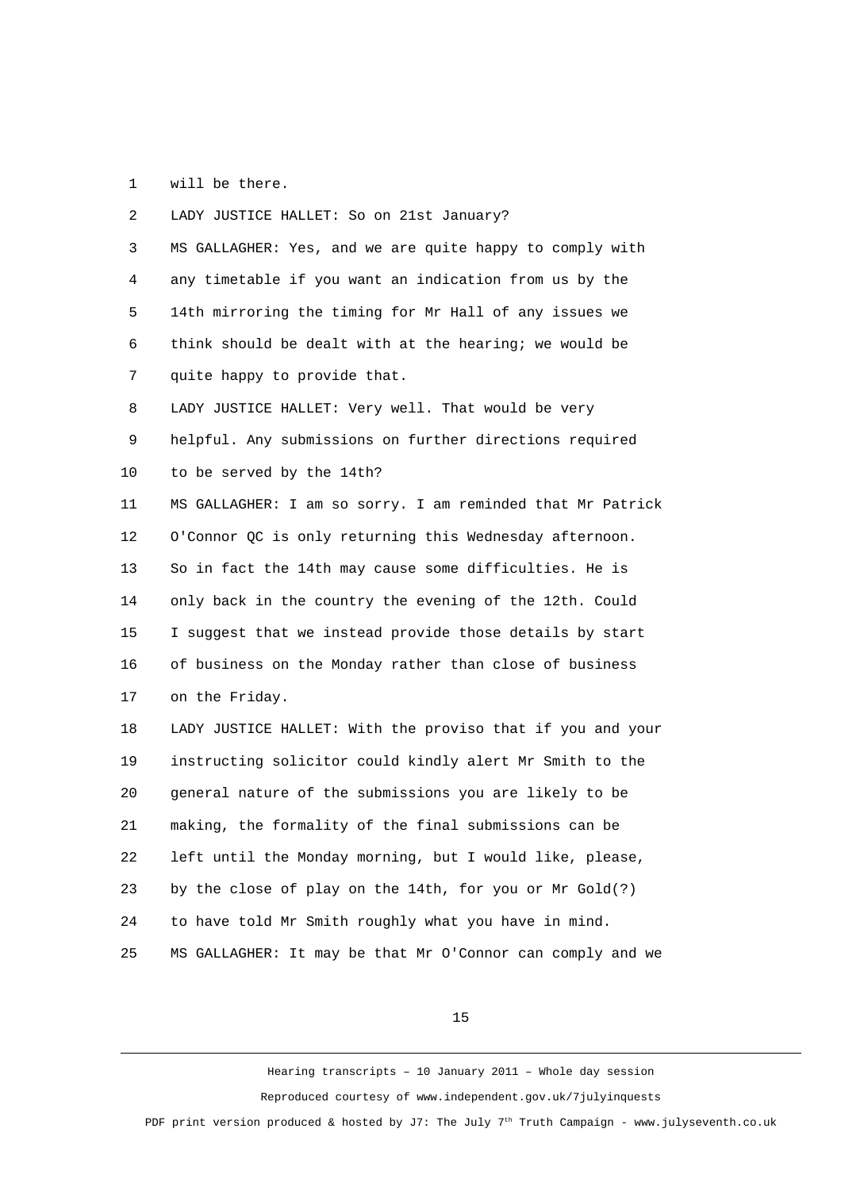will be there.

LADY JUSTICE HALLET: So on 21st January?

MS GALLAGHER: Yes, and we are quite happy to comply with any timetable if you want an indication from us by the 14th mirroring the timing for Mr Hall of any issues we think should be dealt with at the hearing; we would be quite happy to provide that.

LADY JUSTICE HALLET: Very well. That would be very helpful. Any submissions on further directions required to be served by the 14th?

MS GALLAGHER: I am so sorry. I am reminded that Mr Patrick O'Connor QC is only returning this Wednesday afternoon. So in fact the 14th may cause some difficulties. He is only back in the country the evening of the 12th. Could I suggest that we instead provide those details by start of business on the Monday rather than close of business on the Friday.

LADY JUSTICE HALLET: With the proviso that if you and your instructing solicitor could kindly alert Mr Smith to the general nature of the submissions you are likely to be making, the formality of the final submissions can be left until the Monday morning, but I would like, please, by the close of play on the 14th, for you or Mr Gold(?) to have told Mr Smith roughly what you have in mind.

MS GALLAGHER: It may be that Mr O'Connor can comply and we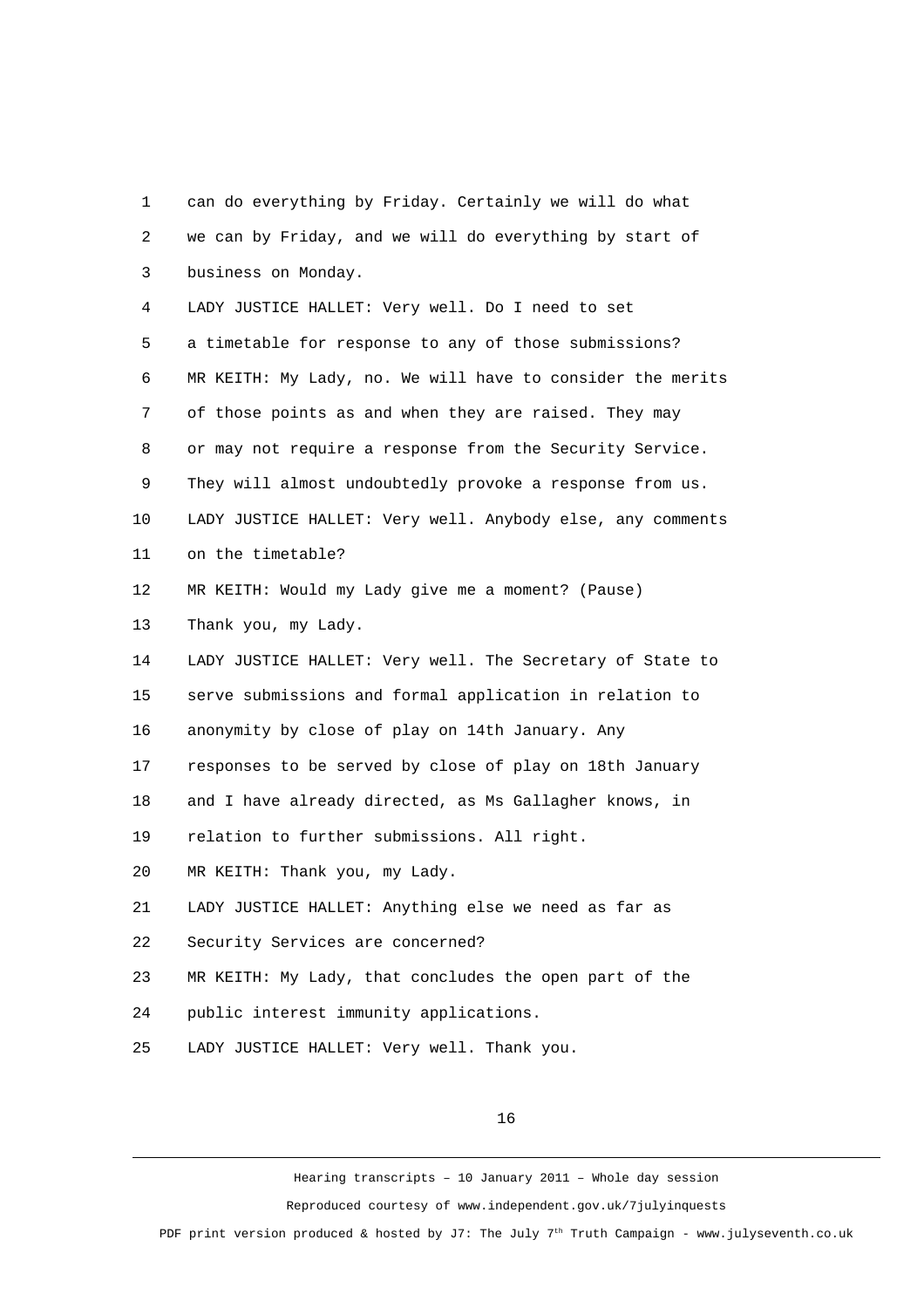can do everything by Friday. Certainly we will do what we can by Friday, and we will do everything by start of business on Monday.

LADY JUSTICE HALLET: Very well. Do I need to set a timetable for response to any of those submissions?

MR KEITH: My Lady, no. We will have to consider the merits of those points as and when they are raised. They may or may not require a response from the Security Service. They will almost undoubtedly provoke a response from us.

LADY JUSTICE HALLET: Very well. Anybody else, any comments on the timetable?

MR KEITH: Would my Lady give me a moment? (Pause) Thank you, my Lady.

LADY JUSTICE HALLET: Very well. The Secretary of State to serve submissions and formal application in relation to anonymity by close of play on 14th January. Any responses to be served by close of play on 18th January and I have already directed, as Ms Gallagher knows, in relation to further submissions. All right.

MR KEITH: Thank you, my Lady.

LADY JUSTICE HALLET: Anything else we need as far as Security Services are concerned?

MR KEITH: My Lady, that concludes the open part of the public interest immunity applications.

LADY JUSTICE HALLET: Very well. Thank you.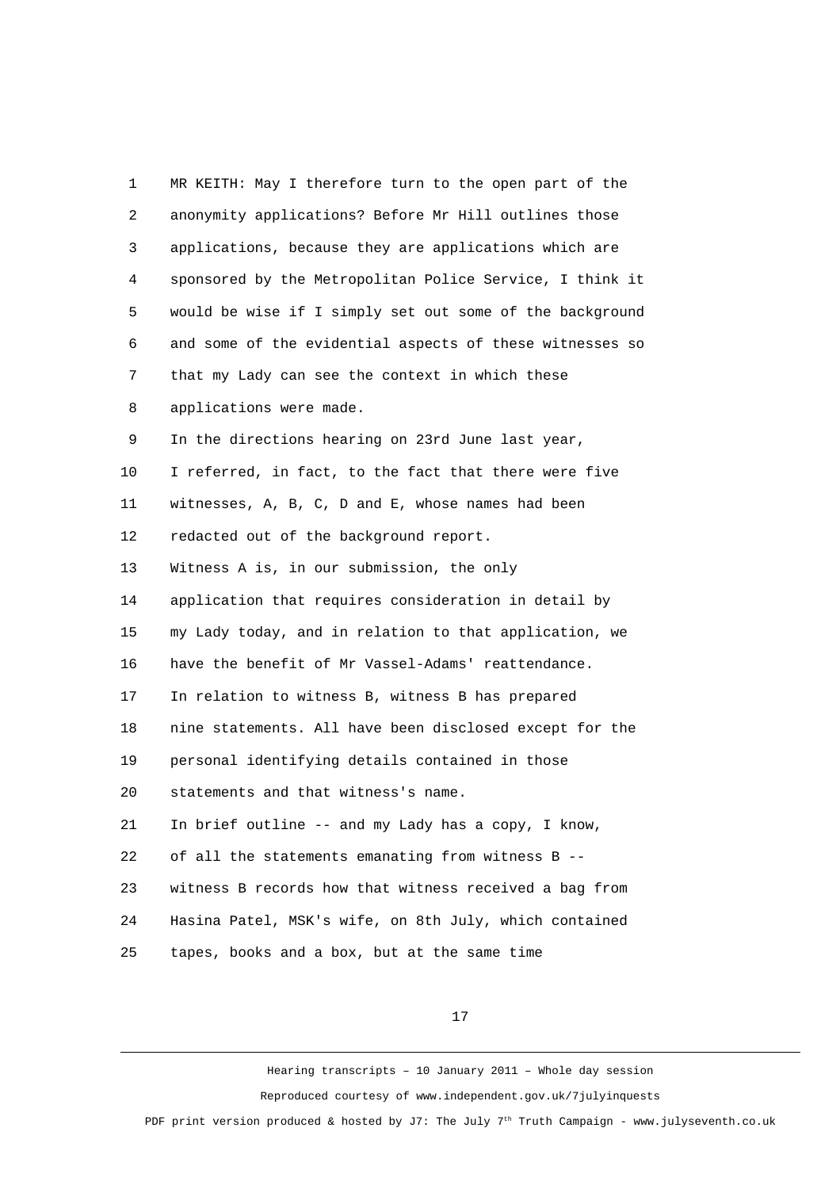MR KEITH: May I therefore turn to the open part of the anonymity applications? Before Mr Hill outlines those applications, because they are applications which are sponsored by the Metropolitan Police Service, I think it would be wise if I simply set out some of the background and some of the evidential aspects of these witnesses so that my Lady can see the context in which these applications were made.

In the directions hearing on 23rd June last year, I referred, in fact, to the fact that there were five witnesses, A, B, C, D and E, whose names had been redacted out of the background report.

Witness A is, in our submission, the only application that requires consideration in detail by my Lady today, and in relation to that application, we have the benefit of Mr Vassel-Adams' reattendance.

In relation to witness B, witness B has prepared nine statements. All have been disclosed except for the personal identifying details contained in those statements and that witness's name.

In brief outline -- and my Lady has a copy, I know, of all the statements emanating from witness B -- witness B records how that witness received a bag from Hasina Patel, MSK's wife, on 8th July, which contained tapes, books and a box, but at the same time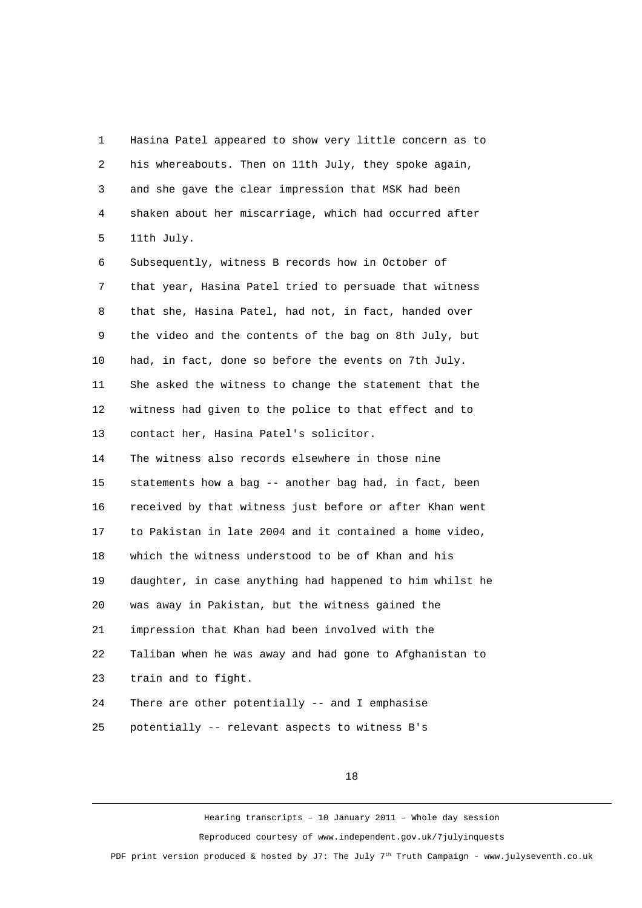Hasina Patel appeared to show very little concern as to his whereabouts. Then on 11th July, they spoke again, and she gave the clear impression that MSK had been shaken about her miscarriage, which had occurred after 11th July.

Subsequently, witness B records how in October of that year, Hasina Patel tried to persuade that witness that she, Hasina Patel, had not, in fact, handed over the video and the contents of the bag on 8th July, but had, in fact, done so before the events on 7th July. She asked the witness to change the statement that the witness had given to the police to that effect and to contact her, Hasina Patel's solicitor.

The witness also records elsewhere in those nine statements how a bag -- another bag had, in fact, been received by that witness just before or after Khan went to Pakistan in late 2004 and it contained a home video, which the witness understood to be of Khan and his daughter, in case anything had happened to him whilst he was away in Pakistan, but the witness gained the impression that Khan had been involved with the Taliban when he was away and had gone to Afghanistan to train and to fight.

There are other potentially -- and I emphasise potentially -- relevant aspects to witness B's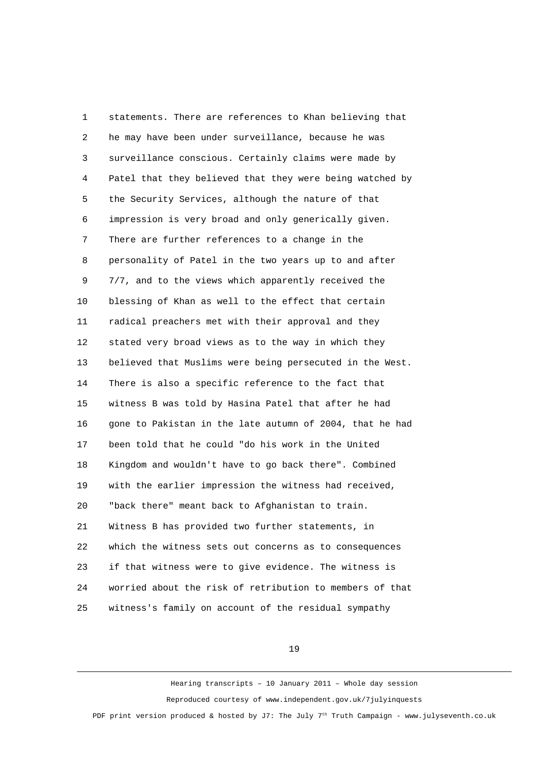statements. There are references to Khan believing that he may have been under surveillance, because he was surveillance conscious. Certainly claims were made by Patel that they believed that they were being watched by the Security Services, although the nature of that impression is very broad and only generically given. There are further references to a change in the personality of Patel in the two years up to and after 7/7, and to the views which apparently received the blessing of Khan as well to the effect that certain radical preachers met with their approval and they stated very broad views as to the way in which they believed that Muslims were being persecuted in the West. There is also a specific reference to the fact that witness B was told by Hasina Patel that after he had gone to Pakistan in the late autumn of 2004, that he had been told that he could "do his work in the United Kingdom and wouldn't have to go back there". Combined with the earlier impression the witness had received, "back there" meant back to Afghanistan to train.

Witness B has provided two further statements, in which the witness sets out concerns as to consequences if that witness were to give evidence. The witness is worried about the risk of retribution to members of that witness's family on account of the residual sympathy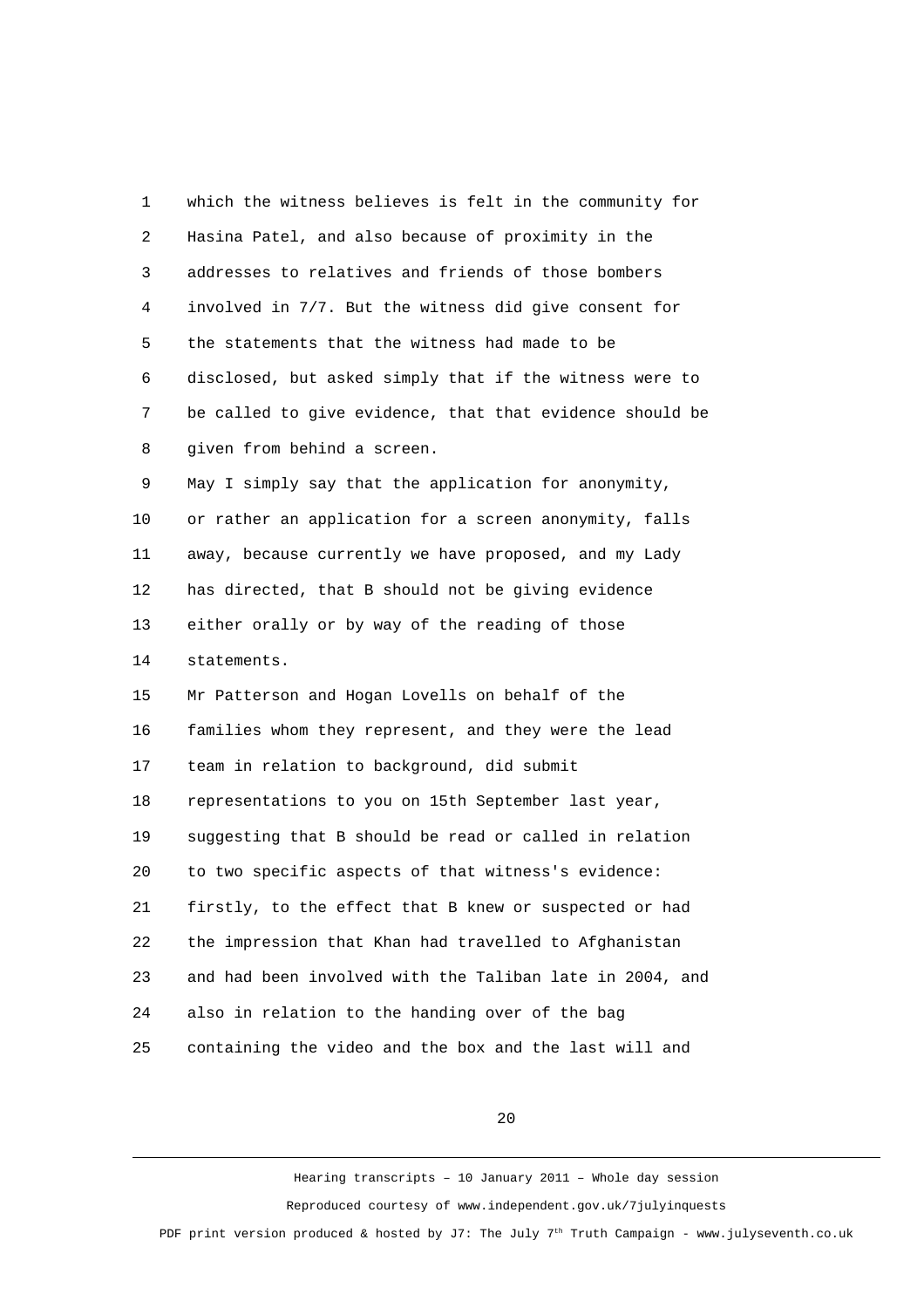1 which the witness believes is felt in the community for
2 Hasina Patel, and also because of proximity in the
3 addresses to relatives and friends of those bombers
4 involved in 7/7. But the witness did give consent for
5 the statements that the witness had made to be
6 disclosed, but asked simply that if the witness were to
7 be called to give evidence, that that evidence should be
8 given from behind a screen.
9 May I simply say that the application for anonymity,
10 or rather an application for a screen anonymity, falls
11 away, because currently we have proposed, and my Lady
12 has directed, that B should not be giving evidence
13 either orally or by way of the reading of those
14 statements.
15 Mr Patterson and Hogan Lovells on behalf of the
16 families whom they represent, and they were the lead
17 team in relation to background, did submit
18 representations to you on 15th September last year,
19 suggesting that B should be read or called in relation
20 to two specific aspects of that witness's evidence:
21 firstly, to the effect that B knew or suspected or had
22 the impression that Khan had travelled to Afghanistan
23 and had been involved with the Taliban late in 2004, and
24 also in relation to the handing over of the bag
25 containing the video and the box and the last will and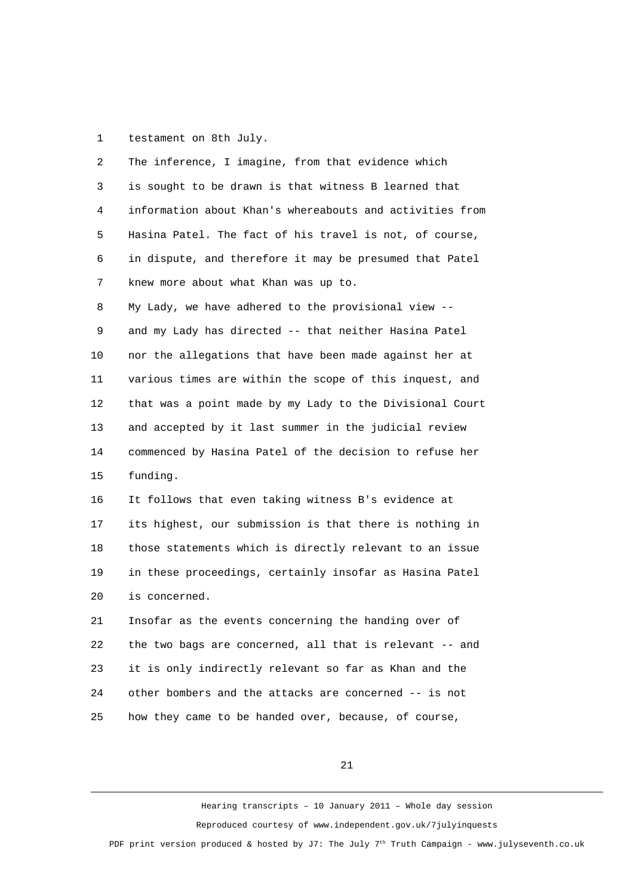testament on 8th July.

The inference, I imagine, from that evidence which is sought to be drawn is that witness B learned that information about Khan's whereabouts and activities from Hasina Patel. The fact of his travel is not, of course, in dispute, and therefore it may be presumed that Patel knew more about what Khan was up to.

My Lady, we have adhered to the provisional view -- and my Lady has directed -- that neither Hasina Patel nor the allegations that have been made against her at various times are within the scope of this inquest, and that was a point made by my Lady to the Divisional Court and accepted by it last summer in the judicial review commenced by Hasina Patel of the decision to refuse her funding.

It follows that even taking witness B's evidence at its highest, our submission is that there is nothing in those statements which is directly relevant to an issue in these proceedings, certainly insofar as Hasina Patel is concerned.

Insofar as the events concerning the handing over of the two bags are concerned, all that is relevant -- and it is only indirectly relevant so far as Khan and the other bombers and the attacks are concerned -- is not how they came to be handed over, because, of course,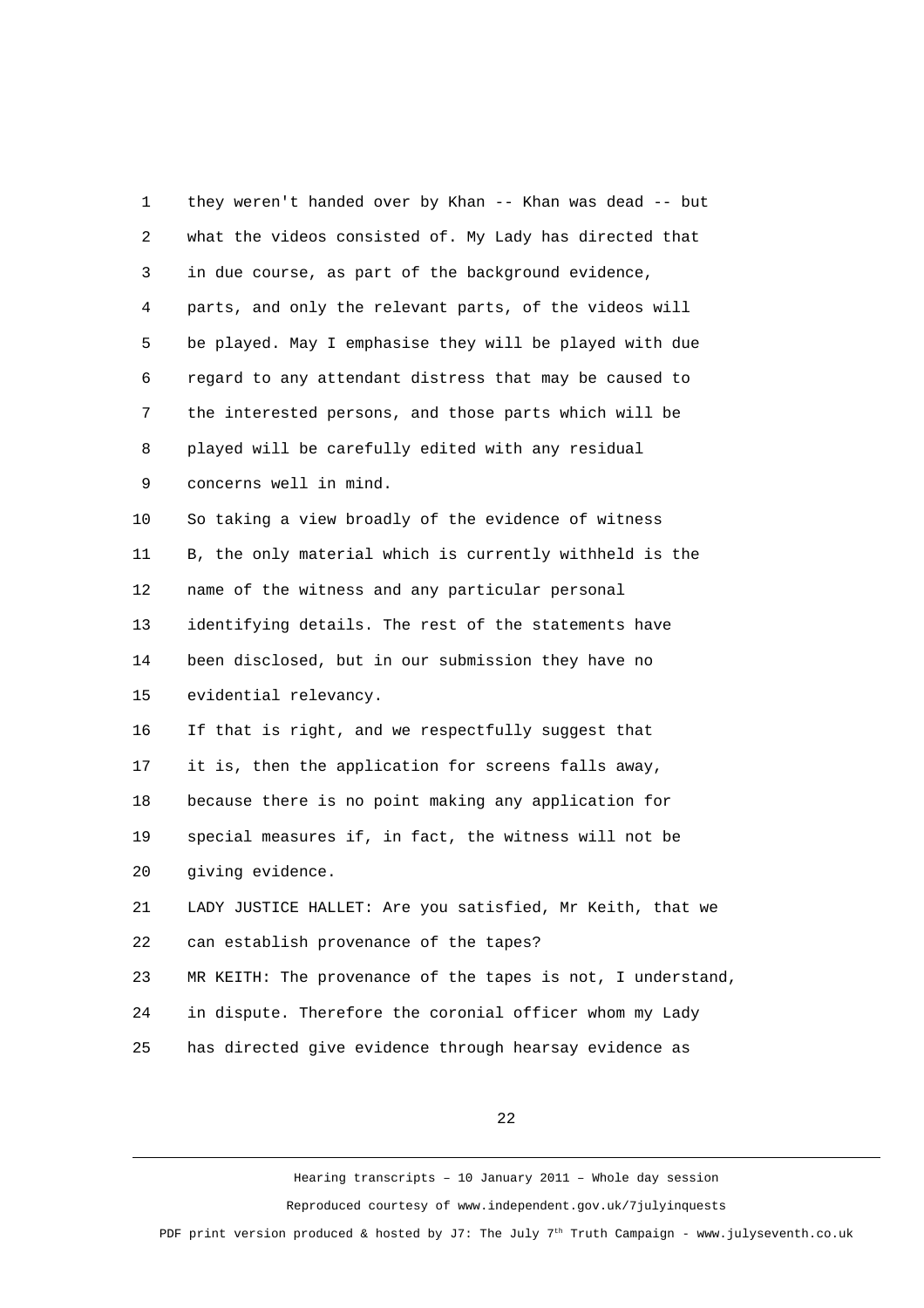they weren't handed over by Khan -- Khan was dead -- but what the videos consisted of. My Lady has directed that in due course, as part of the background evidence, parts, and only the relevant parts, of the videos will be played. May I emphasise they will be played with due regard to any attendant distress that may be caused to the interested persons, and those parts which will be played will be carefully edited with any residual concerns well in mind.

So taking a view broadly of the evidence of witness B, the only material which is currently withheld is the name of the witness and any particular personal identifying details. The rest of the statements have been disclosed, but in our submission they have no evidential relevancy.

If that is right, and we respectfully suggest that it is, then the application for screens falls away, because there is no point making any application for special measures if, in fact, the witness will not be giving evidence.

LADY JUSTICE HALLETT: Are you satisfied, Mr Keith, that we can establish provenance of the tapes?

MR KEITH: The provenance of the tapes is not, I understand, in dispute. Therefore the coronial officer whom my Lady has directed give evidence through hearsay evidence as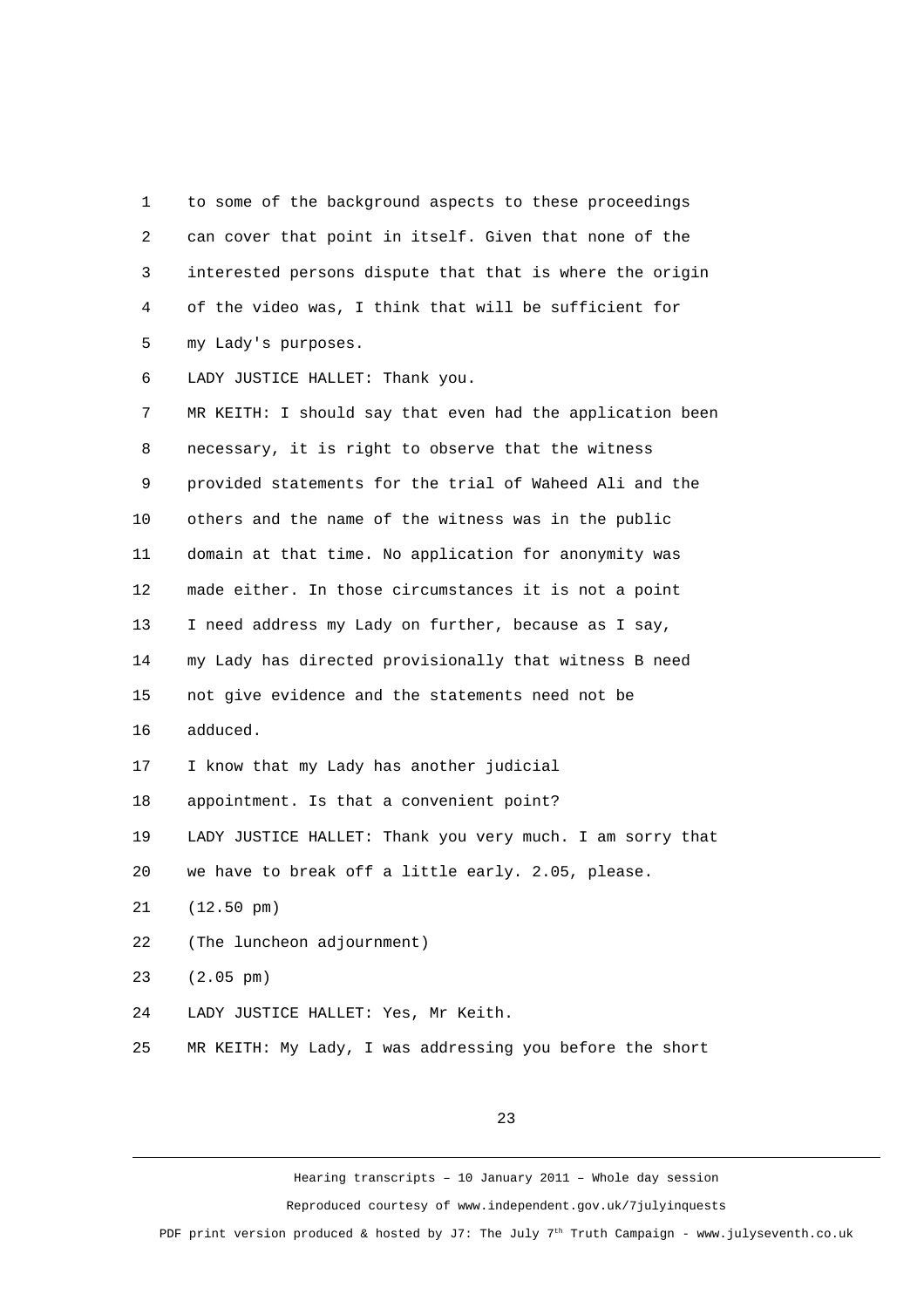to some of the background aspects to these proceedings can cover that point in itself. Given that none of the interested persons dispute that that is where the origin of the video was, I think that will be sufficient for my Lady's purposes.

LADY JUSTICE HALLET: Thank you.

MR KEITH: I should say that even had the application been necessary, it is right to observe that the witness provided statements for the trial of Waheed Ali and the others and the name of the witness was in the public domain at that time. No application for anonymity was made either. In those circumstances it is not a point I need address my Lady on further, because as I say, my Lady has directed provisionally that witness B need not give evidence and the statements need not be adduced.

I know that my Lady has another judicial appointment. Is that a convenient point?

LADY JUSTICE HALLET: Thank you very much. I am sorry that we have to break off a little early. 2.05, please.

(12.50 pm)

(The luncheon adjournment)

(2.05 pm)

LADY JUSTICE HALLET: Yes, Mr Keith.

MR KEITH: My Lady, I was addressing you before the short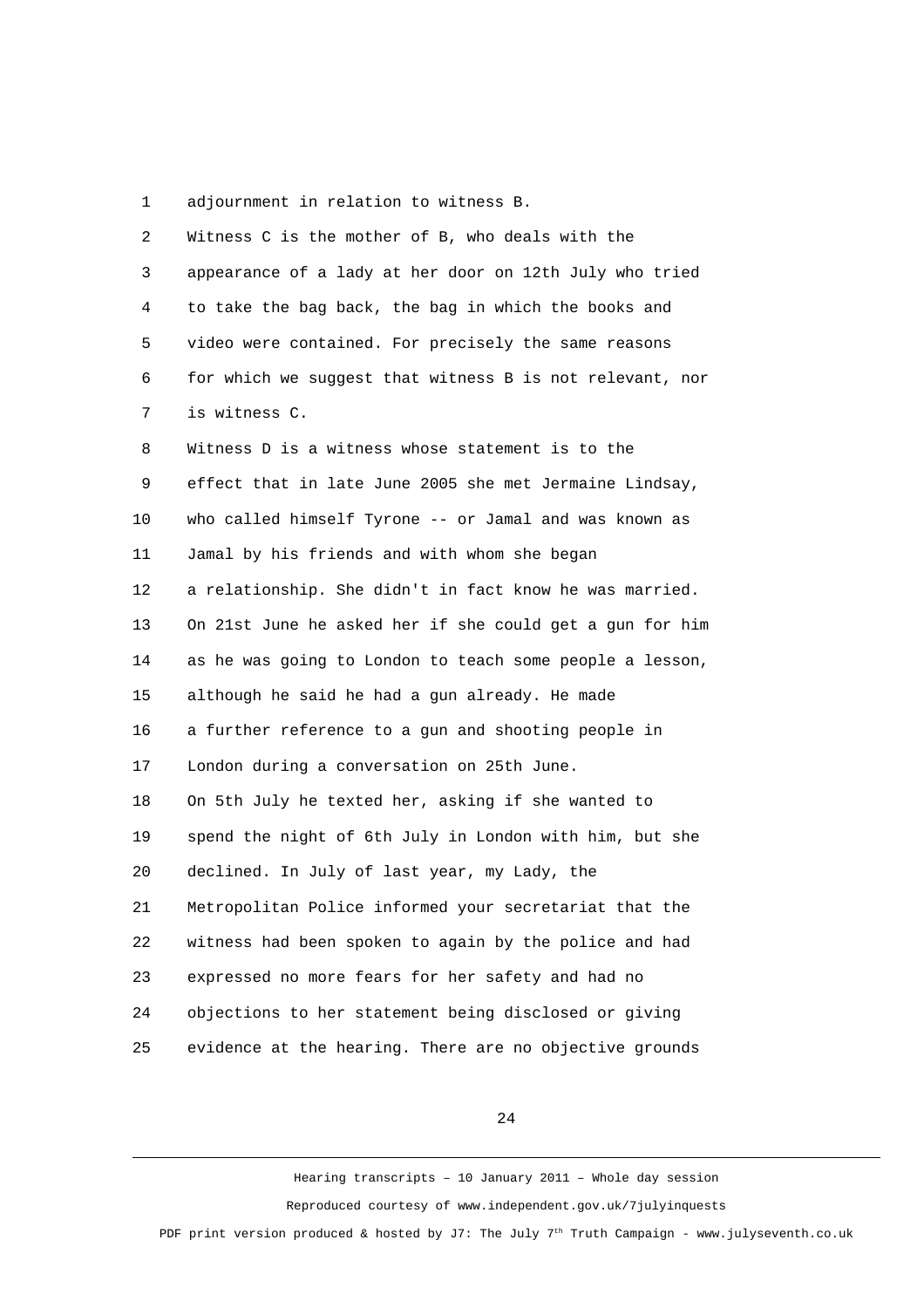adjournment in relation to witness B.

Witness C is the mother of B, who deals with the appearance of a lady at her door on 12th July who tried to take the bag back, the bag in which the books and video were contained. For precisely the same reasons for which we suggest that witness B is not relevant, nor is witness C.

Witness D is a witness whose statement is to the effect that in late June 2005 she met Jermaine Lindsay, who called himself Tyrone -- or Jamal and was known as Jamal by his friends and with whom she began a relationship. She didn't in fact know he was married. On 21st June he asked her if she could get a gun for him as he was going to London to teach some people a lesson, although he said he had a gun already. He made a further reference to a gun and shooting people in London during a conversation on 25th June.

On 5th July he texted her, asking if she wanted to spend the night of 6th July in London with him, but she declined. In July of last year, my Lady, the Metropolitan Police informed your secretariat that the witness had been spoken to again by the police and had expressed no more fears for her safety and had no objections to her statement being disclosed or giving evidence at the hearing. There are no objective grounds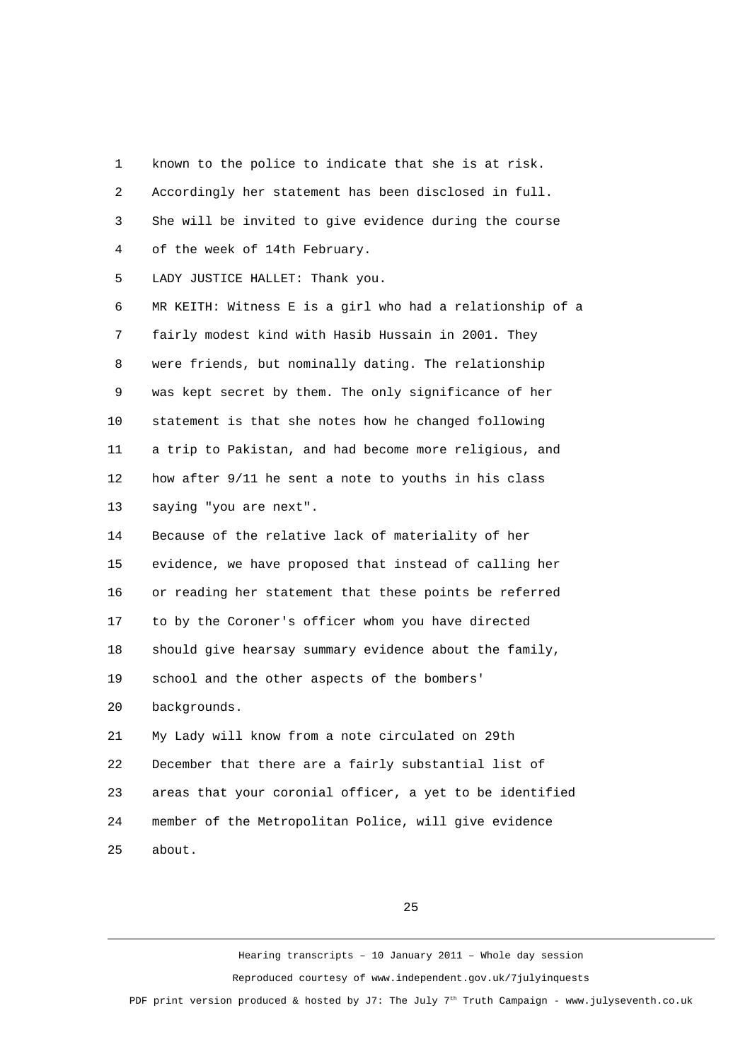known to the police to indicate that she is at risk. Accordingly her statement has been disclosed in full. She will be invited to give evidence during the course of the week of 14th February.

LADY JUSTICE HALLET: Thank you.

MR KEITH: Witness E is a girl who had a relationship of a fairly modest kind with Hasib Hussain in 2001. They were friends, but nominally dating. The relationship was kept secret by them. The only significance of her statement is that she notes how he changed following a trip to Pakistan, and had become more religious, and how after 9/11 he sent a note to youths in his class saying "you are next".

Because of the relative lack of materiality of her evidence, we have proposed that instead of calling her or reading her statement that these points be referred to by the Coroner's officer whom you have directed should give hearsay summary evidence about the family, school and the other aspects of the bombers' backgrounds.

My Lady will know from a note circulated on 29th December that there are a fairly substantial list of areas that your coronial officer, a yet to be identified member of the Metropolitan Police, will give evidence about.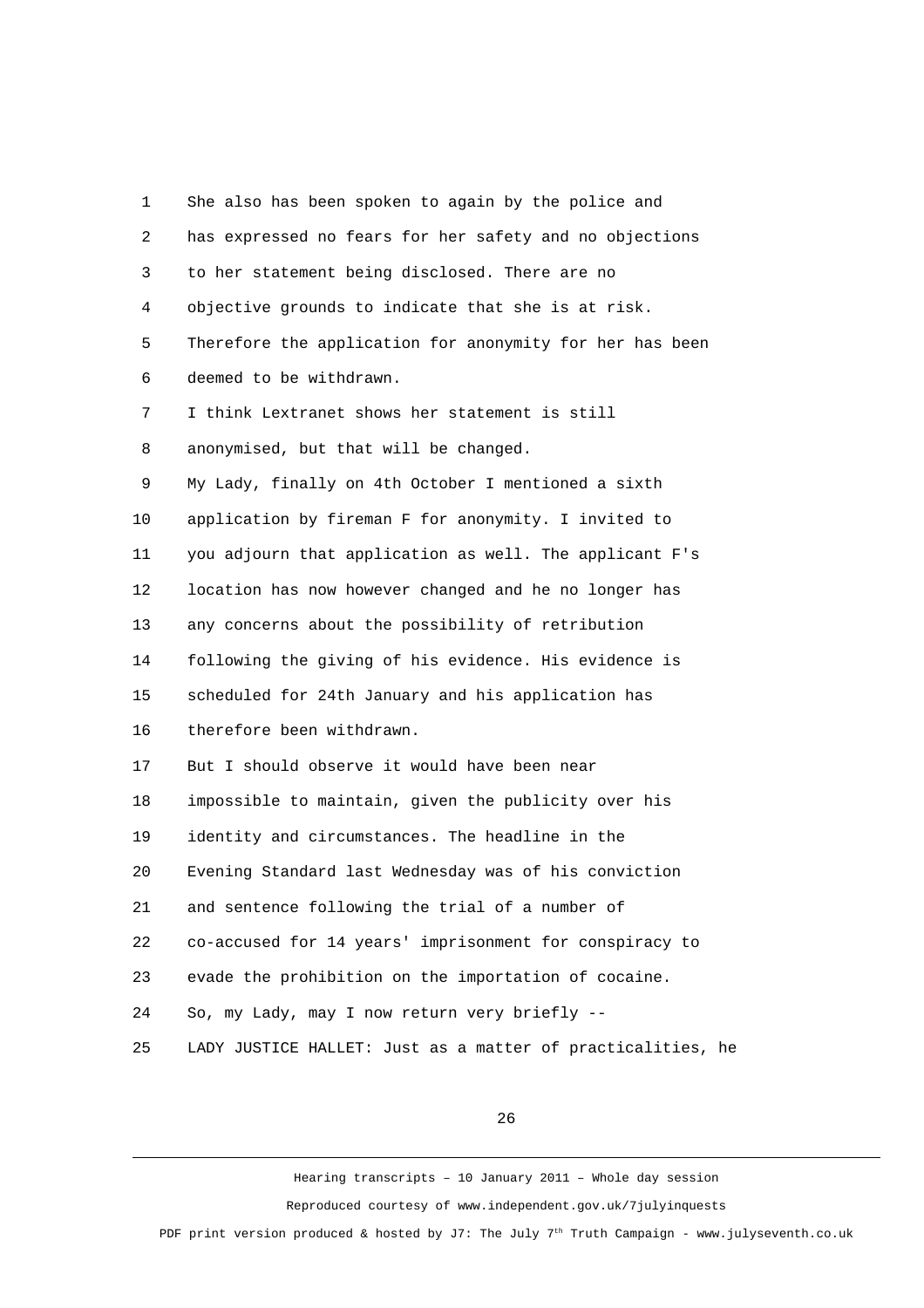She also has been spoken to again by the police and has expressed no fears for her safety and no objections to her statement being disclosed. There are no objective grounds to indicate that she is at risk. Therefore the application for anonymity for her has been deemed to be withdrawn.

I think Lextranet shows her statement is still anonymised, but that will be changed.

My Lady, finally on 4th October I mentioned a sixth application by fireman F for anonymity. I invited to you adjourn that application as well. The applicant F's location has now however changed and he no longer has any concerns about the possibility of retribution following the giving of his evidence. His evidence is scheduled for 24th January and his application has therefore been withdrawn.

But I should observe it would have been near impossible to maintain, given the publicity over his identity and circumstances. The headline in the Evening Standard last Wednesday was of his conviction and sentence following the trial of a number of co-accused for 14 years' imprisonment for conspiracy to evade the prohibition on the importation of cocaine.

So, my Lady, may I now return very briefly --

LADY JUSTICE HALLET: Just as a matter of practicalities, he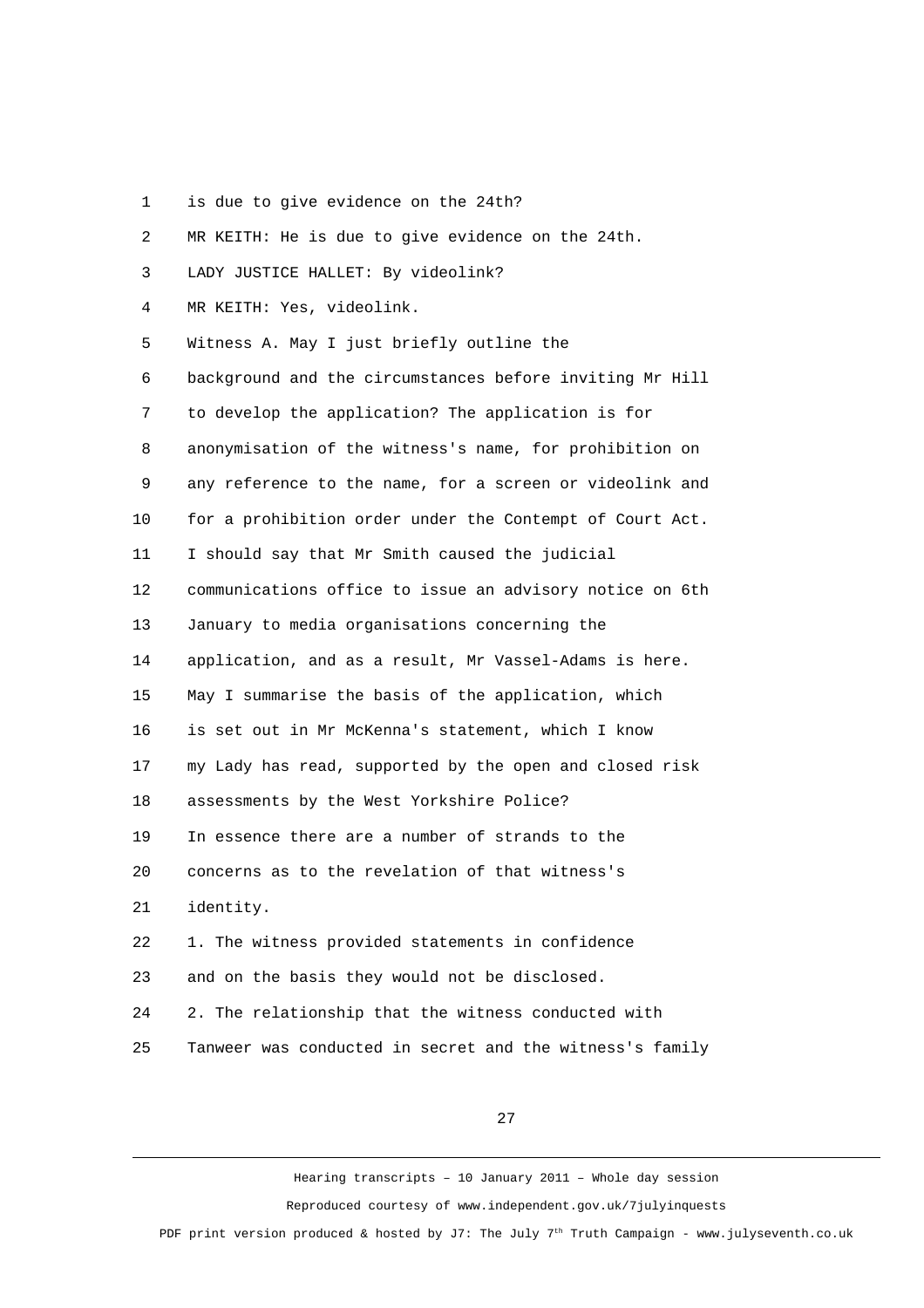is due to give evidence on the 24th?

MR KEITH: He is due to give evidence on the 24th.

LADY JUSTICE HALLET: By videolink?

MR KEITH: Yes, videolink.

Witness A. May I just briefly outline the background and the circumstances before inviting Mr Hill to develop the application? The application is for anonymisation of the witness's name, for prohibition on any reference to the name, for a screen or videolink and for a prohibition order under the Contempt of Court Act. I should say that Mr Smith caused the judicial communications office to issue an advisory notice on 6th January to media organisations concerning the application, and as a result, Mr Vassel-Adams is here.

May I summarise the basis of the application, which is set out in Mr McKenna's statement, which I know my Lady has read, supported by the open and closed risk assessments by the West Yorkshire Police?

In essence there are a number of strands to the concerns as to the revelation of that witness's identity.

1. The witness provided statements in confidence and on the basis they would not be disclosed.

2. The relationship that the witness conducted with Tanweer was conducted in secret and the witness's family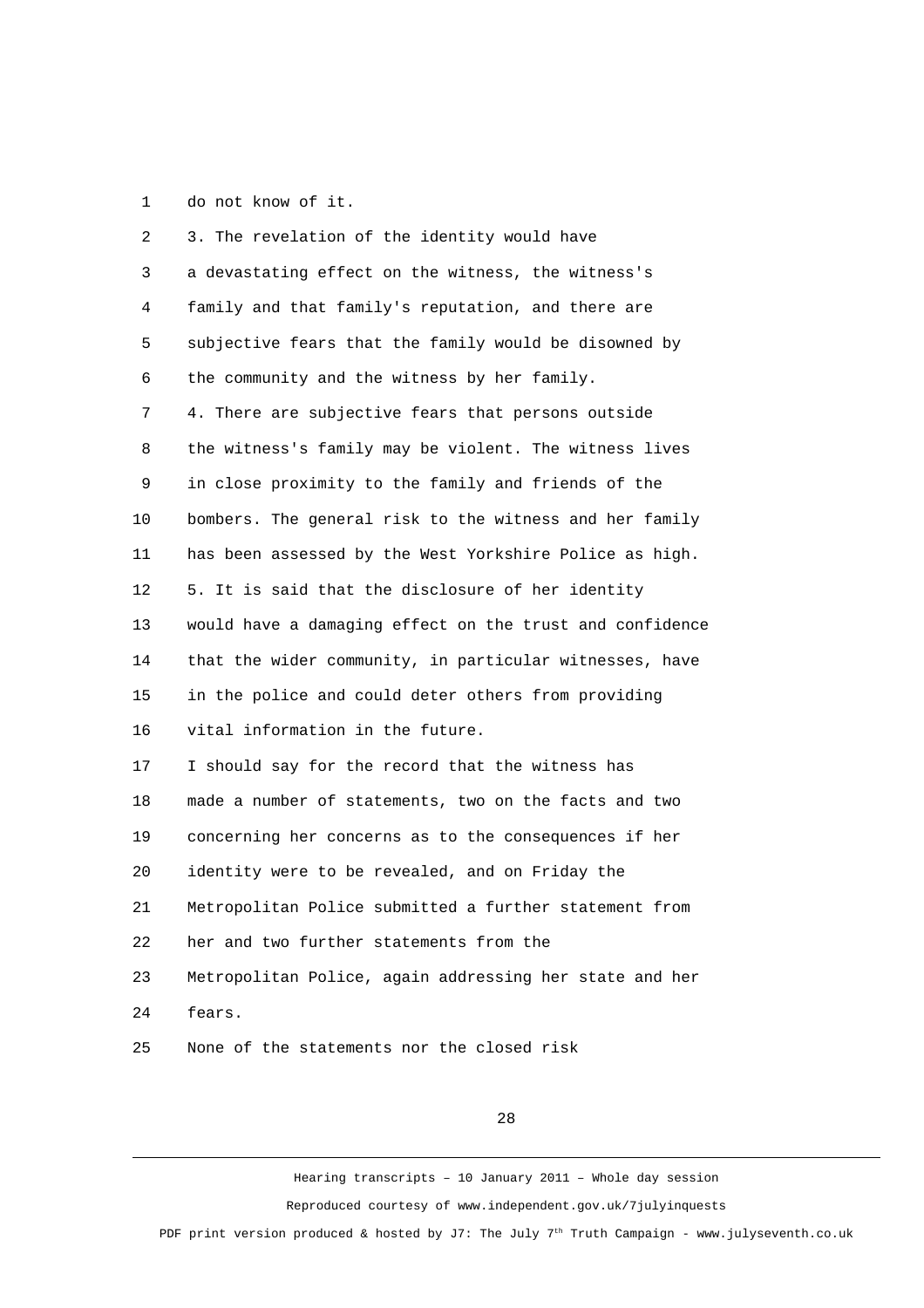do not know of it.

3. The revelation of the identity would have a devastating effect on the witness, the witness's family and that family's reputation, and there are subjective fears that the family would be disowned by the community and the witness by her family.

4. There are subjective fears that persons outside the witness's family may be violent. The witness lives in close proximity to the family and friends of the bombers. The general risk to the witness and her family has been assessed by the West Yorkshire Police as high.

5. It is said that the disclosure of her identity would have a damaging effect on the trust and confidence that the wider community, in particular witnesses, have in the police and could deter others from providing vital information in the future.

I should say for the record that the witness has made a number of statements, two on the facts and two concerning her concerns as to the consequences if her identity were to be revealed, and on Friday the Metropolitan Police submitted a further statement from her and two further statements from the Metropolitan Police, again addressing her state and her fears.

None of the statements nor the closed risk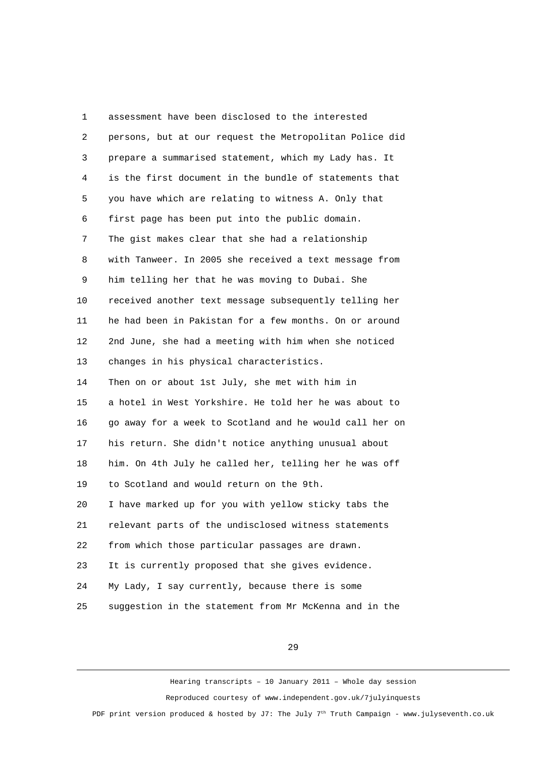assessment have been disclosed to the interested persons, but at our request the Metropolitan Police did prepare a summarised statement, which my Lady has. It is the first document in the bundle of statements that you have which are relating to witness A. Only that first page has been put into the public domain.

The gist makes clear that she had a relationship with Tanweer. In 2005 she received a text message from him telling her that he was moving to Dubai. She received another text message subsequently telling her he had been in Pakistan for a few months. On or around 2nd June, she had a meeting with him when she noticed changes in his physical characteristics.

Then on or about 1st July, she met with him in a hotel in West Yorkshire. He told her he was about to go away for a week to Scotland and he would call her on his return. She didn't notice anything unusual about him. On 4th July he called her, telling her he was off to Scotland and would return on the 9th.

I have marked up for you with yellow sticky tabs the relevant parts of the undisclosed witness statements from which those particular passages are drawn.

It is currently proposed that she gives evidence.

My Lady, I say currently, because there is some suggestion in the statement from Mr McKenna and in the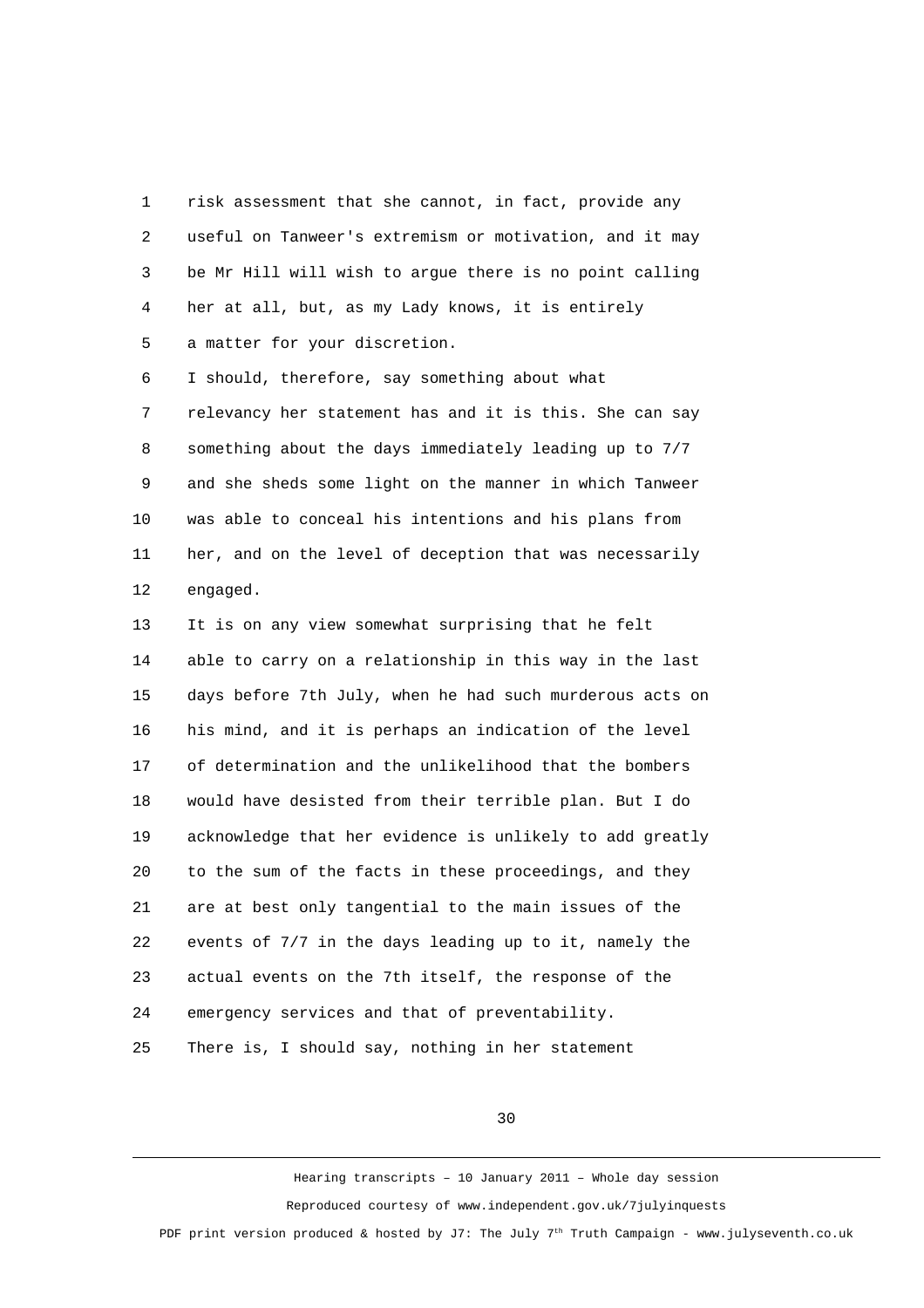risk assessment that she cannot, in fact, provide any useful on Tanweer's extremism or motivation, and it may be Mr Hill will wish to argue there is no point calling her at all, but, as my Lady knows, it is entirely a matter for your discretion.

I should, therefore, say something about what relevancy her statement has and it is this. She can say something about the days immediately leading up to 7/7 and she sheds some light on the manner in which Tanweer was able to conceal his intentions and his plans from her, and on the level of deception that was necessarily engaged.

It is on any view somewhat surprising that he felt able to carry on a relationship in this way in the last days before 7th July, when he had such murderous acts on his mind, and it is perhaps an indication of the level of determination and the unlikelihood that the bombers would have desisted from their terrible plan. But I do acknowledge that her evidence is unlikely to add greatly to the sum of the facts in these proceedings, and they are at best only tangential to the main issues of the events of 7/7 in the days leading up to it, namely the actual events on the 7th itself, the response of the emergency services and that of preventability.

There is, I should say, nothing in her statement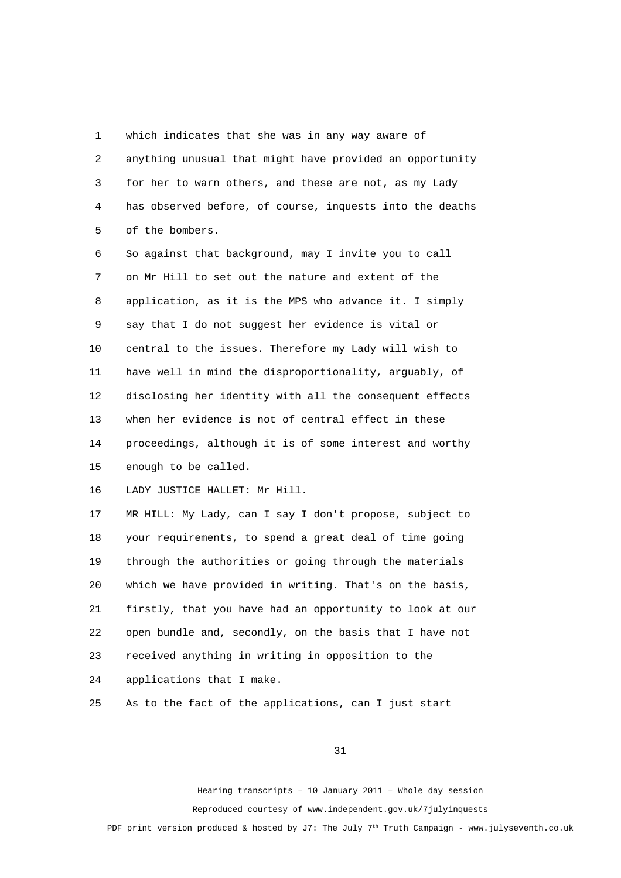which indicates that she was in any way aware of anything unusual that might have provided an opportunity for her to warn others, and these are not, as my Lady has observed before, of course, inquests into the deaths of the bombers.

So against that background, may I invite you to call on Mr Hill to set out the nature and extent of the application, as it is the MPS who advance it. I simply say that I do not suggest her evidence is vital or central to the issues. Therefore my Lady will wish to have well in mind the disproportionality, arguably, of disclosing her identity with all the consequent effects when her evidence is not of central effect in these proceedings, although it is of some interest and worthy enough to be called.

LADY JUSTICE HALLET: Mr Hill.

MR HILL: My Lady, can I say I don't propose, subject to your requirements, to spend a great deal of time going through the authorities or going through the materials which we have provided in writing. That's on the basis, firstly, that you have had an opportunity to look at our open bundle and, secondly, on the basis that I have not received anything in writing in opposition to the applications that I make.

As to the fact of the applications, can I just start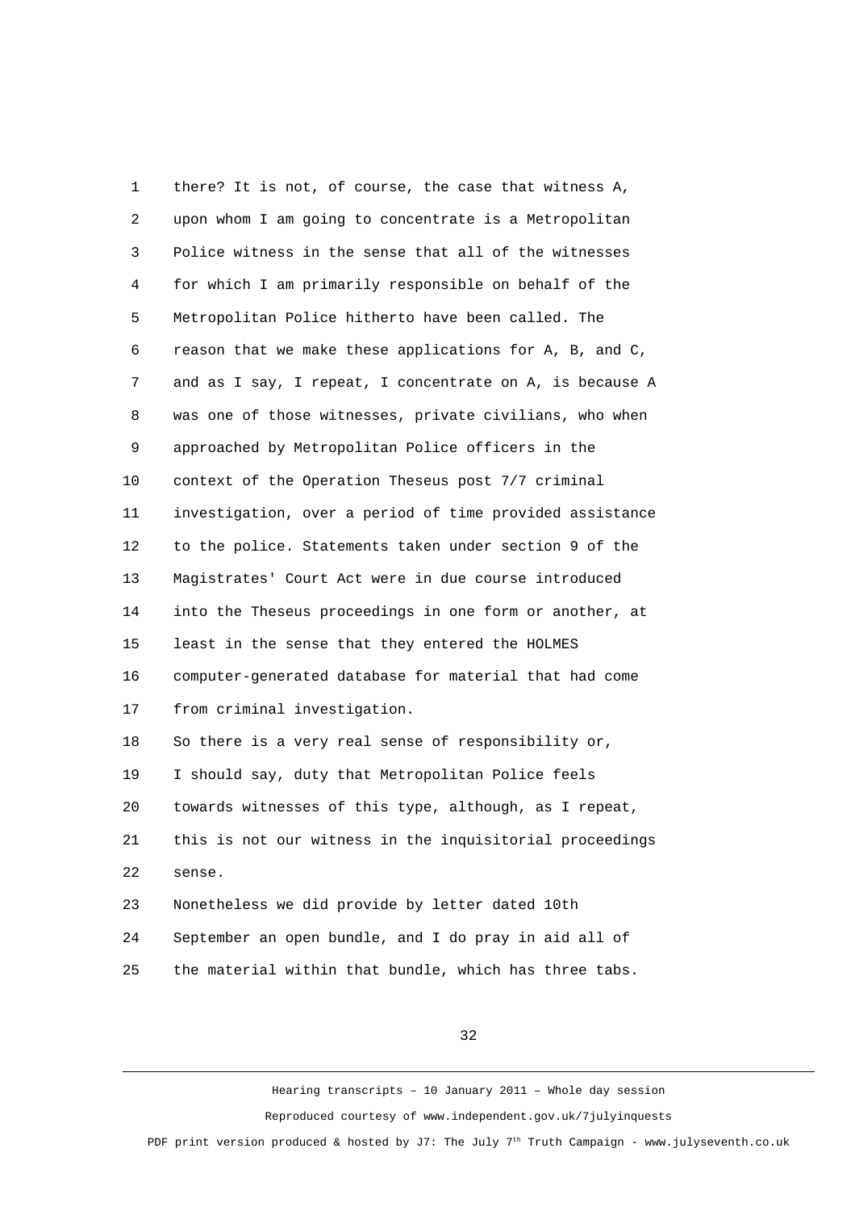there? It is not, of course, the case that witness A, upon whom I am going to concentrate is a Metropolitan Police witness in the sense that all of the witnesses for which I am primarily responsible on behalf of the Metropolitan Police hitherto have been called. The reason that we make these applications for A, B, and C, and as I say, I repeat, I concentrate on A, is because A was one of those witnesses, private civilians, who when approached by Metropolitan Police officers in the context of the Operation Theseus post 7/7 criminal investigation, over a period of time provided assistance to the police. Statements taken under section 9 of the Magistrates' Court Act were in due course introduced into the Theseus proceedings in one form or another, at least in the sense that they entered the HOLMES computer-generated database for material that had come from criminal investigation.

So there is a very real sense of responsibility or, I should say, duty that Metropolitan Police feels towards witnesses of this type, although, as I repeat, this is not our witness in the inquisitorial proceedings sense.

Nonetheless we did provide by letter dated 10th September an open bundle, and I do pray in aid all of the material within that bundle, which has three tabs.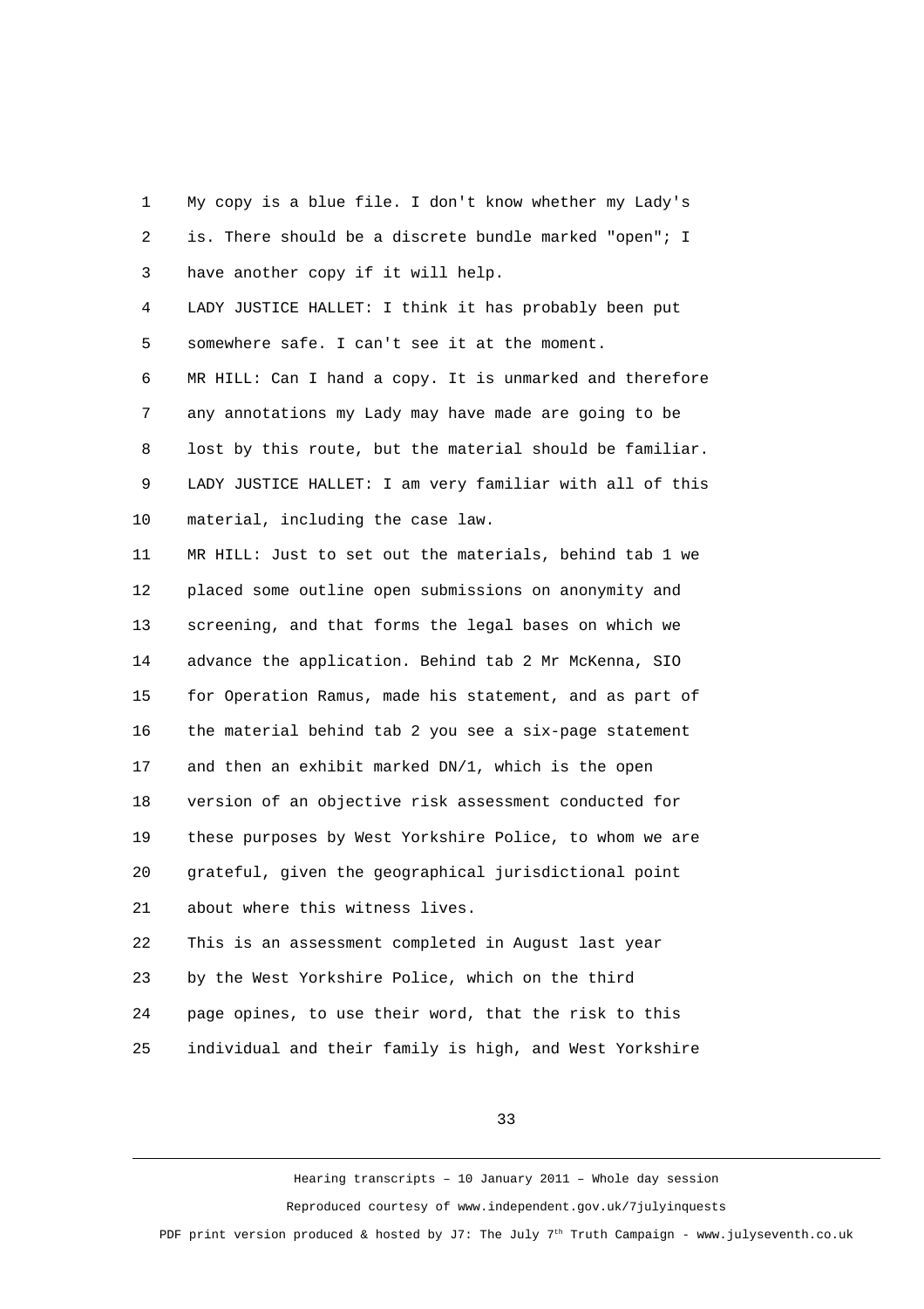My copy is a blue file. I don't know whether my Lady's is. There should be a discrete bundle marked "open"; I have another copy if it will help.

LADY JUSTICE HALLET: I think it has probably been put somewhere safe. I can't see it at the moment.

MR HILL: Can I hand a copy. It is unmarked and therefore any annotations my Lady may have made are going to be lost by this route, but the material should be familiar.

LADY JUSTICE HALLET: I am very familiar with all of this material, including the case law.

MR HILL: Just to set out the materials, behind tab 1 we placed some outline open submissions on anonymity and screening, and that forms the legal bases on which we advance the application. Behind tab 2 Mr McKenna, SIO for Operation Ramus, made his statement, and as part of the material behind tab 2 you see a six-page statement and then an exhibit marked DN/1, which is the open version of an objective risk assessment conducted for these purposes by West Yorkshire Police, to whom we are grateful, given the geographical jurisdictional point about where this witness lives.

This is an assessment completed in August last year by the West Yorkshire Police, which on the third page opines, to use their word, that the risk to this individual and their family is high, and West Yorkshire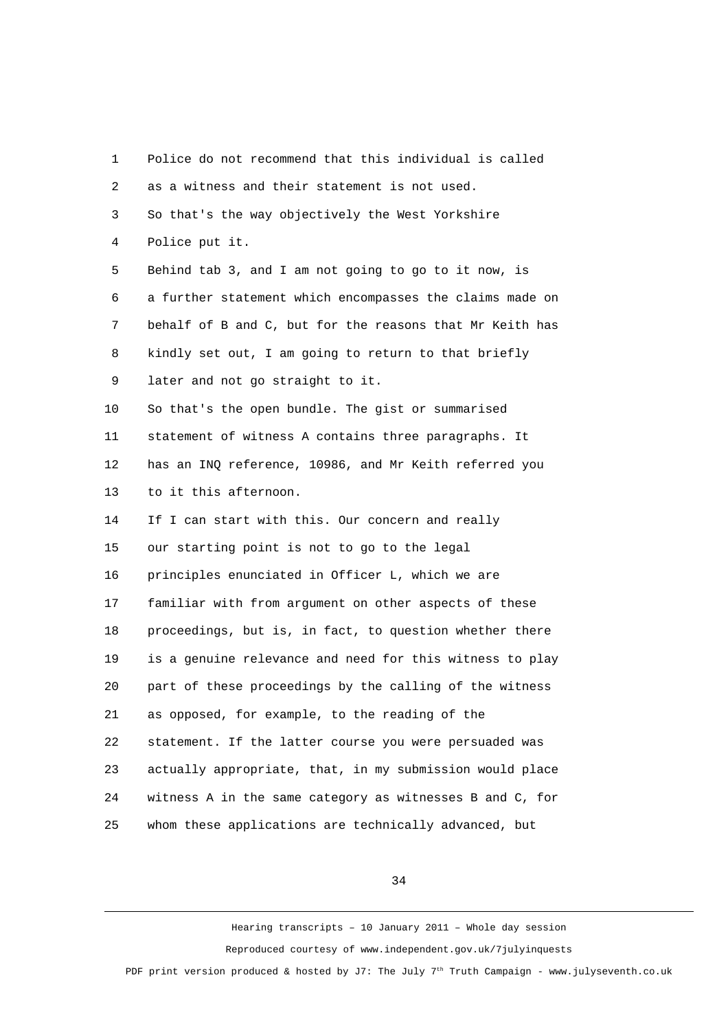1 Police do not recommend that this individual is called
2 as a witness and their statement is not used.
3 So that's the way objectively the West Yorkshire
4 Police put it.
5 Behind tab 3, and I am not going to go to it now, is
6 a further statement which encompasses the claims made on
7 behalf of B and C, but for the reasons that Mr Keith has
8 kindly set out, I am going to return to that briefly
9 later and not go straight to it.
10 So that's the open bundle. The gist or summarised
11 statement of witness A contains three paragraphs. It
12 has an INQ reference, 10986, and Mr Keith referred you
13 to it this afternoon.
14 If I can start with this. Our concern and really
15 our starting point is not to go to the legal
16 principles enunciated in Officer L, which we are
17 familiar with from argument on other aspects of these
18 proceedings, but is, in fact, to question whether there
19 is a genuine relevance and need for this witness to play
20 part of these proceedings by the calling of the witness
21 as opposed, for example, to the reading of the
22 statement. If the latter course you were persuaded was
23 actually appropriate, that, in my submission would place
24 witness A in the same category as witnesses B and C, for
25 whom these applications are technically advanced, but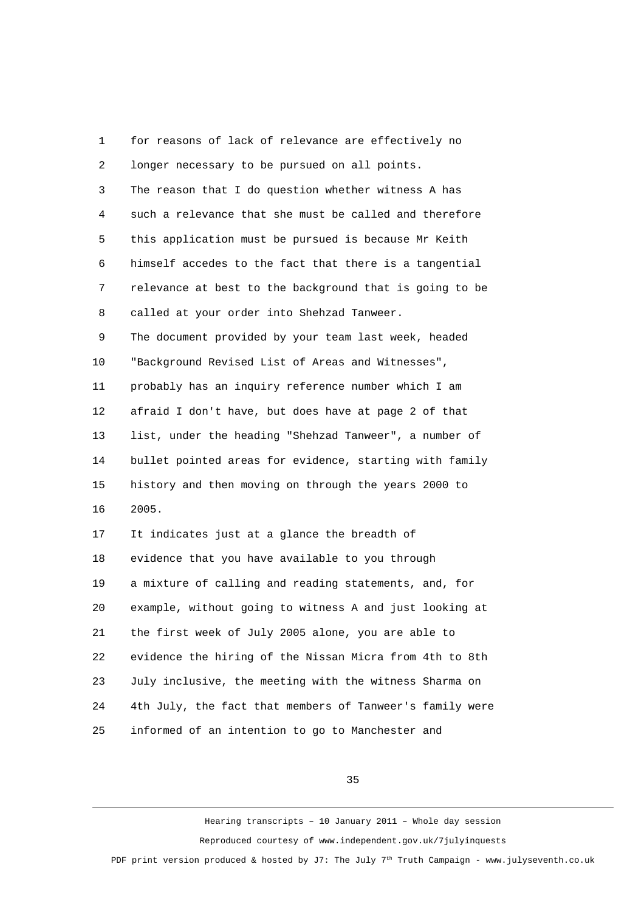1 for reasons of lack of relevance are effectively no
2 longer necessary to be pursued on all points.
3 The reason that I do question whether witness A has
4 such a relevance that she must be called and therefore
5 this application must be pursued is because Mr Keith
6 himself accedes to the fact that there is a tangential
7 relevance at best to the background that is going to be
8 called at your order into Shehzad Tanweer.
9 The document provided by your team last week, headed
10 "Background Revised List of Areas and Witnesses",
11 probably has an inquiry reference number which I am
12 afraid I don't have, but does have at page 2 of that
13 list, under the heading "Shehzad Tanweer", a number of
14 bullet pointed areas for evidence, starting with family
15 history and then moving on through the years 2000 to
16 2005.
17 It indicates just at a glance the breadth of
18 evidence that you have available to you through
19 a mixture of calling and reading statements, and, for
20 example, without going to witness A and just looking at
21 the first week of July 2005 alone, you are able to
22 evidence the hiring of the Nissan Micra from 4th to 8th
23 July inclusive, the meeting with the witness Sharma on
24 4th July, the fact that members of Tanweer's family were
25 informed of an intention to go to Manchester and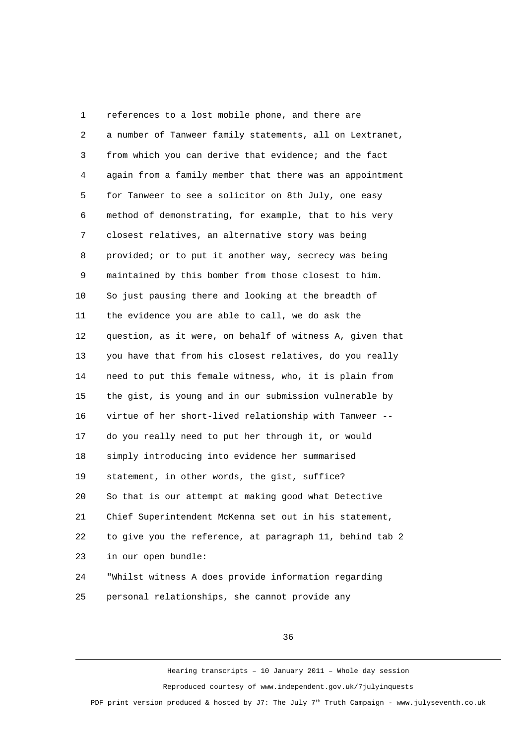1 references to a lost mobile phone, and there are
2 a number of Tanweer family statements, all on Lextranet,
3 from which you can derive that evidence; and the fact
4 again from a family member that there was an appointment
5 for Tanweer to see a solicitor on 8th July, one easy
6 method of demonstrating, for example, that to his very
7 closest relatives, an alternative story was being
8 provided; or to put it another way, secrecy was being
9 maintained by this bomber from those closest to him.
10 So just pausing there and looking at the breadth of
11 the evidence you are able to call, we do ask the
12 question, as it were, on behalf of witness A, given that
13 you have that from his closest relatives, do you really
14 need to put this female witness, who, it is plain from
15 the gist, is young and in our submission vulnerable by
16 virtue of her short-lived relationship with Tanweer --
17 do you really need to put her through it, or would
18 simply introducing into evidence her summarised
19 statement, in other words, the gist, suffice?
20 So that is our attempt at making good what Detective
21 Chief Superintendent McKenna set out in his statement,
22 to give you the reference, at paragraph 11, behind tab 2
23 in our open bundle:
24 "Whilst witness A does provide information regarding
25 personal relationships, she cannot provide any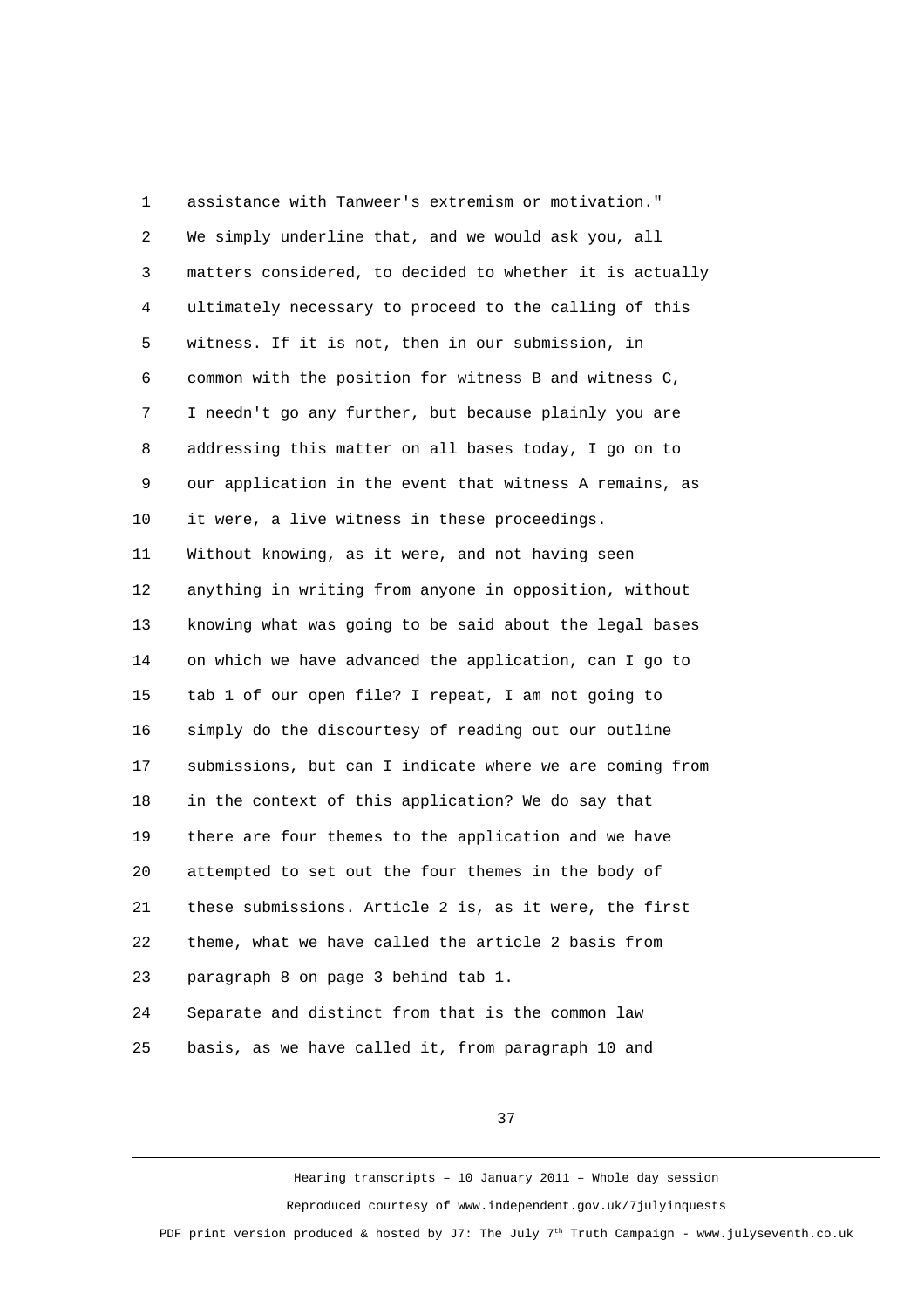1 assistance with Tanweer's extremism or motivation."
2 We simply underline that, and we would ask you, all
3 matters considered, to decided to whether it is actually
4 ultimately necessary to proceed to the calling of this
5 witness. If it is not, then in our submission, in
6 common with the position for witness B and witness C,
7 I needn't go any further, but because plainly you are
8 addressing this matter on all bases today, I go on to
9 our application in the event that witness A remains, as
10 it were, a live witness in these proceedings.
11 Without knowing, as it were, and not having seen
12 anything in writing from anyone in opposition, without
13 knowing what was going to be said about the legal bases
14 on which we have advanced the application, can I go to
15 tab 1 of our open file? I repeat, I am not going to
16 simply do the discourtesy of reading out our outline
17 submissions, but can I indicate where we are coming from
18 in the context of this application? We do say that
19 there are four themes to the application and we have
20 attempted to set out the four themes in the body of
21 these submissions. Article 2 is, as it were, the first
22 theme, what we have called the article 2 basis from
23 paragraph 8 on page 3 behind tab 1.
24 Separate and distinct from that is the common law
25 basis, as we have called it, from paragraph 10 and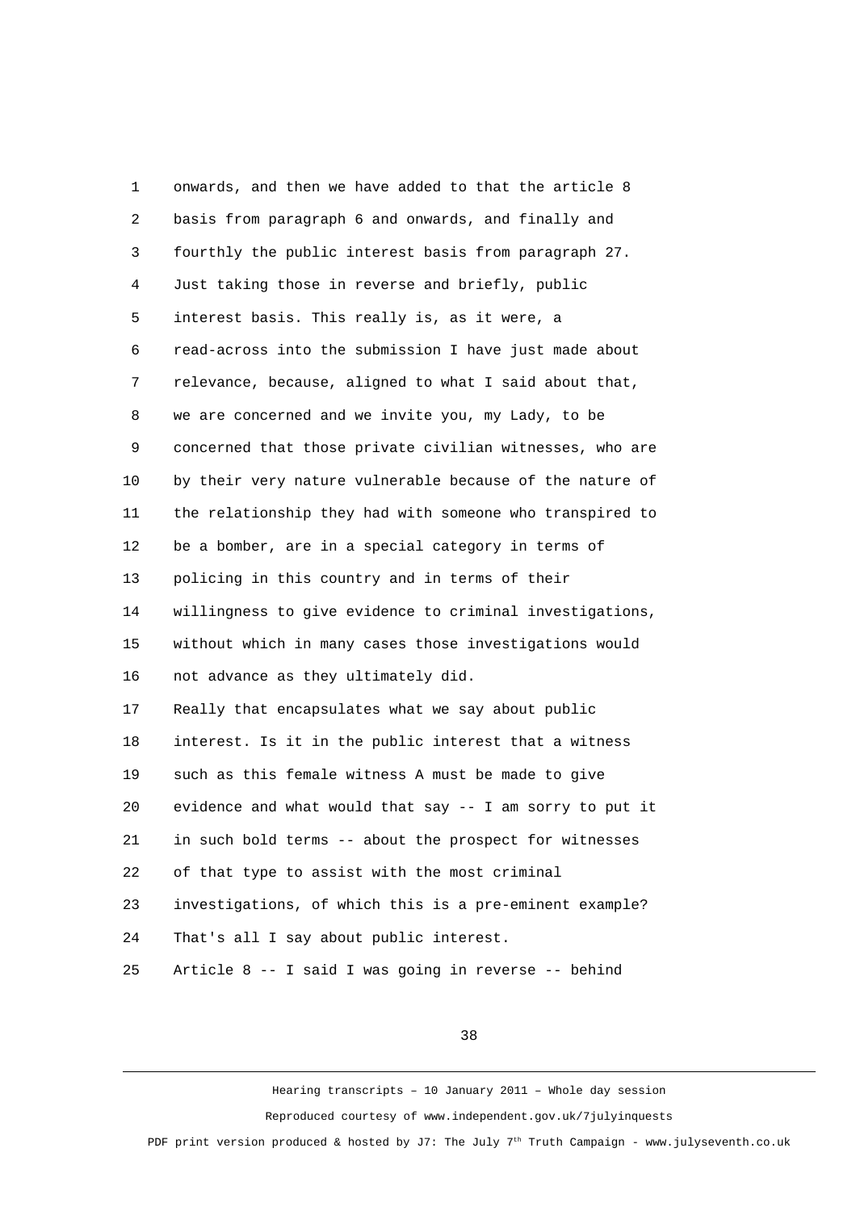1 onwards, and then we have added to that the article 8
2 basis from paragraph 6 and onwards, and finally and
3 fourthly the public interest basis from paragraph 27.
4 Just taking those in reverse and briefly, public
5 interest basis. This really is, as it were, a
6 read-across into the submission I have just made about
7 relevance, because, aligned to what I said about that,
8 we are concerned and we invite you, my Lady, to be
9 concerned that those private civilian witnesses, who are
10 by their very nature vulnerable because of the nature of
11 the relationship they had with someone who transpired to
12 be a bomber, are in a special category in terms of
13 policing in this country and in terms of their
14 willingness to give evidence to criminal investigations,
15 without which in many cases those investigations would
16 not advance as they ultimately did.
17 Really that encapsulates what we say about public
18 interest. Is it in the public interest that a witness
19 such as this female witness A must be made to give
20 evidence and what would that say -- I am sorry to put it
21 in such bold terms -- about the prospect for witnesses
22 of that type to assist with the most criminal
23 investigations, of which this is a pre-eminent example?
24 That's all I say about public interest.
25 Article 8 -- I said I was going in reverse -- behind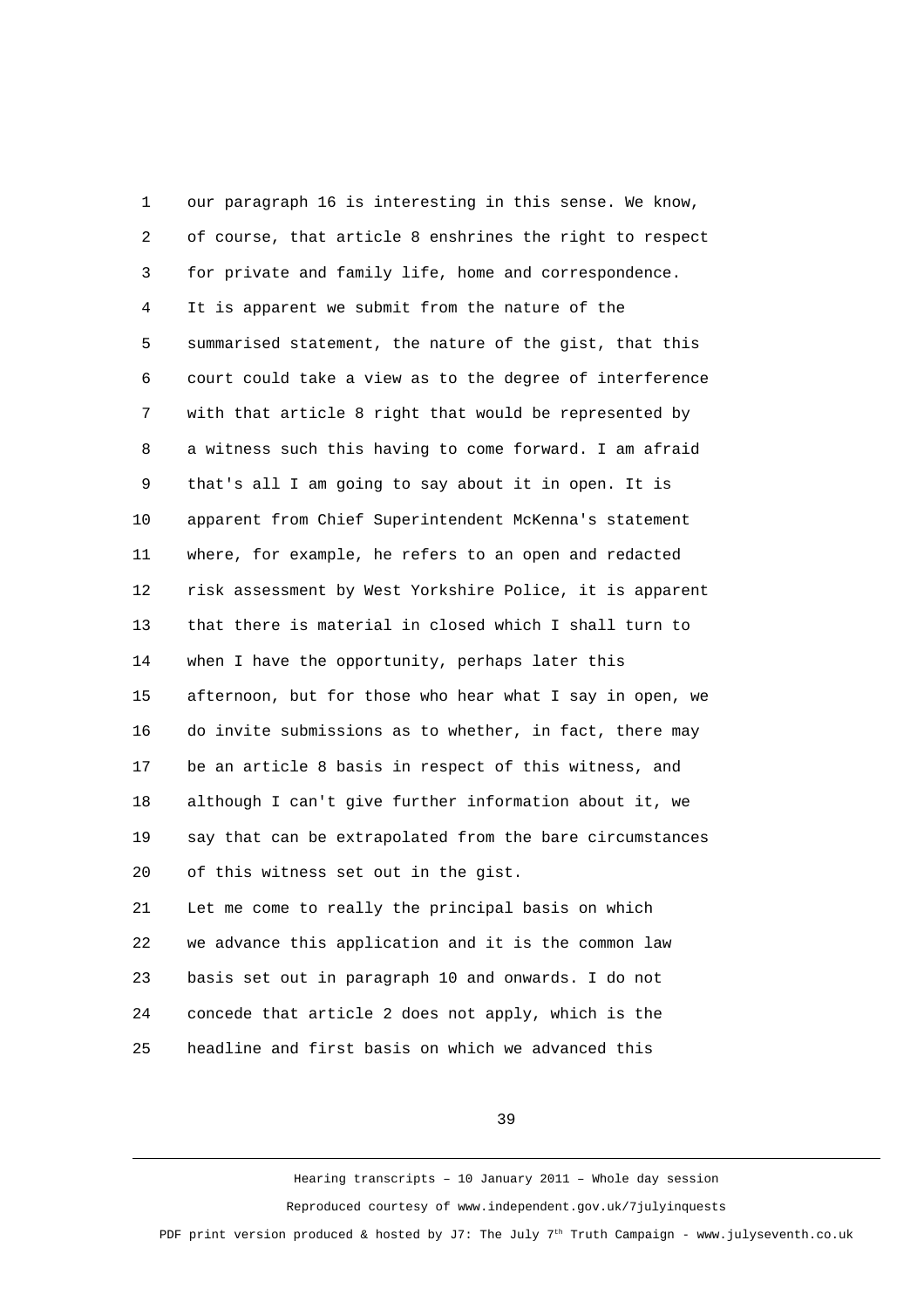1 our paragraph 16 is interesting in this sense. We know,
2 of course, that article 8 enshrines the right to respect
3 for private and family life, home and correspondence.
4 It is apparent we submit from the nature of the
5 summarised statement, the nature of the gist, that this
6 court could take a view as to the degree of interference
7 with that article 8 right that would be represented by
8 a witness such this having to come forward. I am afraid
9 that's all I am going to say about it in open. It is
10 apparent from Chief Superintendent McKenna's statement
11 where, for example, he refers to an open and redacted
12 risk assessment by West Yorkshire Police, it is apparent
13 that there is material in closed which I shall turn to
14 when I have the opportunity, perhaps later this
15 afternoon, but for those who hear what I say in open, we
16 do invite submissions as to whether, in fact, there may
17 be an article 8 basis in respect of this witness, and
18 although I can't give further information about it, we
19 say that can be extrapolated from the bare circumstances
20 of this witness set out in the gist.
21 Let me come to really the principal basis on which
22 we advance this application and it is the common law
23 basis set out in paragraph 10 and onwards. I do not
24 concede that article 2 does not apply, which is the
25 headline and first basis on which we advanced this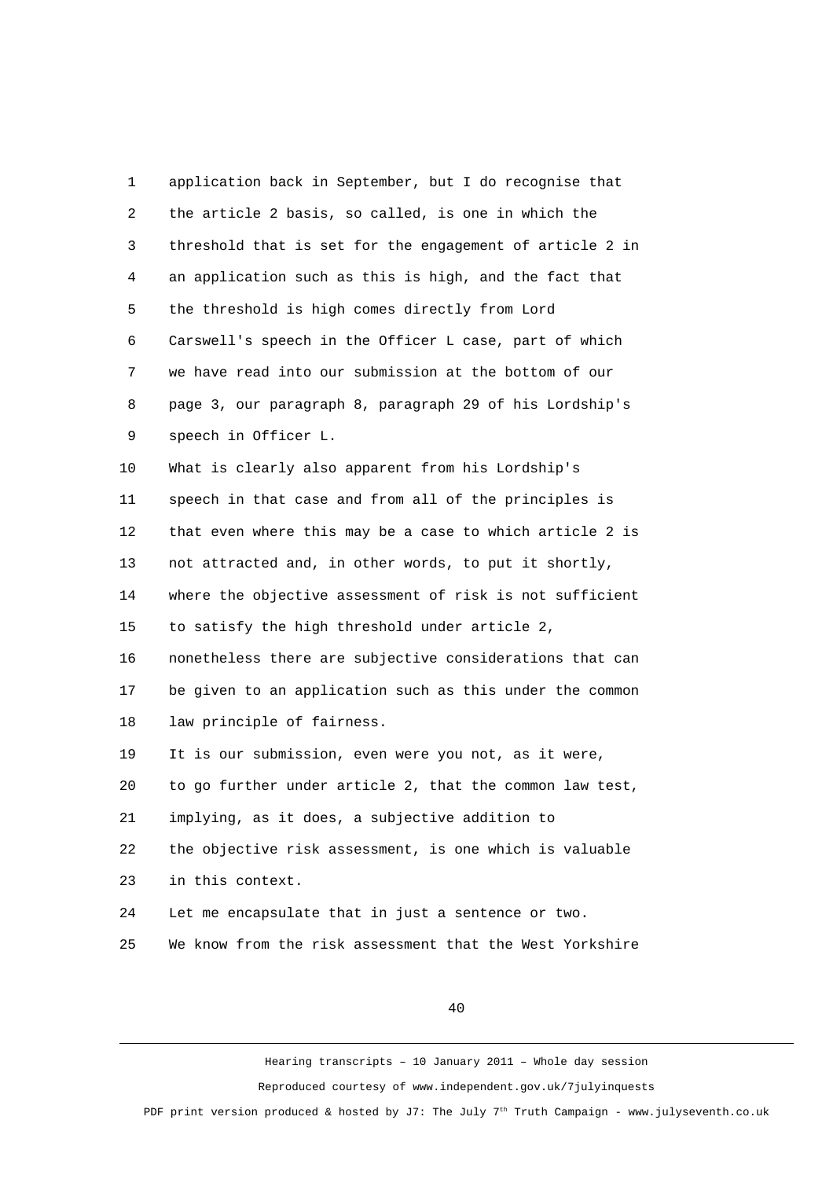1 application back in September, but I do recognise that
2 the article 2 basis, so called, is one in which the
3 threshold that is set for the engagement of article 2 in
4 an application such as this is high, and the fact that
5 the threshold is high comes directly from Lord
6 Carswell's speech in the Officer L case, part of which
7 we have read into our submission at the bottom of our
8 page 3, our paragraph 8, paragraph 29 of his Lordship's
9 speech in Officer L.
10 What is clearly also apparent from his Lordship's
11 speech in that case and from all of the principles is
12 that even where this may be a case to which article 2 is
13 not attracted and, in other words, to put it shortly,
14 where the objective assessment of risk is not sufficient
15 to satisfy the high threshold under article 2,
16 nonetheless there are subjective considerations that can
17 be given to an application such as this under the common
18 law principle of fairness.
19 It is our submission, even were you not, as it were,
20 to go further under article 2, that the common law test,
21 implying, as it does, a subjective addition to
22 the objective risk assessment, is one which is valuable
23 in this context.
24 Let me encapsulate that in just a sentence or two.
25 We know from the risk assessment that the West Yorkshire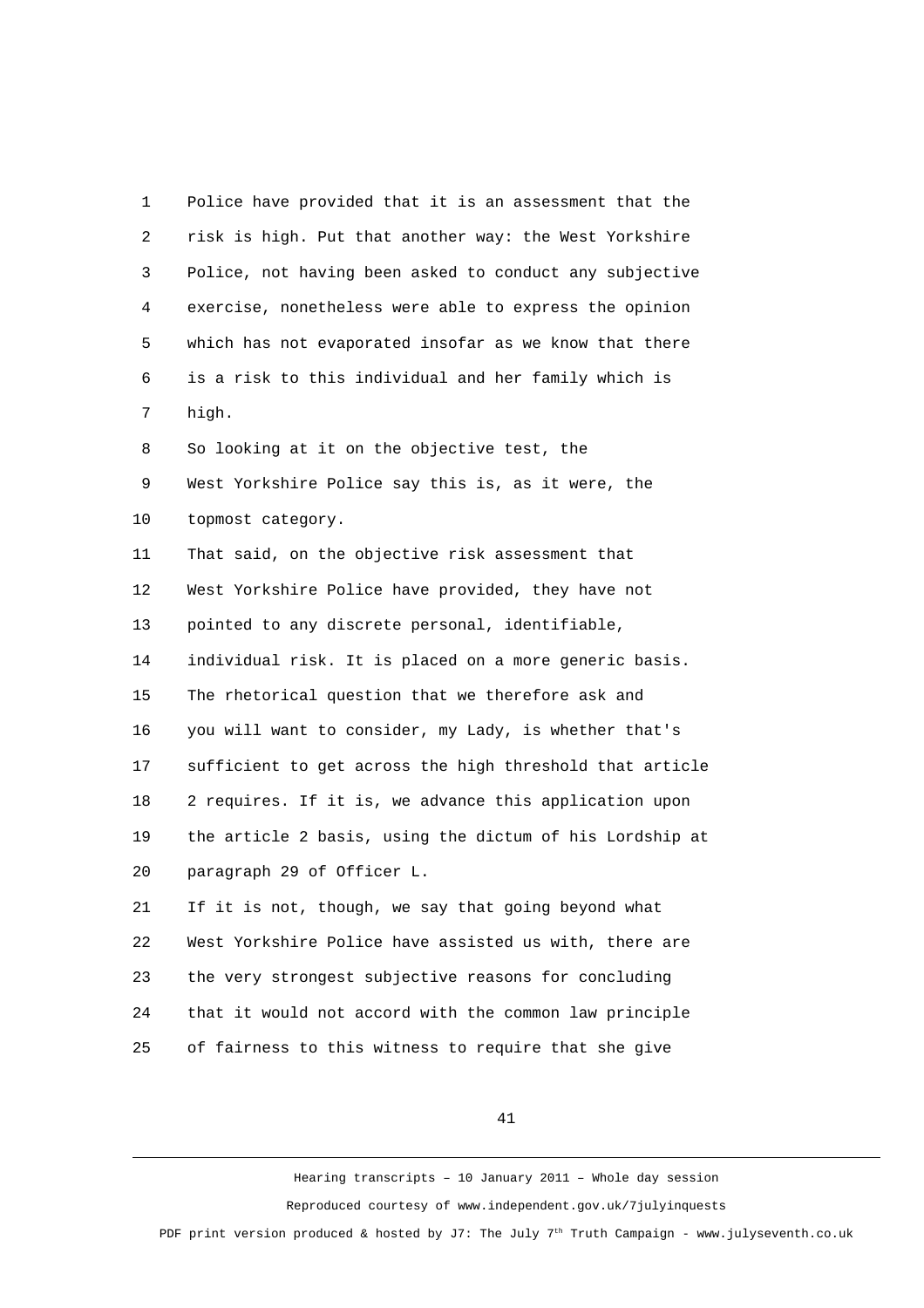Police have provided that it is an assessment that the risk is high. Put that another way: the West Yorkshire Police, not having been asked to conduct any subjective exercise, nonetheless were able to express the opinion which has not evaporated insofar as we know that there is a risk to this individual and her family which is high.

So looking at it on the objective test, the West Yorkshire Police say this is, as it were, the topmost category.

That said, on the objective risk assessment that West Yorkshire Police have provided, they have not pointed to any discrete personal, identifiable, individual risk. It is placed on a more generic basis.

The rhetorical question that we therefore ask and you will want to consider, my Lady, is whether that's sufficient to get across the high threshold that article 2 requires. If it is, we advance this application upon the article 2 basis, using the dictum of his Lordship at paragraph 29 of Officer L.

If it is not, though, we say that going beyond what West Yorkshire Police have assisted us with, there are the very strongest subjective reasons for concluding that it would not accord with the common law principle of fairness to this witness to require that she give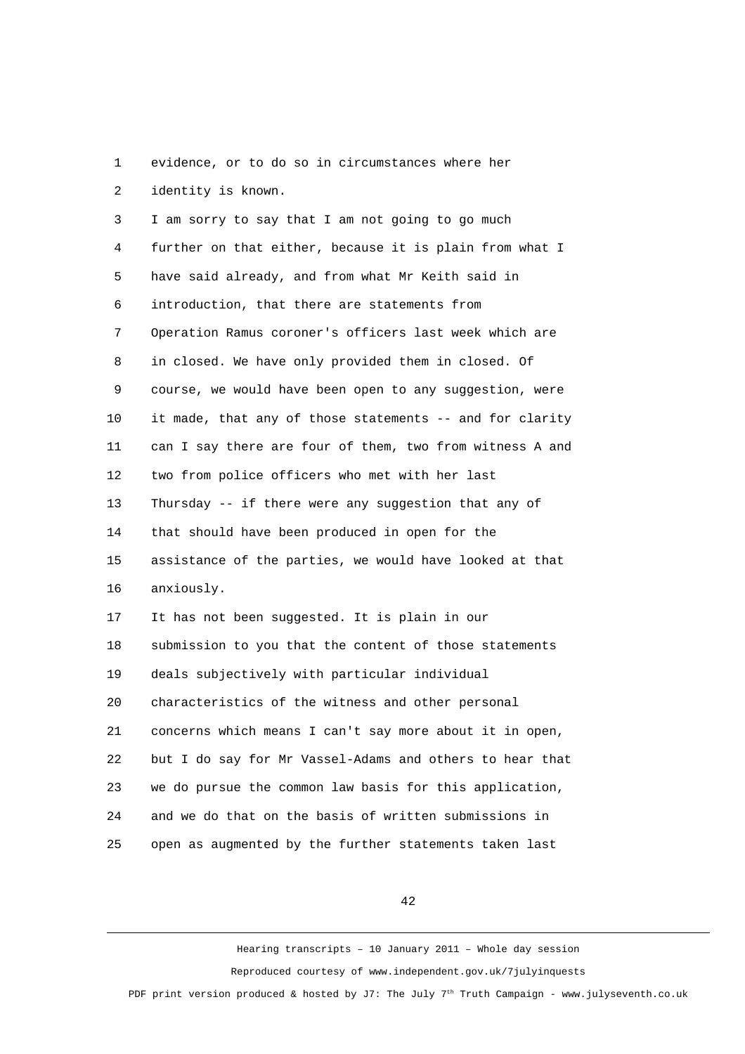evidence, or to do so in circumstances where her identity is known.

I am sorry to say that I am not going to go much further on that either, because it is plain from what I have said already, and from what Mr Keith said in introduction, that there are statements from Operation Ramus coroner's officers last week which are in closed. We have only provided them in closed. Of course, we would have been open to any suggestion, were it made, that any of those statements -- and for clarity can I say there are four of them, two from witness A and two from police officers who met with her last Thursday -- if there were any suggestion that any of that should have been produced in open for the assistance of the parties, we would have looked at that anxiously.

It has not been suggested. It is plain in our submission to you that the content of those statements deals subjectively with particular individual characteristics of the witness and other personal concerns which means I can't say more about it in open, but I do say for Mr Vassel-Adams and others to hear that we do pursue the common law basis for this application, and we do that on the basis of written submissions in open as augmented by the further statements taken last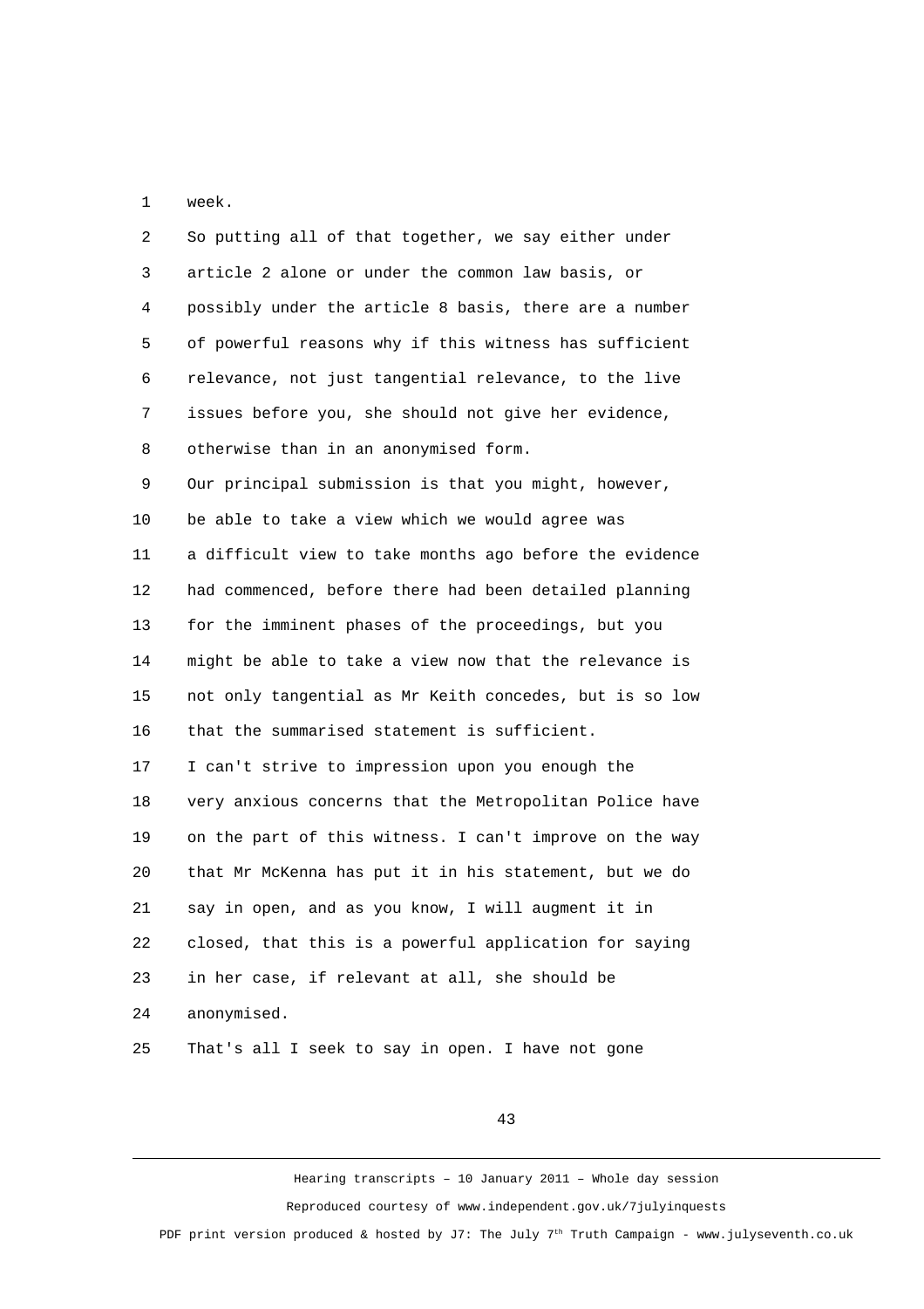1 week.

2 So putting all of that together, we say either under
3 article 2 alone or under the common law basis, or
4 possibly under the article 8 basis, there are a number
5 of powerful reasons why if this witness has sufficient
6 relevance, not just tangential relevance, to the live
7 issues before you, she should not give her evidence,
8 otherwise than in an anonymised form.

9 Our principal submission is that you might, however,
10 be able to take a view which we would agree was
11 a difficult view to take months ago before the evidence
12 had commenced, before there had been detailed planning
13 for the imminent phases of the proceedings, but you
14 might be able to take a view now that the relevance is
15 not only tangential as Mr Keith concedes, but is so low
16 that the summarised statement is sufficient.

17 I can't strive to impression upon you enough the
18 very anxious concerns that the Metropolitan Police have
19 on the part of this witness. I can't improve on the way
20 that Mr McKenna has put it in his statement, but we do
21 say in open, and as you know, I will augment it in
22 closed, that this is a powerful application for saying
23 in her case, if relevant at all, she should be
24 anonymised.

25 That's all I seek to say in open. I have not gone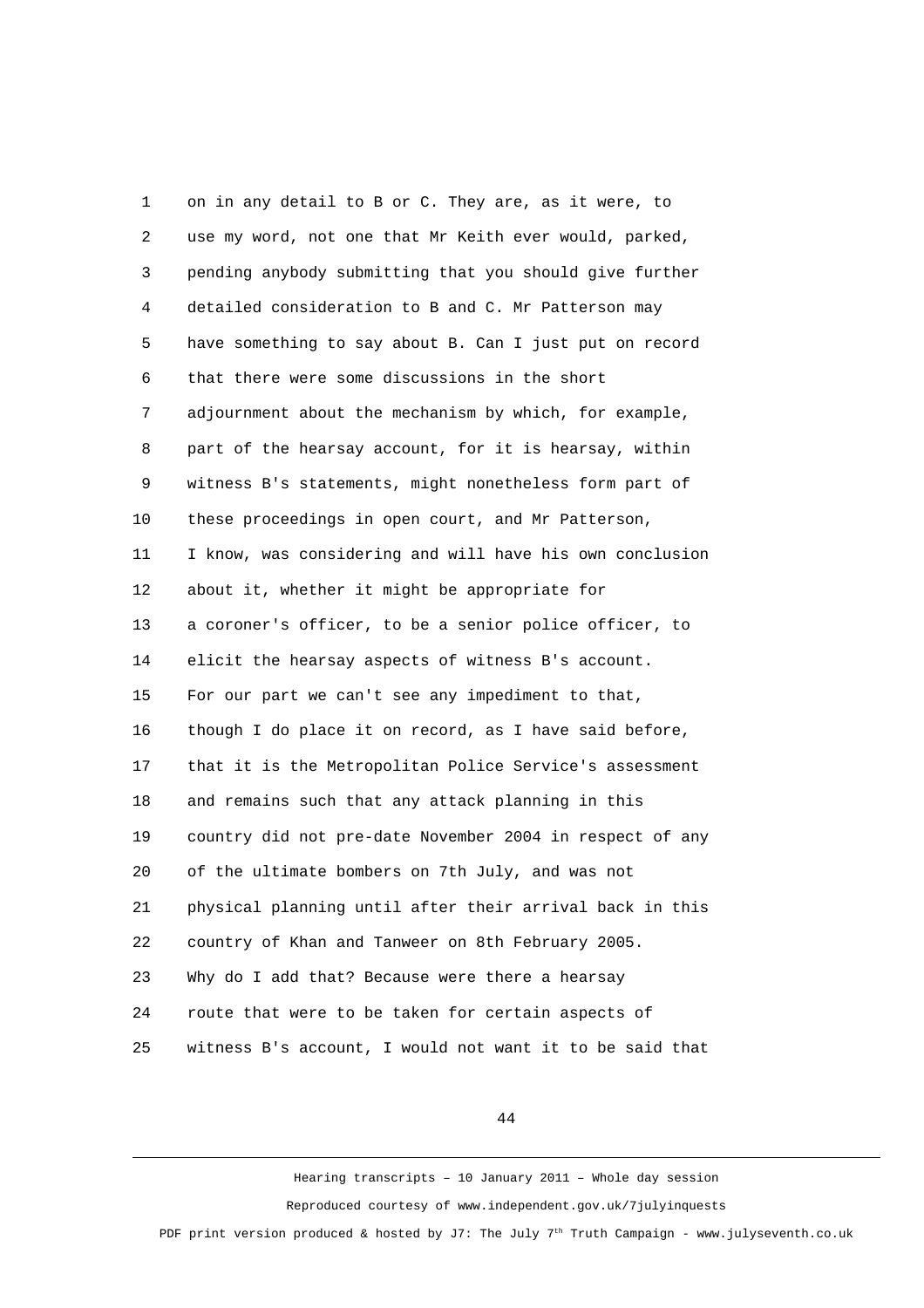1 on in any detail to B or C. They are, as it were, to
2 use my word, not one that Mr Keith ever would, parked,
3 pending anybody submitting that you should give further
4 detailed consideration to B and C. Mr Patterson may
5 have something to say about B. Can I just put on record
6 that there were some discussions in the short
7 adjournment about the mechanism by which, for example,
8 part of the hearsay account, for it is hearsay, within
9 witness B's statements, might nonetheless form part of
10 these proceedings in open court, and Mr Patterson,
11 I know, was considering and will have his own conclusion
12 about it, whether it might be appropriate for
13 a coroner's officer, to be a senior police officer, to
14 elicit the hearsay aspects of witness B's account.
15 For our part we can't see any impediment to that,
16 though I do place it on record, as I have said before,
17 that it is the Metropolitan Police Service's assessment
18 and remains such that any attack planning in this
19 country did not pre-date November 2004 in respect of any
20 of the ultimate bombers on 7th July, and was not
21 physical planning until after their arrival back in this
22 country of Khan and Tanweer on 8th February 2005.
23 Why do I add that? Because were there a hearsay
24 route that were to be taken for certain aspects of
25 witness B's account, I would not want it to be said that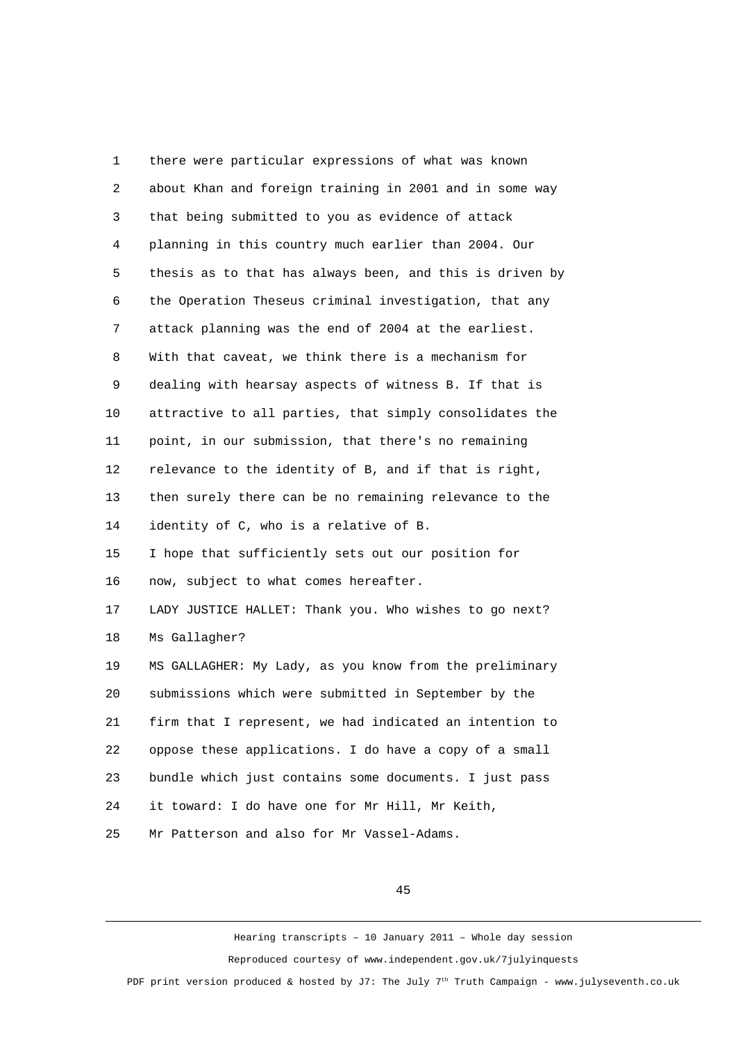there were particular expressions of what was known about Khan and foreign training in 2001 and in some way that being submitted to you as evidence of attack planning in this country much earlier than 2004. Our thesis as to that has always been, and this is driven by the Operation Theseus criminal investigation, that any attack planning was the end of 2004 at the earliest. With that caveat, we think there is a mechanism for dealing with hearsay aspects of witness B. If that is attractive to all parties, that simply consolidates the point, in our submission, that there's no remaining relevance to the identity of B, and if that is right, then surely there can be no remaining relevance to the identity of C, who is a relative of B.

I hope that sufficiently sets out our position for now, subject to what comes hereafter.

LADY JUSTICE HALLET: Thank you. Who wishes to go next? Ms Gallagher?

MS GALLAGHER: My Lady, as you know from the preliminary submissions which were submitted in September by the firm that I represent, we had indicated an intention to oppose these applications. I do have a copy of a small bundle which just contains some documents. I just pass it toward: I do have one for Mr Hill, Mr Keith, Mr Patterson and also for Mr Vassel-Adams.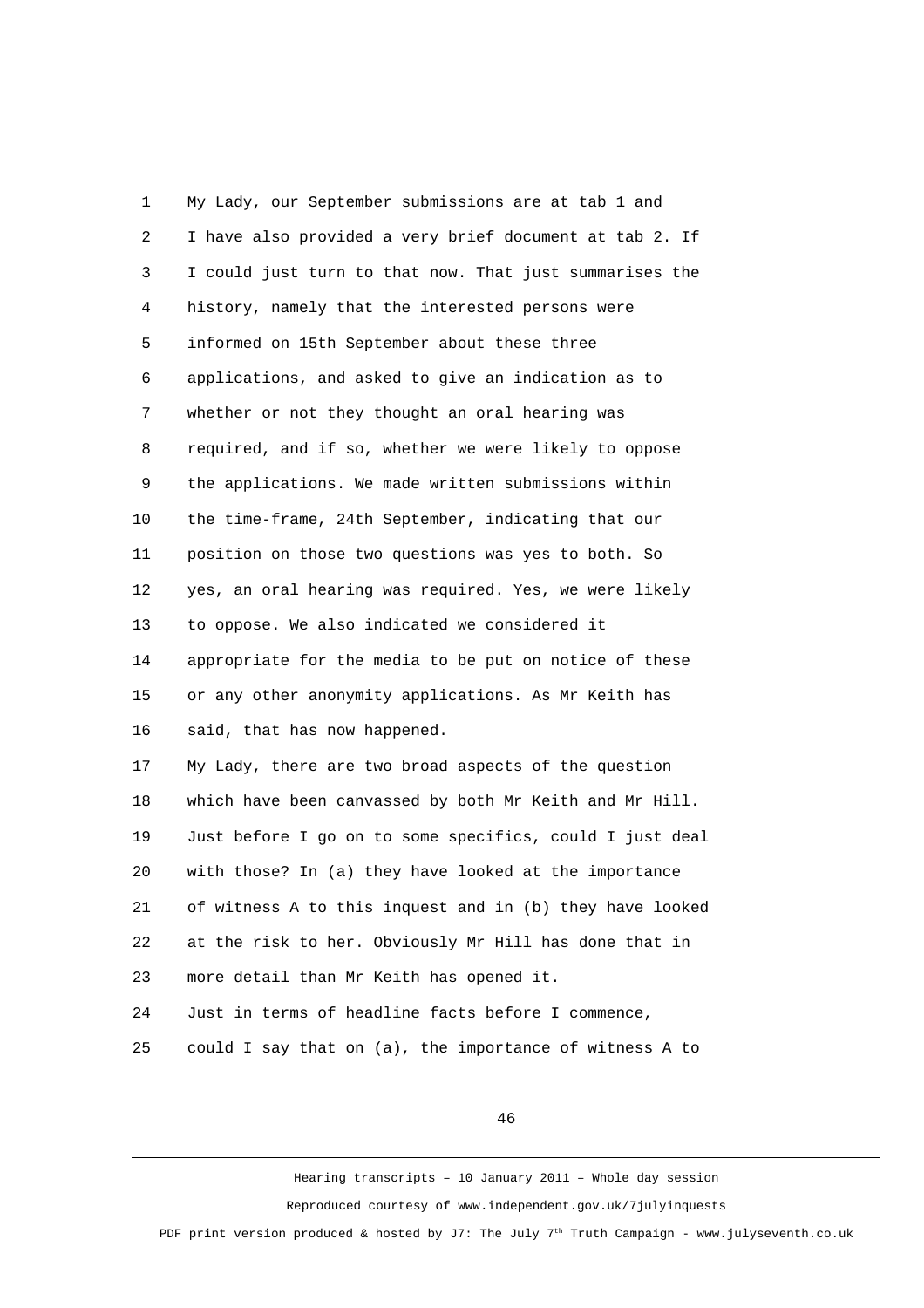1 My Lady, our September submissions are at tab 1 and
2 I have also provided a very brief document at tab 2. If
3 I could just turn to that now. That just summarises the
4 history, namely that the interested persons were
5 informed on 15th September about these three
6 applications, and asked to give an indication as to
7 whether or not they thought an oral hearing was
8 required, and if so, whether we were likely to oppose
9 the applications. We made written submissions within
10 the time-frame, 24th September, indicating that our
11 position on those two questions was yes to both. So
12 yes, an oral hearing was required. Yes, we were likely
13 to oppose. We also indicated we considered it
14 appropriate for the media to be put on notice of these
15 or any other anonymity applications. As Mr Keith has
16 said, that has now happened.
17 My Lady, there are two broad aspects of the question
18 which have been canvassed by both Mr Keith and Mr Hill.
19 Just before I go on to some specifics, could I just deal
20 with those? In (a) they have looked at the importance
21 of witness A to this inquest and in (b) they have looked
22 at the risk to her. Obviously Mr Hill has done that in
23 more detail than Mr Keith has opened it.
24 Just in terms of headline facts before I commence,
25 could I say that on (a), the importance of witness A to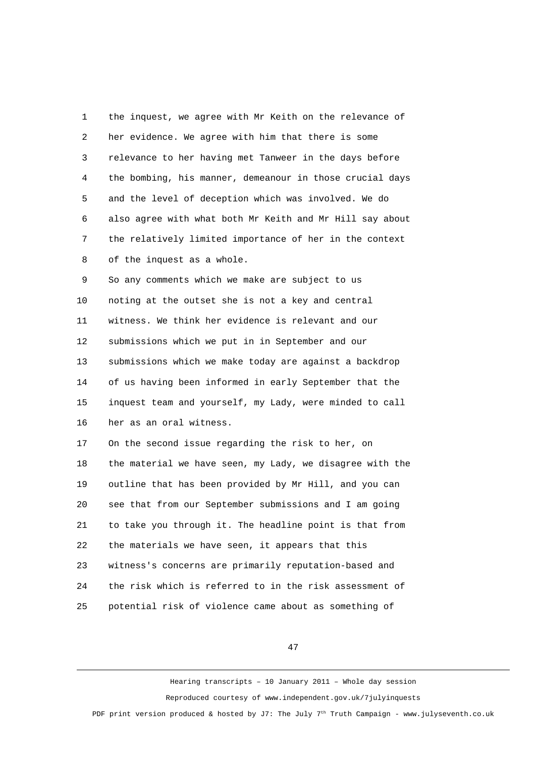the inquest, we agree with Mr Keith on the relevance of her evidence. We agree with him that there is some relevance to her having met Tanweer in the days before the bombing, his manner, demeanour in those crucial days and the level of deception which was involved. We do also agree with what both Mr Keith and Mr Hill say about the relatively limited importance of her in the context of the inquest as a whole.

So any comments which we make are subject to us noting at the outset she is not a key and central witness. We think her evidence is relevant and our submissions which we put in in September and our submissions which we make today are against a backdrop of us having been informed in early September that the inquest team and yourself, my Lady, were minded to call her as an oral witness.

On the second issue regarding the risk to her, on the material we have seen, my Lady, we disagree with the outline that has been provided by Mr Hill, and you can see that from our September submissions and I am going to take you through it. The headline point is that from the materials we have seen, it appears that this witness's concerns are primarily reputation-based and the risk which is referred to in the risk assessment of potential risk of violence came about as something of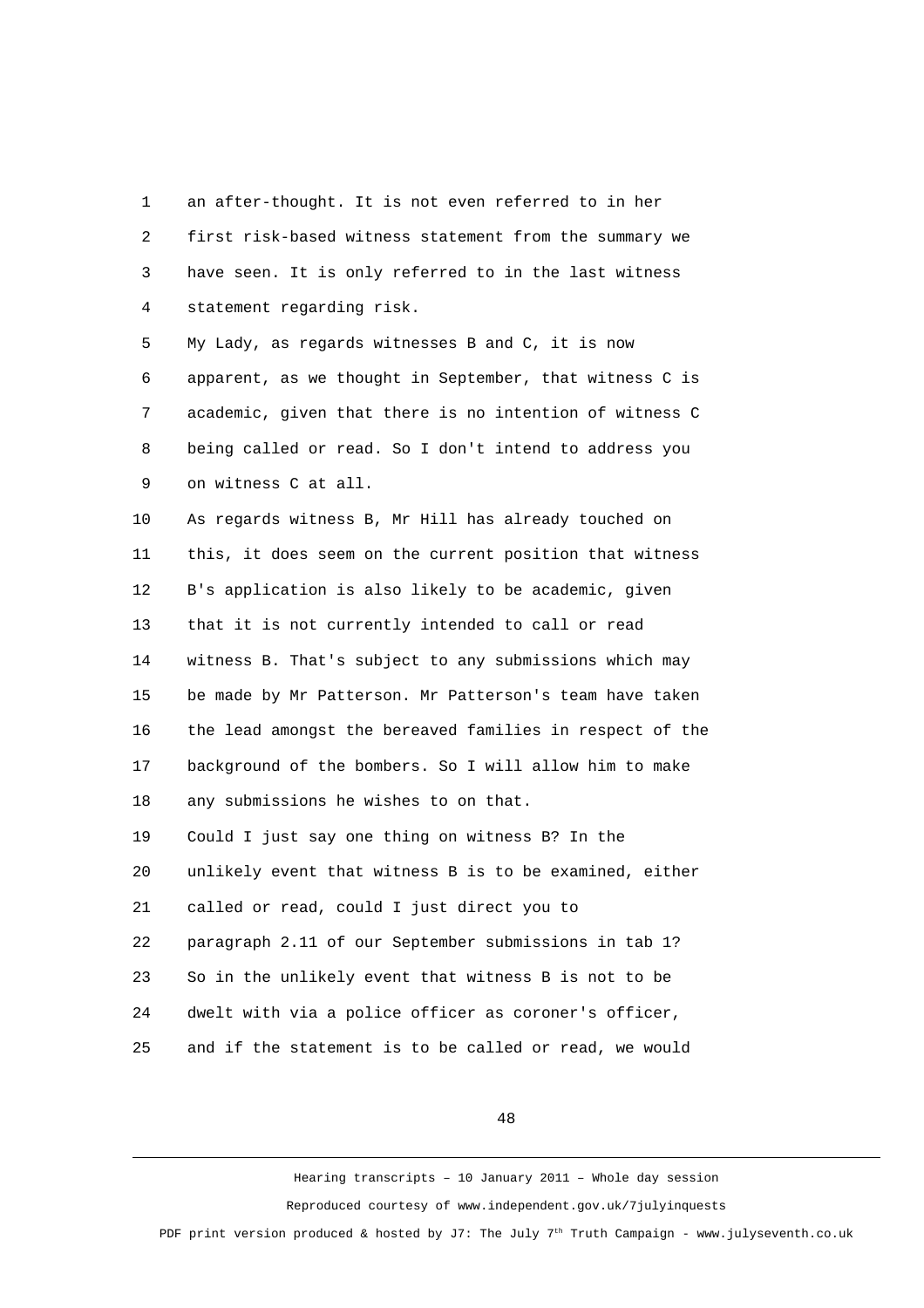1 an after-thought. It is not even referred to in her
2 first risk-based witness statement from the summary we
3 have seen. It is only referred to in the last witness
4 statement regarding risk.
5 My Lady, as regards witnesses B and C, it is now
6 apparent, as we thought in September, that witness C is
7 academic, given that there is no intention of witness C
8 being called or read. So I don't intend to address you
9 on witness C at all.
10 As regards witness B, Mr Hill has already touched on
11 this, it does seem on the current position that witness
12 B's application is also likely to be academic, given
13 that it is not currently intended to call or read
14 witness B. That's subject to any submissions which may
15 be made by Mr Patterson. Mr Patterson's team have taken
16 the lead amongst the bereaved families in respect of the
17 background of the bombers. So I will allow him to make
18 any submissions he wishes to on that.
19 Could I just say one thing on witness B? In the
20 unlikely event that witness B is to be examined, either
21 called or read, could I just direct you to
22 paragraph 2.11 of our September submissions in tab 1?
23 So in the unlikely event that witness B is not to be
24 dwelt with via a police officer as coroner's officer,
25 and if the statement is to be called or read, we would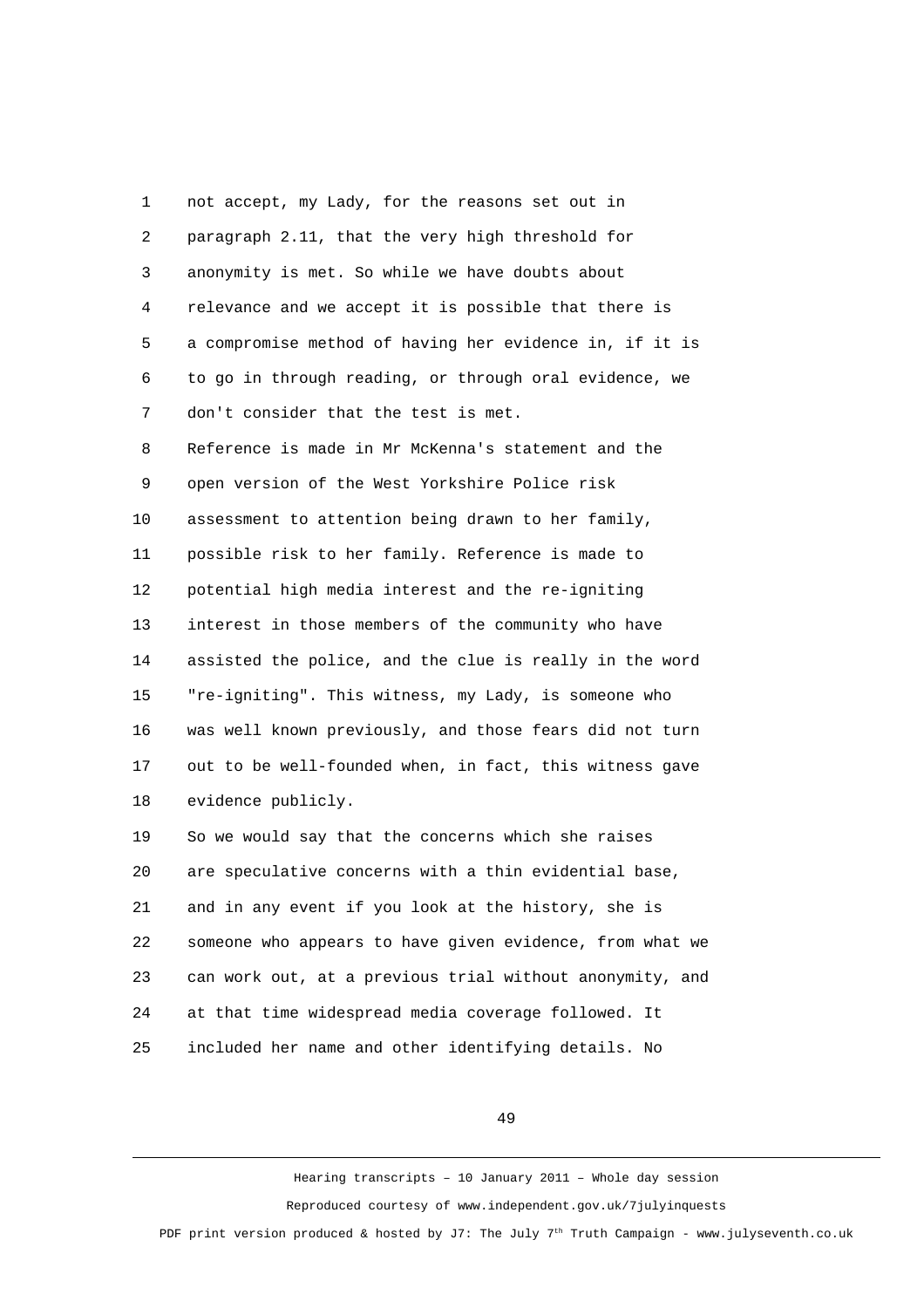not accept, my Lady, for the reasons set out in paragraph 2.11, that the very high threshold for anonymity is met. So while we have doubts about relevance and we accept it is possible that there is a compromise method of having her evidence in, if it is to go in through reading, or through oral evidence, we don't consider that the test is met.

Reference is made in Mr McKenna's statement and the open version of the West Yorkshire Police risk assessment to attention being drawn to her family, possible risk to her family. Reference is made to potential high media interest and the re-igniting interest in those members of the community who have assisted the police, and the clue is really in the word "re-igniting". This witness, my Lady, is someone who was well known previously, and those fears did not turn out to be well-founded when, in fact, this witness gave evidence publicly.

So we would say that the concerns which she raises are speculative concerns with a thin evidential base, and in any event if you look at the history, she is someone who appears to have given evidence, from what we can work out, at a previous trial without anonymity, and at that time widespread media coverage followed. It included her name and other identifying details. No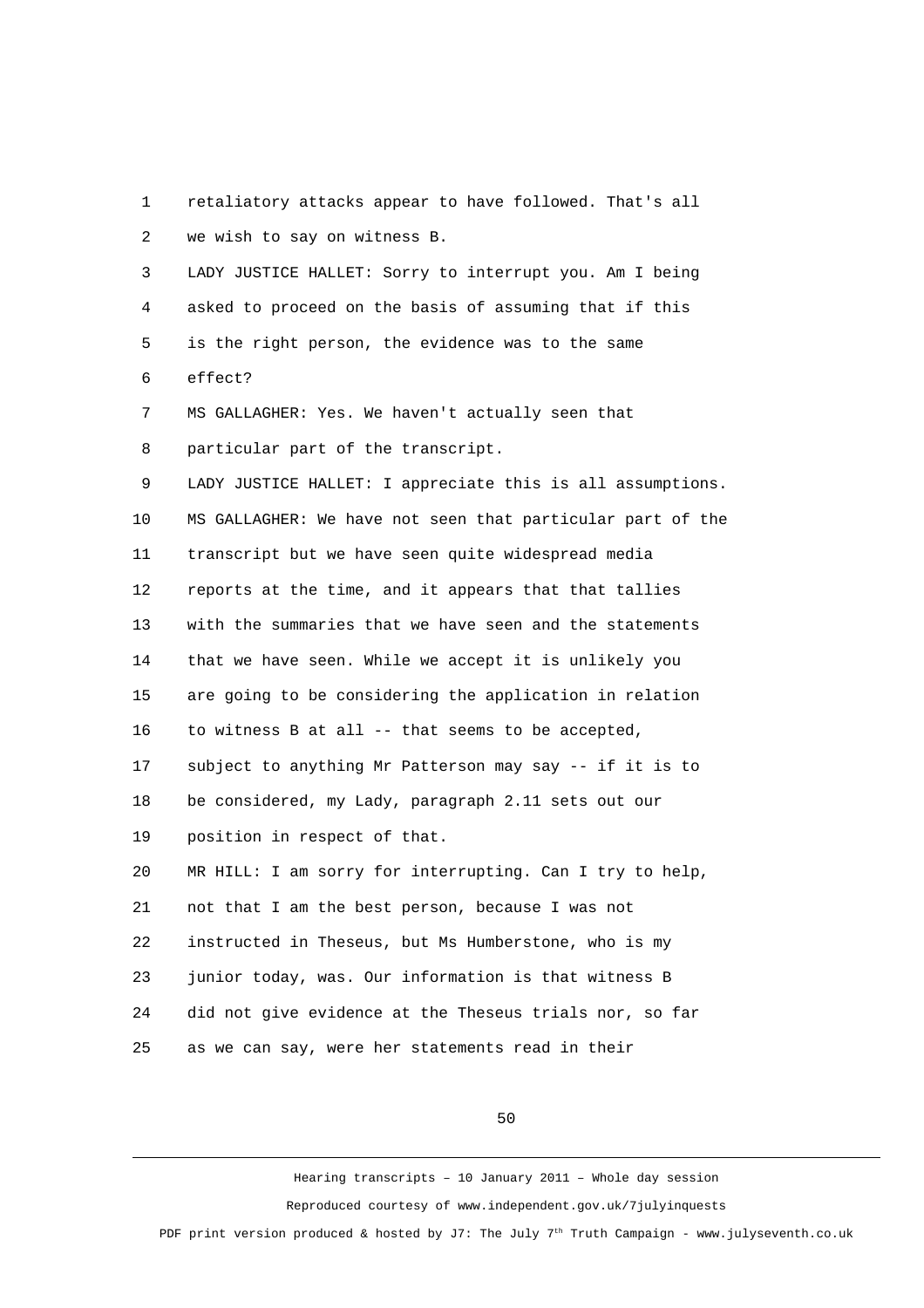retaliatory attacks appear to have followed. That's all we wish to say on witness B.

LADY JUSTICE HALLET: Sorry to interrupt you. Am I being asked to proceed on the basis of assuming that if this is the right person, the evidence was to the same effect?

MS GALLAGHER: Yes. We haven't actually seen that particular part of the transcript.

LADY JUSTICE HALLET: I appreciate this is all assumptions.

MS GALLAGHER: We have not seen that particular part of the transcript but we have seen quite widespread media reports at the time, and it appears that that tallies with the summaries that we have seen and the statements that we have seen. While we accept it is unlikely you are going to be considering the application in relation to witness B at all -- that seems to be accepted, subject to anything Mr Patterson may say -- if it is to be considered, my Lady, paragraph 2.11 sets out our position in respect of that.

MR HILL: I am sorry for interrupting. Can I try to help, not that I am the best person, because I was not instructed in Theseus, but Ms Humberstone, who is my junior today, was. Our information is that witness B did not give evidence at the Theseus trials nor, so far as we can say, were her statements read in their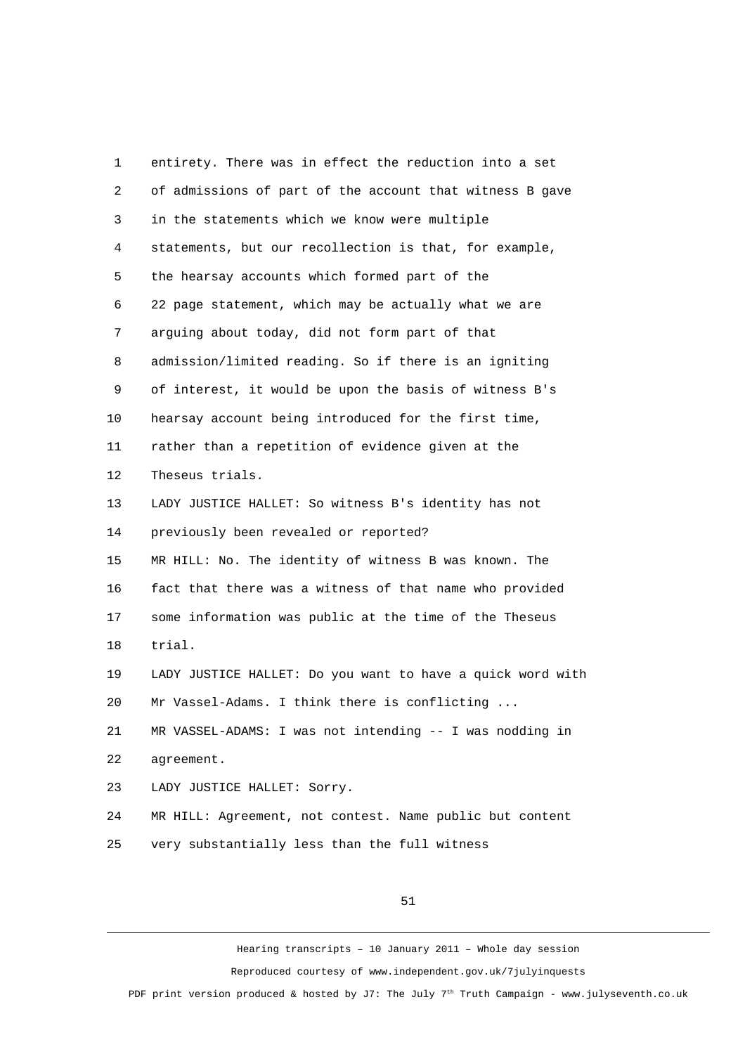1 entirety. There was in effect the reduction into a set
2 of admissions of part of the account that witness B gave
3 in the statements which we know were multiple
4 statements, but our recollection is that, for example,
5 the hearsay accounts which formed part of the
6 22 page statement, which may be actually what we are
7 arguing about today, did not form part of that
8 admission/limited reading. So if there is an igniting
9 of interest, it would be upon the basis of witness B's
10 hearsay account being introduced for the first time,
11 rather than a repetition of evidence given at the
12 Theseus trials.
13 LADY JUSTICE HALLET: So witness B's identity has not
14 previously been revealed or reported?
15 MR HILL: No. The identity of witness B was known. The
16 fact that there was a witness of that name who provided
17 some information was public at the time of the Theseus
18 trial.
19 LADY JUSTICE HALLET: Do you want to have a quick word with
20 Mr Vassel-Adams. I think there is conflicting ...
21 MR VASSEL-ADAMS: I was not intending -- I was nodding in
22 agreement.
23 LADY JUSTICE HALLET: Sorry.
24 MR HILL: Agreement, not contest. Name public but content
25 very substantially less than the full witness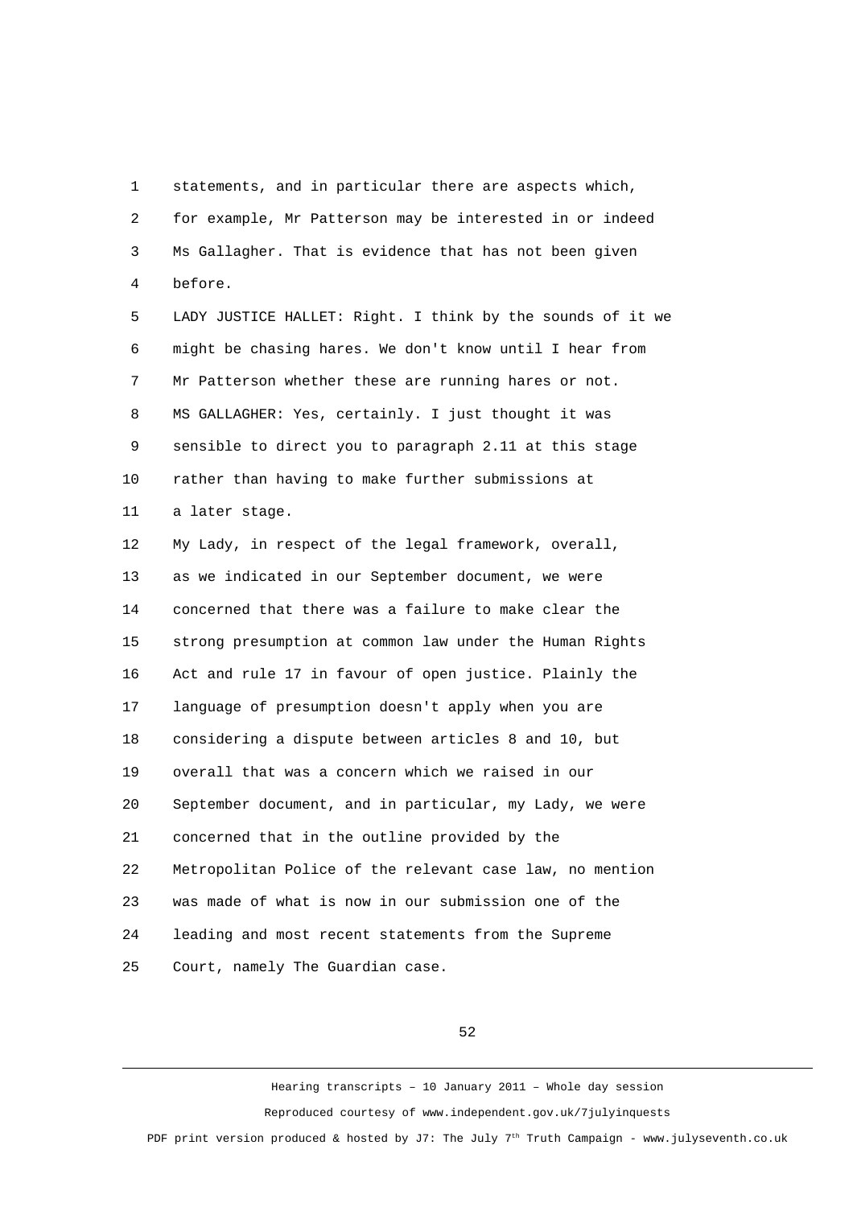statements, and in particular there are aspects which, for example, Mr Patterson may be interested in or indeed Ms Gallagher. That is evidence that has not been given before.

LADY JUSTICE HALLET: Right. I think by the sounds of it we might be chasing hares. We don't know until I hear from Mr Patterson whether these are running hares or not.

MS GALLAGHER: Yes, certainly. I just thought it was sensible to direct you to paragraph 2.11 at this stage rather than having to make further submissions at a later stage.

My Lady, in respect of the legal framework, overall, as we indicated in our September document, we were concerned that there was a failure to make clear the strong presumption at common law under the Human Rights Act and rule 17 in favour of open justice. Plainly the language of presumption doesn't apply when you are considering a dispute between articles 8 and 10, but overall that was a concern which we raised in our September document, and in particular, my Lady, we were concerned that in the outline provided by the Metropolitan Police of the relevant case law, no mention was made of what is now in our submission one of the leading and most recent statements from the Supreme Court, namely The Guardian case.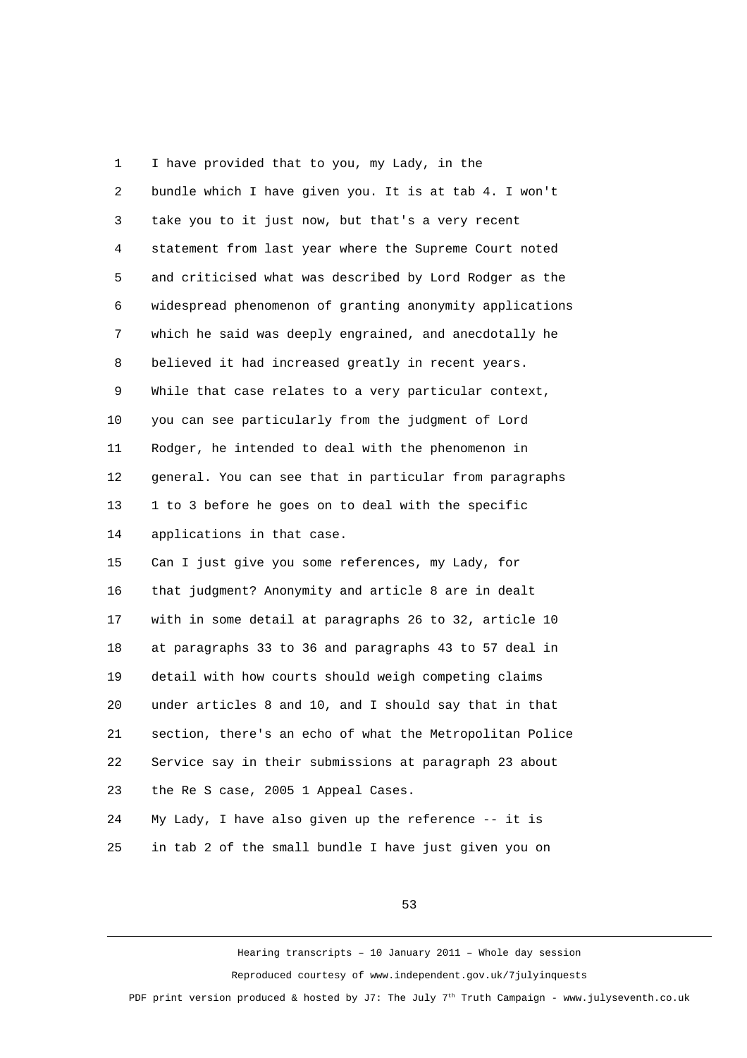I have provided that to you, my Lady, in the bundle which I have given you. It is at tab 4. I won't take you to it just now, but that's a very recent statement from last year where the Supreme Court noted and criticised what was described by Lord Rodger as the widespread phenomenon of granting anonymity applications which he said was deeply engrained, and anecdotally he believed it had increased greatly in recent years. While that case relates to a very particular context, you can see particularly from the judgment of Lord Rodger, he intended to deal with the phenomenon in general. You can see that in particular from paragraphs 1 to 3 before he goes on to deal with the specific applications in that case.

Can I just give you some references, my Lady, for that judgment? Anonymity and article 8 are in dealt with in some detail at paragraphs 26 to 32, article 10 at paragraphs 33 to 36 and paragraphs 43 to 57 deal in detail with how courts should weigh competing claims under articles 8 and 10, and I should say that in that section, there's an echo of what the Metropolitan Police Service say in their submissions at paragraph 23 about the Re S case, 2005 1 Appeal Cases.

My Lady, I have also given up the reference -- it is in tab 2 of the small bundle I have just given you on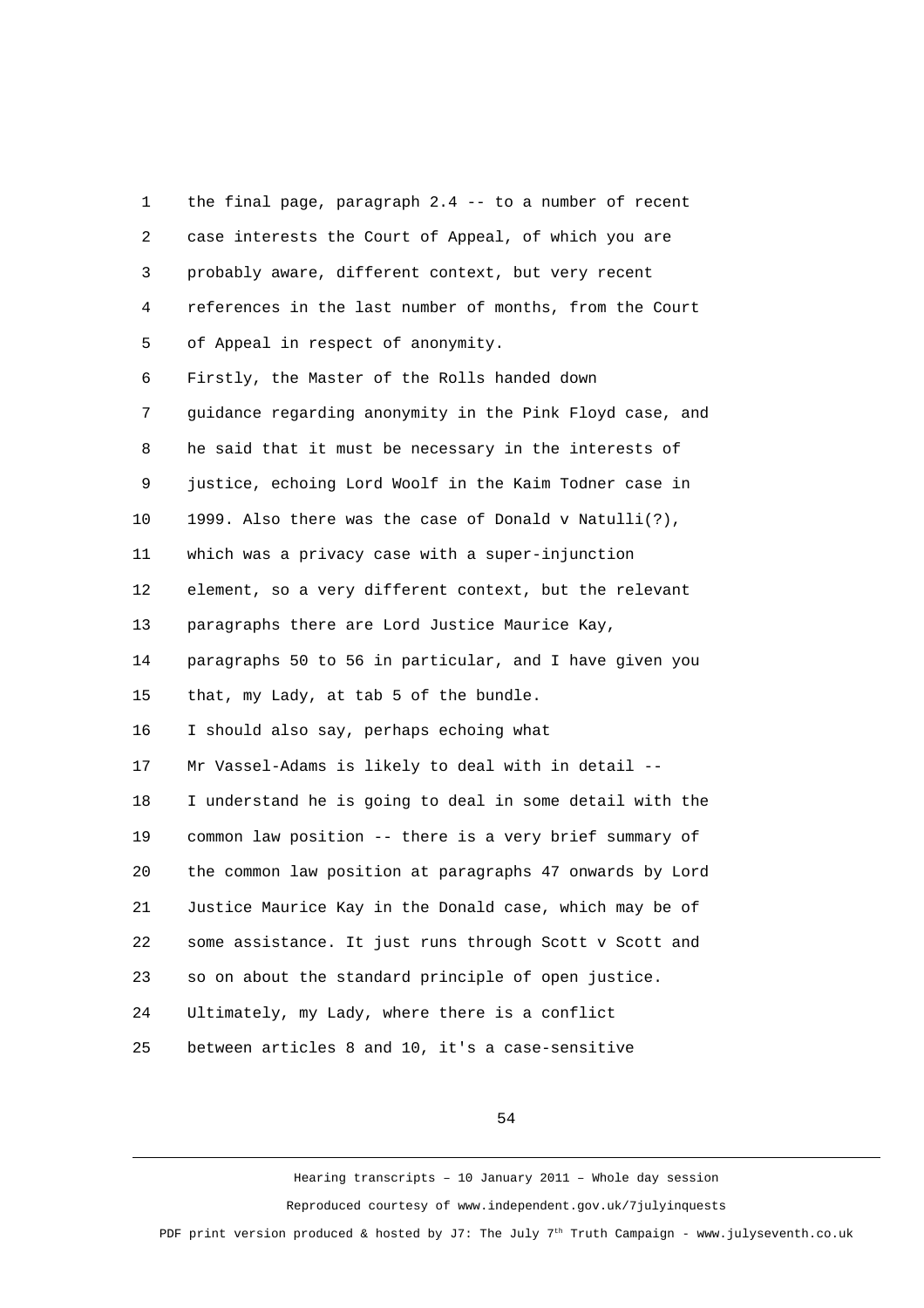1 the final page, paragraph 2.4 -- to a number of recent
2 case interests the Court of Appeal, of which you are
3 probably aware, different context, but very recent
4 references in the last number of months, from the Court
5 of Appeal in respect of anonymity.
6 Firstly, the Master of the Rolls handed down
7 guidance regarding anonymity in the Pink Floyd case, and
8 he said that it must be necessary in the interests of
9 justice, echoing Lord Woolf in the Kaim Todner case in
10 1999. Also there was the case of Donald v Natulli(?),
11 which was a privacy case with a super-injunction
12 element, so a very different context, but the relevant
13 paragraphs there are Lord Justice Maurice Kay,
14 paragraphs 50 to 56 in particular, and I have given you
15 that, my Lady, at tab 5 of the bundle.
16 I should also say, perhaps echoing what
17 Mr Vassel-Adams is likely to deal with in detail --
18 I understand he is going to deal in some detail with the
19 common law position -- there is a very brief summary of
20 the common law position at paragraphs 47 onwards by Lord
21 Justice Maurice Kay in the Donald case, which may be of
22 some assistance. It just runs through Scott v Scott and
23 so on about the standard principle of open justice.
24 Ultimately, my Lady, where there is a conflict
25 between articles 8 and 10, it's a case-sensitive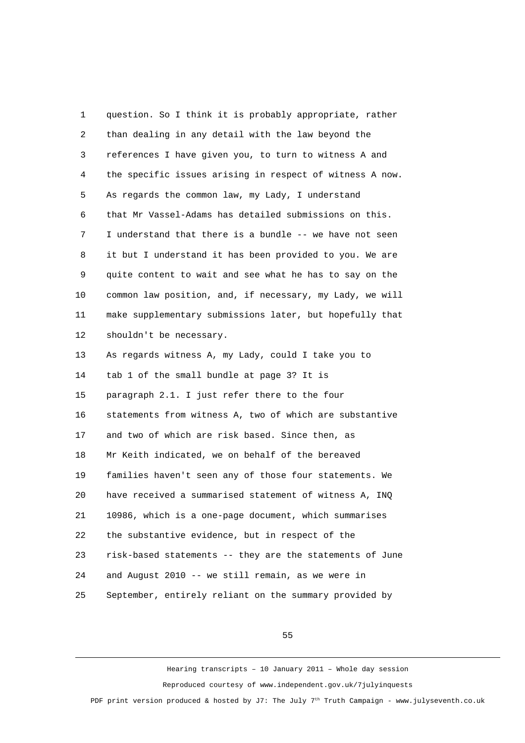1 question. So I think it is probably appropriate, rather
2 than dealing in any detail with the law beyond the
3 references I have given you, to turn to witness A and
4 the specific issues arising in respect of witness A now.
5 As regards the common law, my Lady, I understand
6 that Mr Vassel-Adams has detailed submissions on this.
7 I understand that there is a bundle -- we have not seen
8 it but I understand it has been provided to you. We are
9 quite content to wait and see what he has to say on the
10 common law position, and, if necessary, my Lady, we will
11 make supplementary submissions later, but hopefully that
12 shouldn't be necessary.
13 As regards witness A, my Lady, could I take you to
14 tab 1 of the small bundle at page 3? It is
15 paragraph 2.1. I just refer there to the four
16 statements from witness A, two of which are substantive
17 and two of which are risk based. Since then, as
18 Mr Keith indicated, we on behalf of the bereaved
19 families haven't seen any of those four statements. We
20 have received a summarised statement of witness A, INQ
21 10986, which is a one-page document, which summarises
22 the substantive evidence, but in respect of the
23 risk-based statements -- they are the statements of June
24 and August 2010 -- we still remain, as we were in
25 September, entirely reliant on the summary provided by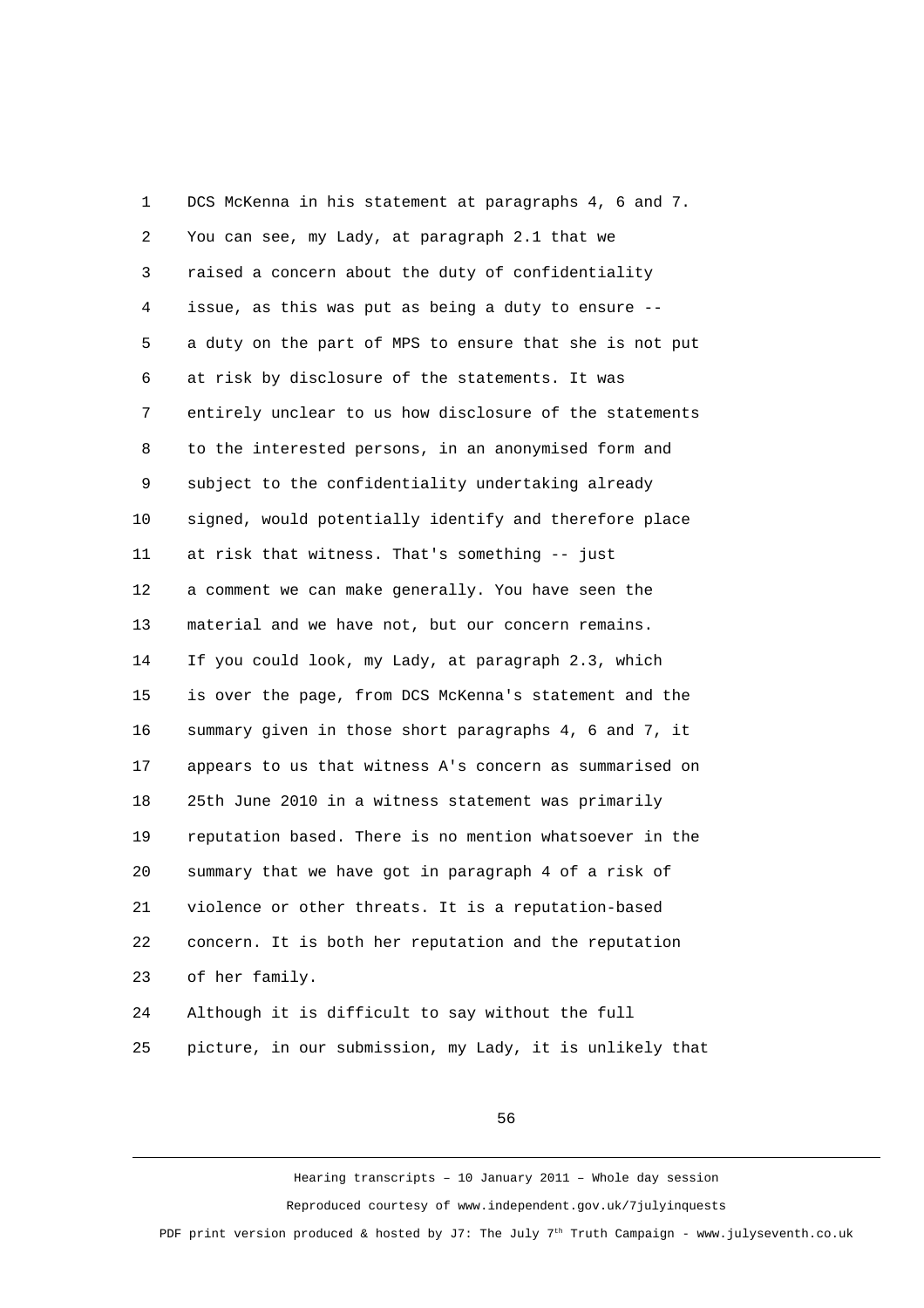DCS McKenna in his statement at paragraphs 4, 6 and 7. You can see, my Lady, at paragraph 2.1 that we raised a concern about the duty of confidentiality issue, as this was put as being a duty to ensure -- a duty on the part of MPS to ensure that she is not put at risk by disclosure of the statements. It was entirely unclear to us how disclosure of the statements to the interested persons, in an anonymised form and subject to the confidentiality undertaking already signed, would potentially identify and therefore place at risk that witness. That's something -- just a comment we can make generally. You have seen the material and we have not, but our concern remains. If you could look, my Lady, at paragraph 2.3, which is over the page, from DCS McKenna's statement and the summary given in those short paragraphs 4, 6 and 7, it appears to us that witness A's concern as summarised on 25th June 2010 in a witness statement was primarily reputation based. There is no mention whatsoever in the summary that we have got in paragraph 4 of a risk of violence or other threats. It is a reputation-based concern. It is both her reputation and the reputation of her family.

Although it is difficult to say without the full picture, in our submission, my Lady, it is unlikely that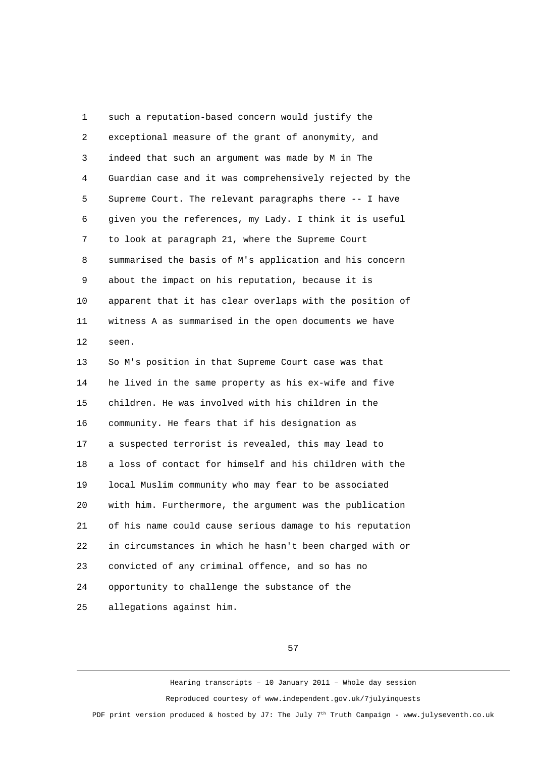such a reputation-based concern would justify the exceptional measure of the grant of anonymity, and indeed that such an argument was made by M in The Guardian case and it was comprehensively rejected by the Supreme Court. The relevant paragraphs there -- I have given you the references, my Lady. I think it is useful to look at paragraph 21, where the Supreme Court summarised the basis of M's application and his concern about the impact on his reputation, because it is apparent that it has clear overlaps with the position of witness A as summarised in the open documents we have seen.

So M's position in that Supreme Court case was that he lived in the same property as his ex-wife and five children. He was involved with his children in the community. He fears that if his designation as a suspected terrorist is revealed, this may lead to a loss of contact for himself and his children with the local Muslim community who may fear to be associated with him. Furthermore, the argument was the publication of his name could cause serious damage to his reputation in circumstances in which he hasn't been charged with or convicted of any criminal offence, and so has no opportunity to challenge the substance of the allegations against him.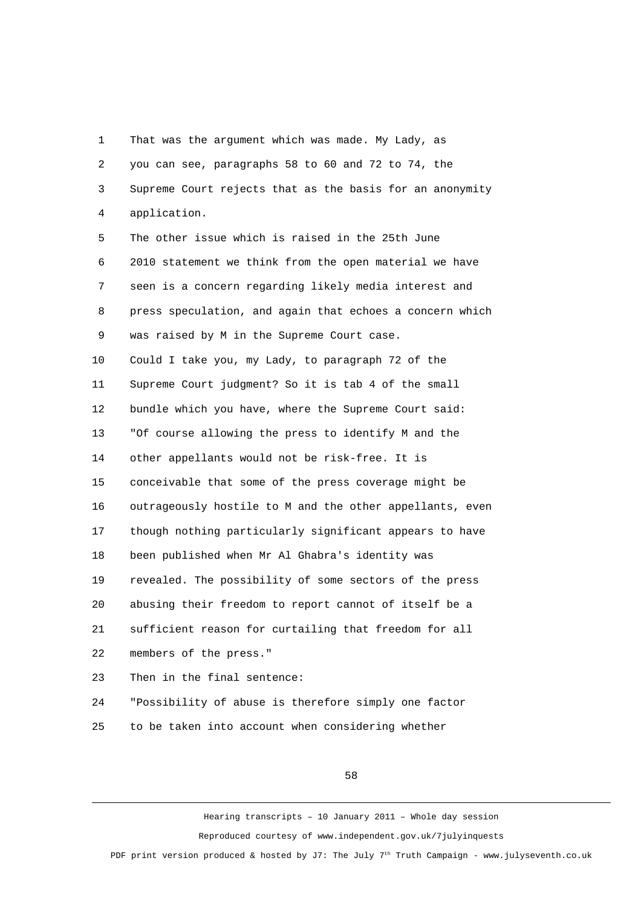That was the argument which was made. My Lady, as you can see, paragraphs 58 to 60 and 72 to 74, the Supreme Court rejects that as the basis for an anonymity application.

The other issue which is raised in the 25th June 2010 statement we think from the open material we have seen is a concern regarding likely media interest and press speculation, and again that echoes a concern which was raised by M in the Supreme Court case.

Could I take you, my Lady, to paragraph 72 of the Supreme Court judgment? So it is tab 4 of the small bundle which you have, where the Supreme Court said:

"Of course allowing the press to identify M and the other appellants would not be risk-free. It is conceivable that some of the press coverage might be outrageously hostile to M and the other appellants, even though nothing particularly significant appears to have been published when Mr Al Ghabra's identity was revealed. The possibility of some sectors of the press abusing their freedom to report cannot of itself be a sufficient reason for curtailing that freedom for all members of the press."

Then in the final sentence:

"Possibility of abuse is therefore simply one factor to be taken into account when considering whether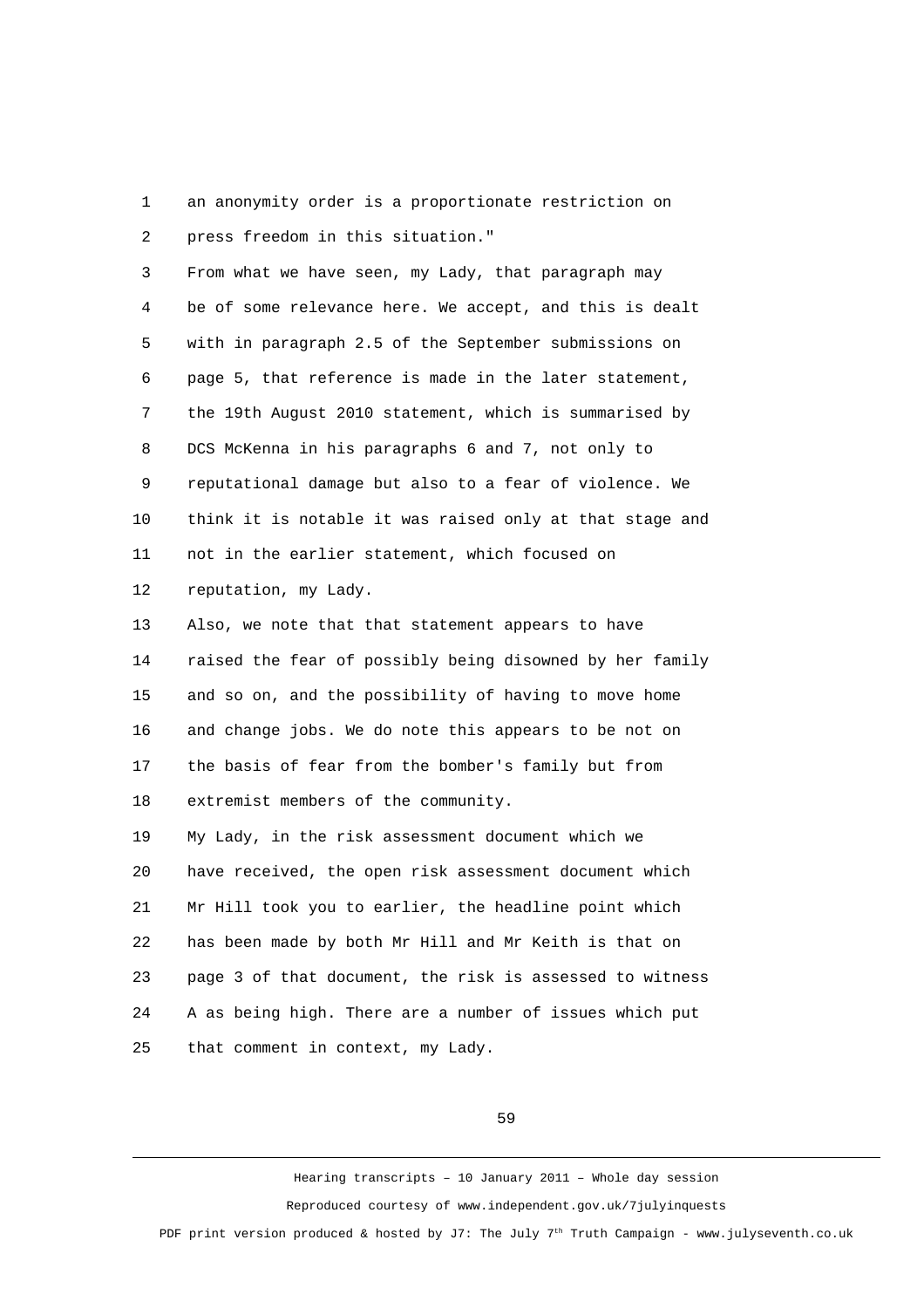an anonymity order is a proportionate restriction on press freedom in this situation."

From what we have seen, my Lady, that paragraph may be of some relevance here. We accept, and this is dealt with in paragraph 2.5 of the September submissions on page 5, that reference is made in the later statement, the 19th August 2010 statement, which is summarised by DCS McKenna in his paragraphs 6 and 7, not only to reputational damage but also to a fear of violence. We think it is notable it was raised only at that stage and not in the earlier statement, which focused on reputation, my Lady.

Also, we note that that statement appears to have raised the fear of possibly being disowned by her family and so on, and the possibility of having to move home and change jobs. We do note this appears to be not on the basis of fear from the bomber's family but from extremist members of the community.

My Lady, in the risk assessment document which we have received, the open risk assessment document which Mr Hill took you to earlier, the headline point which has been made by both Mr Hill and Mr Keith is that on page 3 of that document, the risk is assessed to witness A as being high. There are a number of issues which put that comment in context, my Lady.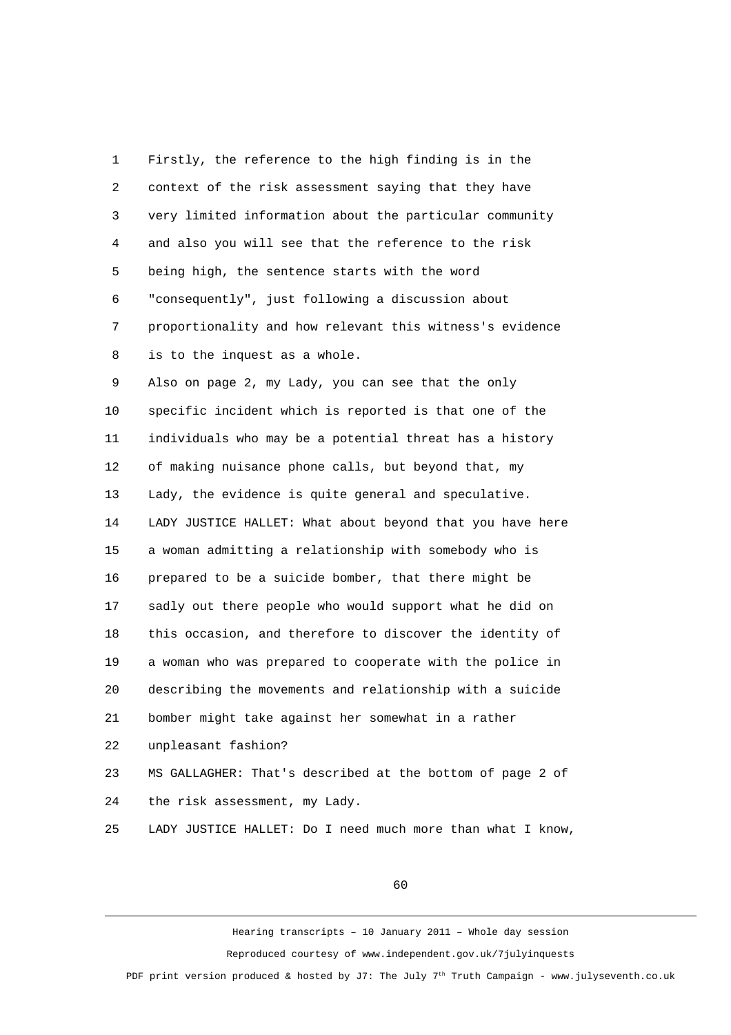1 Firstly, the reference to the high finding is in the
2 context of the risk assessment saying that they have
3 very limited information about the particular community
4 and also you will see that the reference to the risk
5 being high, the sentence starts with the word
6 "consequently", just following a discussion about
7 proportionality and how relevant this witness's evidence
8 is to the inquest as a whole.
9 Also on page 2, my Lady, you can see that the only
10 specific incident which is reported is that one of the
11 individuals who may be a potential threat has a history
12 of making nuisance phone calls, but beyond that, my
13 Lady, the evidence is quite general and speculative.
14 LADY JUSTICE HALLET: What about beyond that you have here
15 a woman admitting a relationship with somebody who is
16 prepared to be a suicide bomber, that there might be
17 sadly out there people who would support what he did on
18 this occasion, and therefore to discover the identity of
19 a woman who was prepared to cooperate with the police in
20 describing the movements and relationship with a suicide
21 bomber might take against her somewhat in a rather
22 unpleasant fashion?
23 MS GALLAGHER: That's described at the bottom of page 2 of
24 the risk assessment, my Lady.
25 LADY JUSTICE HALLET: Do I need much more than what I know,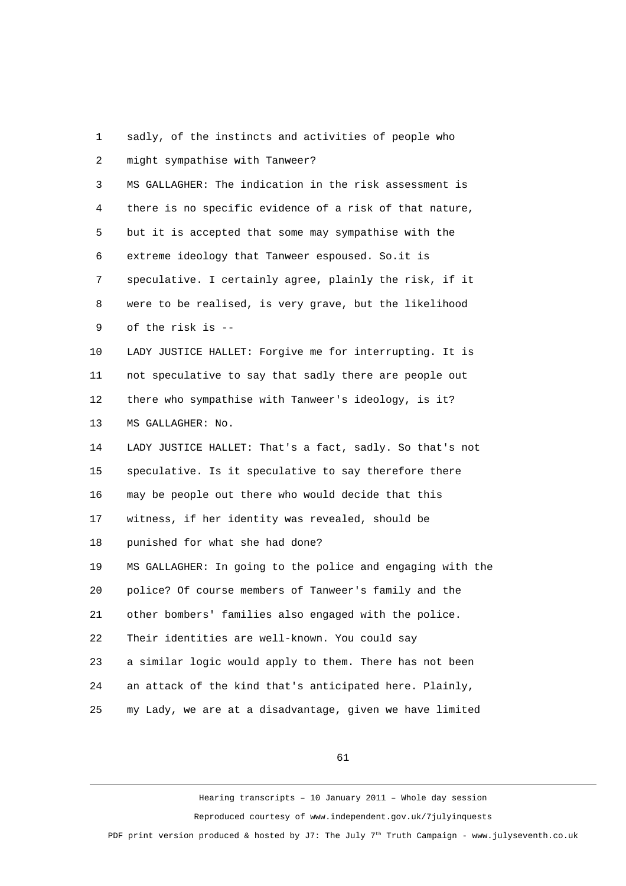sadly, of the instincts and activities of people who might sympathise with Tanweer?

MS GALLAGHER: The indication in the risk assessment is there is no specific evidence of a risk of that nature, but it is accepted that some may sympathise with the extreme ideology that Tanweer espoused. So.it is speculative. I certainly agree, plainly the risk, if it were to be realised, is very grave, but the likelihood of the risk is --

LADY JUSTICE HALLET: Forgive me for interrupting. It is not speculative to say that sadly there are people out there who sympathise with Tanweer's ideology, is it?

MS GALLAGHER: No.

LADY JUSTICE HALLET: That's a fact, sadly. So that's not speculative. Is it speculative to say therefore there may be people out there who would decide that this witness, if her identity was revealed, should be punished for what she had done?

MS GALLAGHER: In going to the police and engaging with the police? Of course members of Tanweer's family and the other bombers' families also engaged with the police. Their identities are well-known. You could say a similar logic would apply to them. There has not been an attack of the kind that's anticipated here. Plainly, my Lady, we are at a disadvantage, given we have limited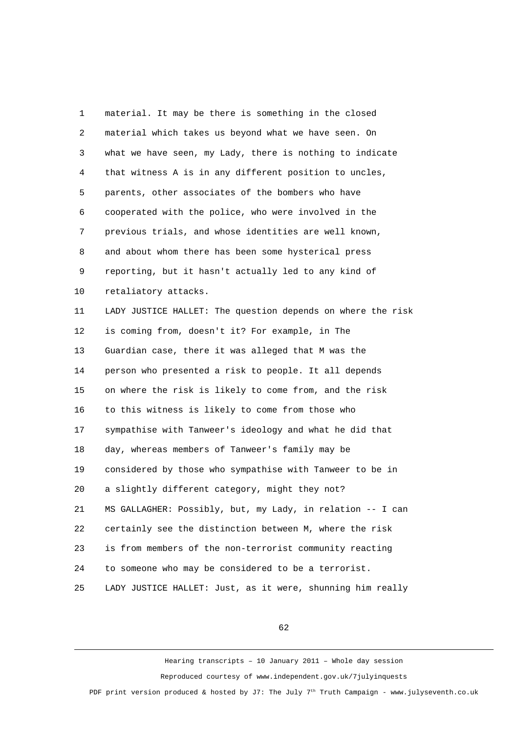1 material. It may be there is something in the closed
2 material which takes us beyond what we have seen. On
3 what we have seen, my Lady, there is nothing to indicate
4 that witness A is in any different position to uncles,
5 parents, other associates of the bombers who have
6 cooperated with the police, who were involved in the
7 previous trials, and whose identities are well known,
8 and about whom there has been some hysterical press
9 reporting, but it hasn't actually led to any kind of
10 retaliatory attacks.
11 LADY JUSTICE HALLET: The question depends on where the risk
12 is coming from, doesn't it? For example, in The
13 Guardian case, there it was alleged that M was the
14 person who presented a risk to people. It all depends
15 on where the risk is likely to come from, and the risk
16 to this witness is likely to come from those who
17 sympathise with Tanweer's ideology and what he did that
18 day, whereas members of Tanweer's family may be
19 considered by those who sympathise with Tanweer to be in
20 a slightly different category, might they not?
21 MS GALLAGHER: Possibly, but, my Lady, in relation -- I can
22 certainly see the distinction between M, where the risk
23 is from members of the non-terrorist community reacting
24 to someone who may be considered to be a terrorist.
25 LADY JUSTICE HALLET: Just, as it were, shunning him really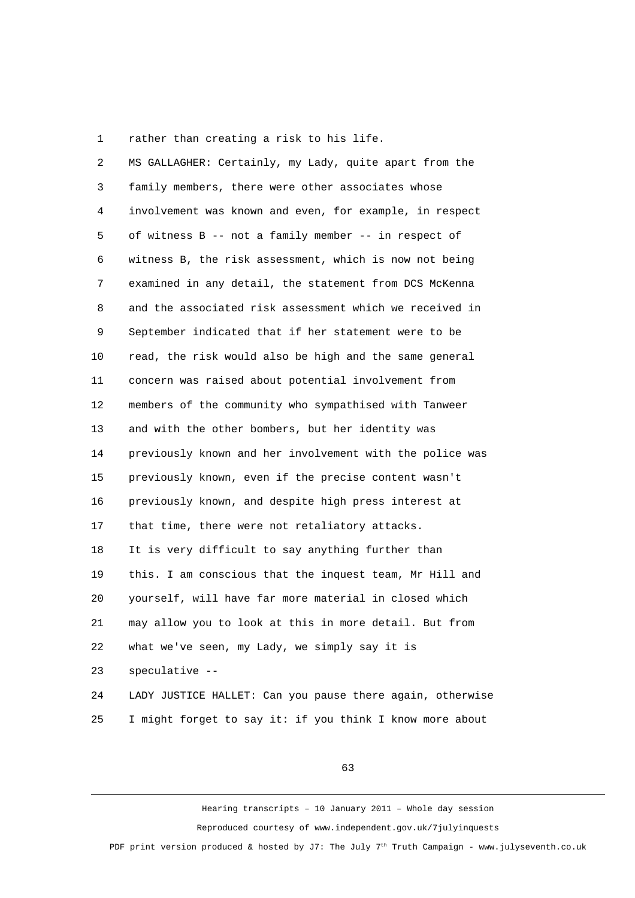rather than creating a risk to his life.

MS GALLAGHER: Certainly, my Lady, quite apart from the family members, there were other associates whose involvement was known and even, for example, in respect of witness B -- not a family member -- in respect of witness B, the risk assessment, which is now not being examined in any detail, the statement from DCS McKenna and the associated risk assessment which we received in September indicated that if her statement were to be read, the risk would also be high and the same general concern was raised about potential involvement from members of the community who sympathised with Tanweer and with the other bombers, but her identity was previously known and her involvement with the police was previously known, even if the precise content wasn't previously known, and despite high press interest at that time, there were not retaliatory attacks.

It is very difficult to say anything further than this. I am conscious that the inquest team, Mr Hill and yourself, will have far more material in closed which may allow you to look at this in more detail. But from what we've seen, my Lady, we simply say it is speculative --

LADY JUSTICE HALLET: Can you pause there again, otherwise I might forget to say it: if you think I know more about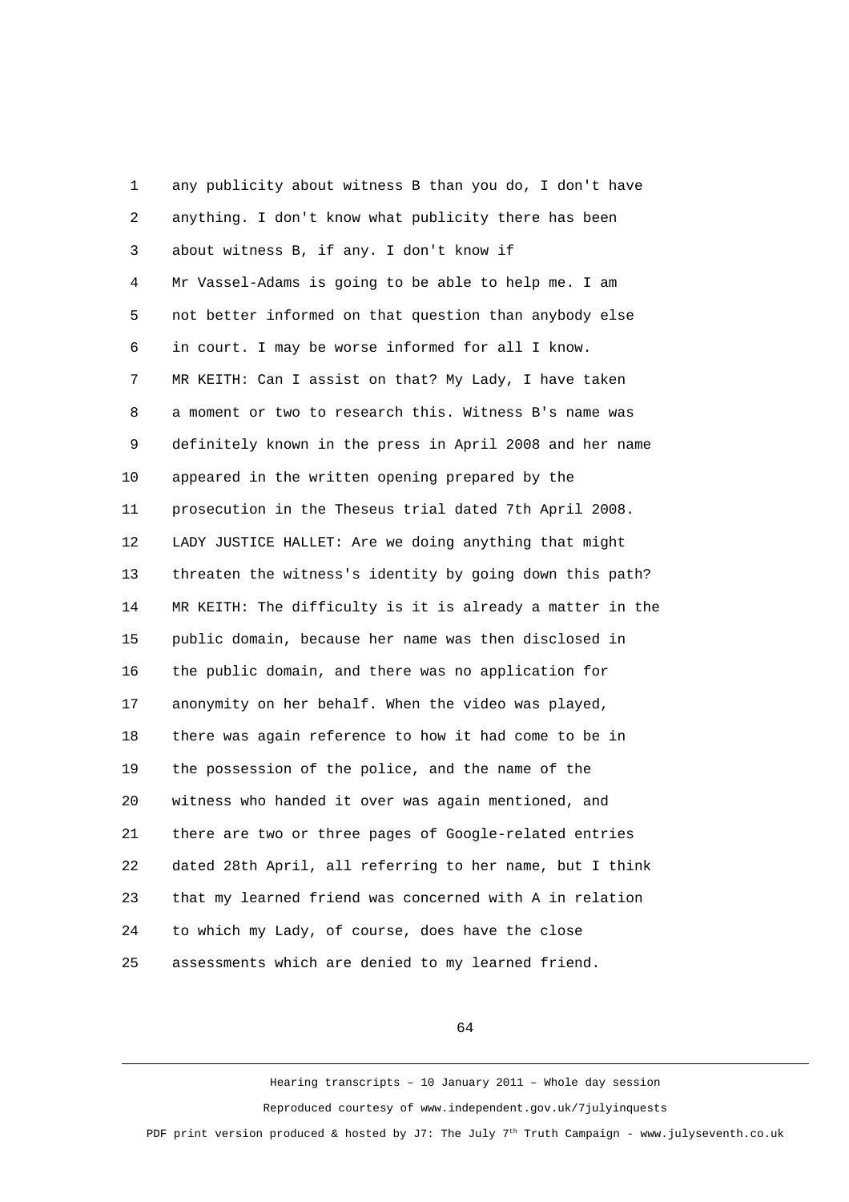any publicity about witness B than you do, I don't have anything. I don't know what publicity there has been about witness B, if any. I don't know if Mr Vassel-Adams is going to be able to help me. I am not better informed on that question than anybody else in court. I may be worse informed for all I know.

MR KEITH: Can I assist on that? My Lady, I have taken a moment or two to research this. Witness B's name was definitely known in the press in April 2008 and her name appeared in the written opening prepared by the prosecution in the Theseus trial dated 7th April 2008.

LADY JUSTICE HALLET: Are we doing anything that might threaten the witness's identity by going down this path?

MR KEITH: The difficulty is it is already a matter in the public domain, because her name was then disclosed in the public domain, and there was no application for anonymity on her behalf. When the video was played, there was again reference to how it had come to be in the possession of the police, and the name of the witness who handed it over was again mentioned, and there are two or three pages of Google-related entries dated 28th April, all referring to her name, but I think that my learned friend was concerned with A in relation to which my Lady, of course, does have the close assessments which are denied to my learned friend.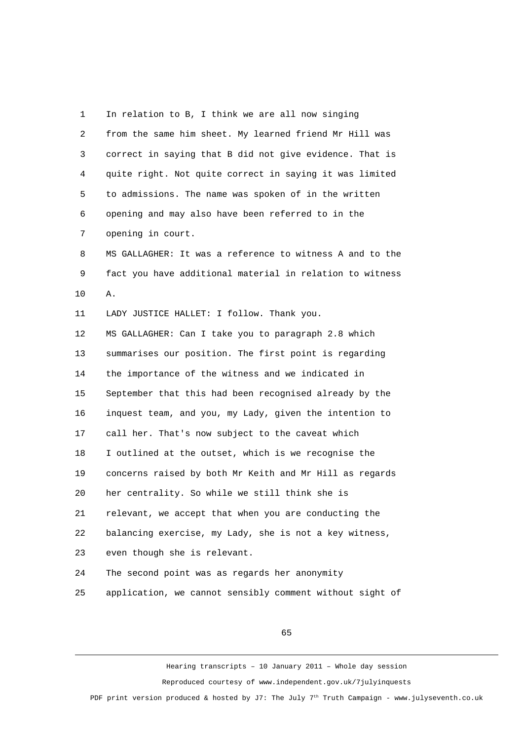1 In relation to B, I think we are all now singing
2 from the same him sheet. My learned friend Mr Hill was
3 correct in saying that B did not give evidence. That is
4 quite right. Not quite correct in saying it was limited
5 to admissions. The name was spoken of in the written
6 opening and may also have been referred to in the
7 opening in court.
8 MS GALLAGHER: It was a reference to witness A and to the
9 fact you have additional material in relation to witness
10 A.
11 LADY JUSTICE HALLET: I follow. Thank you.
12 MS GALLAGHER: Can I take you to paragraph 2.8 which
13 summarises our position. The first point is regarding
14 the importance of the witness and we indicated in
15 September that this had been recognised already by the
16 inquest team, and you, my Lady, given the intention to
17 call her. That's now subject to the caveat which
18 I outlined at the outset, which is we recognise the
19 concerns raised by both Mr Keith and Mr Hill as regards
20 her centrality. So while we still think she is
21 relevant, we accept that when you are conducting the
22 balancing exercise, my Lady, she is not a key witness,
23 even though she is relevant.
24 The second point was as regards her anonymity
25 application, we cannot sensibly comment without sight of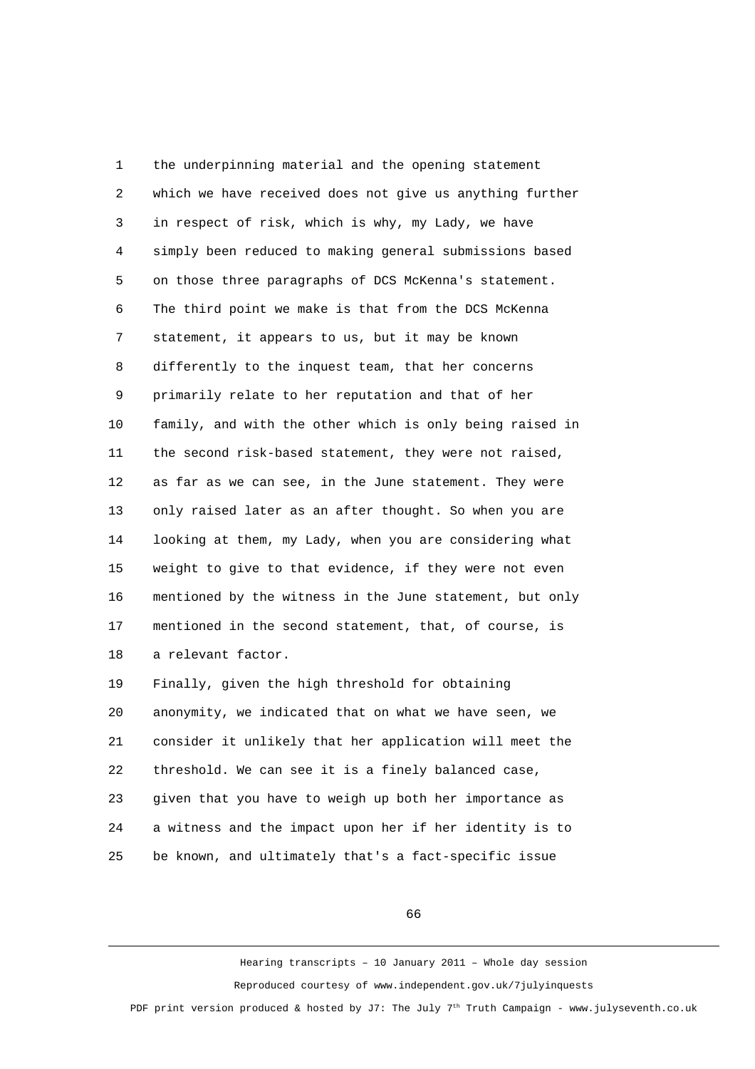1 the underpinning material and the opening statement
2 which we have received does not give us anything further
3 in respect of risk, which is why, my Lady, we have
4 simply been reduced to making general submissions based
5 on those three paragraphs of DCS McKenna's statement.
6 The third point we make is that from the DCS McKenna
7 statement, it appears to us, but it may be known
8 differently to the inquest team, that her concerns
9 primarily relate to her reputation and that of her
10 family, and with the other which is only being raised in
11 the second risk-based statement, they were not raised,
12 as far as we can see, in the June statement. They were
13 only raised later as an after thought. So when you are
14 looking at them, my Lady, when you are considering what
15 weight to give to that evidence, if they were not even
16 mentioned by the witness in the June statement, but only
17 mentioned in the second statement, that, of course, is
18 a relevant factor.
19 Finally, given the high threshold for obtaining
20 anonymity, we indicated that on what we have seen, we
21 consider it unlikely that her application will meet the
22 threshold. We can see it is a finely balanced case,
23 given that you have to weigh up both her importance as
24 a witness and the impact upon her if her identity is to
25 be known, and ultimately that's a fact-specific issue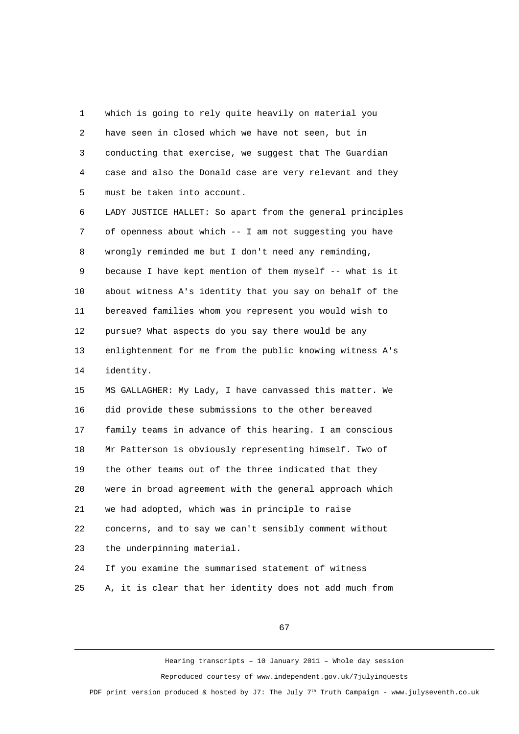which is going to rely quite heavily on material you have seen in closed which we have not seen, but in conducting that exercise, we suggest that The Guardian case and also the Donald case are very relevant and they must be taken into account.

LADY JUSTICE HALLET: So apart from the general principles of openness about which -- I am not suggesting you have wrongly reminded me but I don't need any reminding, because I have kept mention of them myself -- what is it about witness A's identity that you say on behalf of the bereaved families whom you represent you would wish to pursue? What aspects do you say there would be any enlightenment for me from the public knowing witness A's identity.

MS GALLAGHER: My Lady, I have canvassed this matter. We did provide these submissions to the other bereaved family teams in advance of this hearing. I am conscious Mr Patterson is obviously representing himself. Two of the other teams out of the three indicated that they were in broad agreement with the general approach which we had adopted, which was in principle to raise concerns, and to say we can't sensibly comment without the underpinning material.

If you examine the summarised statement of witness A, it is clear that her identity does not add much from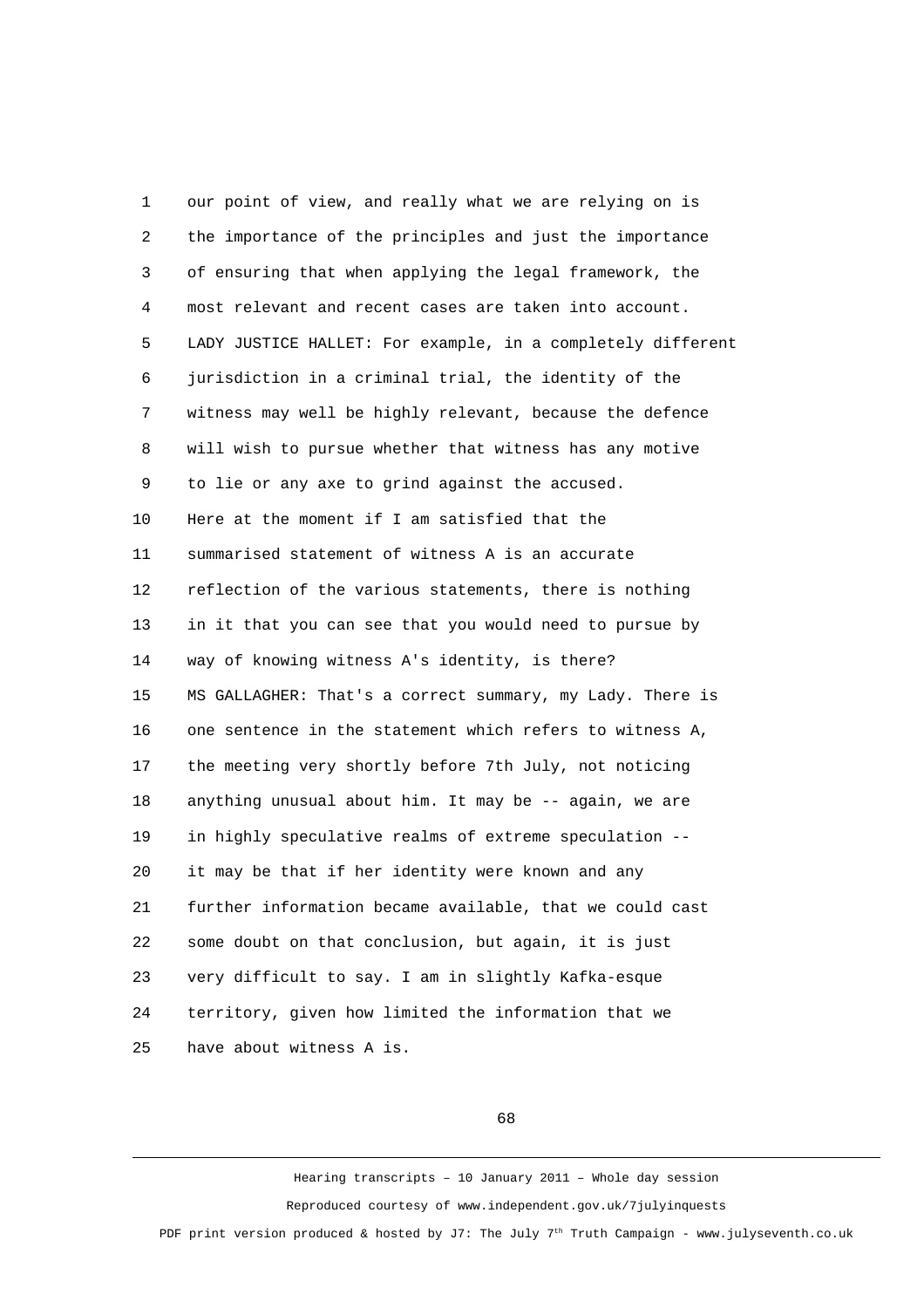our point of view, and really what we are relying on is the importance of the principles and just the importance of ensuring that when applying the legal framework, the most relevant and recent cases are taken into account.

LADY JUSTICE HALLET: For example, in a completely different jurisdiction in a criminal trial, the identity of the witness may well be highly relevant, because the defence will wish to pursue whether that witness has any motive to lie or any axe to grind against the accused.

Here at the moment if I am satisfied that the summarised statement of witness A is an accurate reflection of the various statements, there is nothing in it that you can see that you would need to pursue by way of knowing witness A's identity, is there?

MS GALLAGHER: That's a correct summary, my Lady. There is one sentence in the statement which refers to witness A, the meeting very shortly before 7th July, not noticing anything unusual about him. It may be -- again, we are in highly speculative realms of extreme speculation -- it may be that if her identity were known and any further information became available, that we could cast some doubt on that conclusion, but again, it is just very difficult to say. I am in slightly Kafka-esque territory, given how limited the information that we have about witness A is.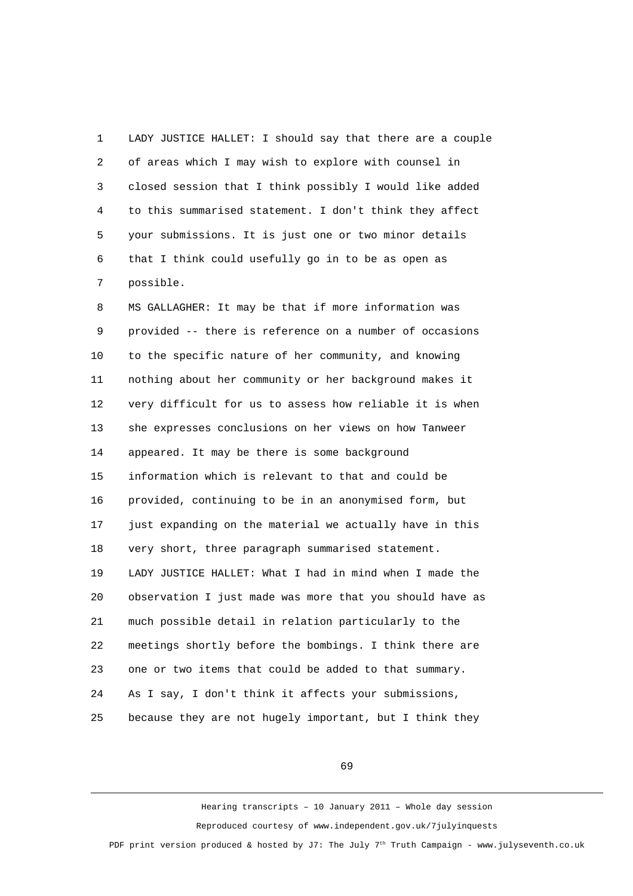LADY JUSTICE HALLET: I should say that there are a couple of areas which I may wish to explore with counsel in closed session that I think possibly I would like added to this summarised statement. I don't think they affect your submissions. It is just one or two minor details that I think could usefully go in to be as open as possible.

MS GALLAGHER: It may be that if more information was provided -- there is reference on a number of occasions to the specific nature of her community, and knowing nothing about her community or her background makes it very difficult for us to assess how reliable it is when she expresses conclusions on her views on how Tanweer appeared. It may be there is some background information which is relevant to that and could be provided, continuing to be in an anonymised form, but just expanding on the material we actually have in this very short, three paragraph summarised statement.

LADY JUSTICE HALLET: What I had in mind when I made the observation I just made was more that you should have as much possible detail in relation particularly to the meetings shortly before the bombings. I think there are one or two items that could be added to that summary. As I say, I don't think it affects your submissions, because they are not hugely important, but I think they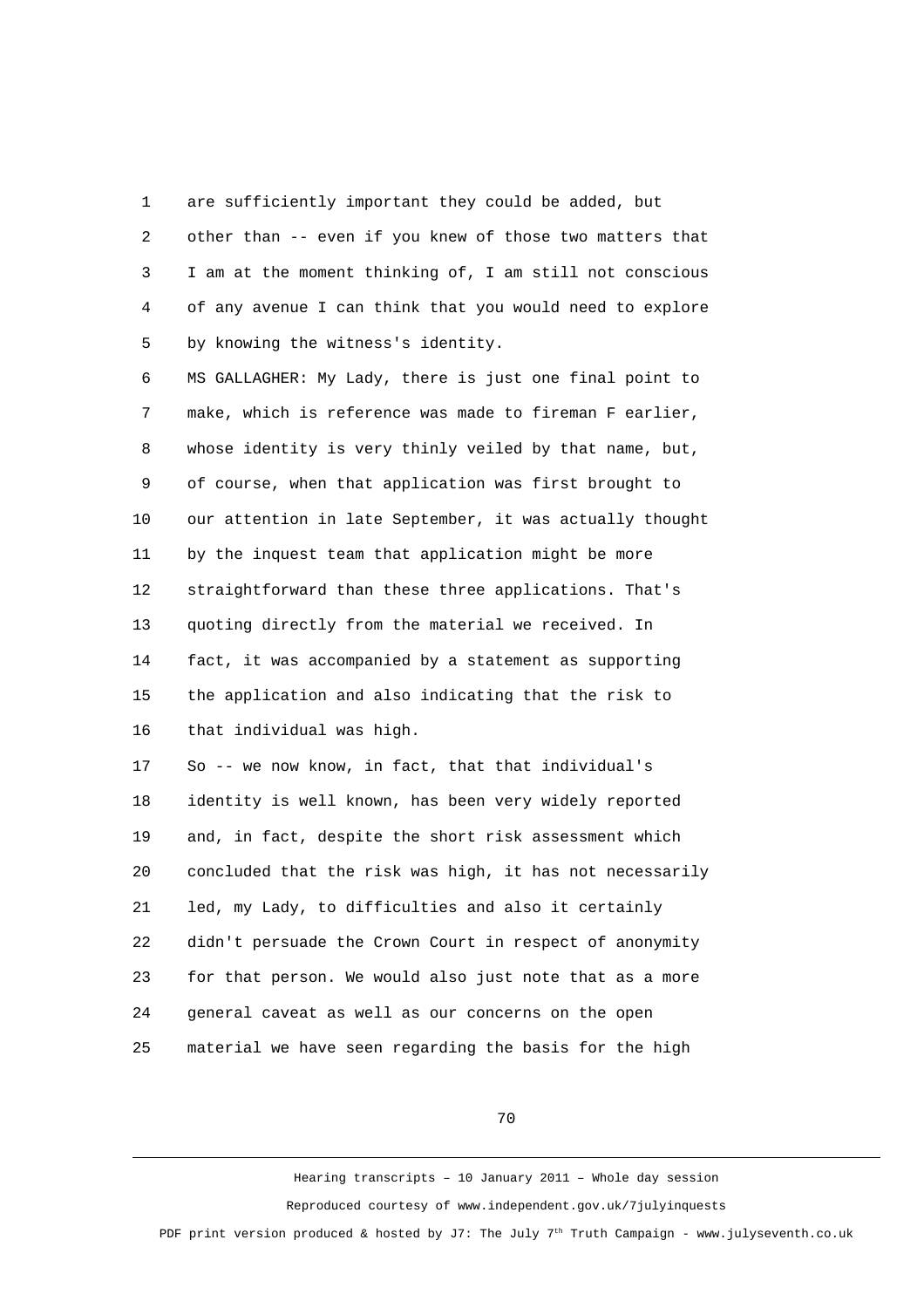are sufficiently important they could be added, but other than -- even if you knew of those two matters that I am at the moment thinking of, I am still not conscious of any avenue I can think that you would need to explore by knowing the witness's identity.

MS GALLAGHER: My Lady, there is just one final point to make, which is reference was made to fireman F earlier, whose identity is very thinly veiled by that name, but, of course, when that application was first brought to our attention in late September, it was actually thought by the inquest team that application might be more straightforward than these three applications. That's quoting directly from the material we received. In fact, it was accompanied by a statement as supporting the application and also indicating that the risk to that individual was high.

So -- we now know, in fact, that that individual's identity is well known, has been very widely reported and, in fact, despite the short risk assessment which concluded that the risk was high, it has not necessarily led, my Lady, to difficulties and also it certainly didn't persuade the Crown Court in respect of anonymity for that person. We would also just note that as a more general caveat as well as our concerns on the open material we have seen regarding the basis for the high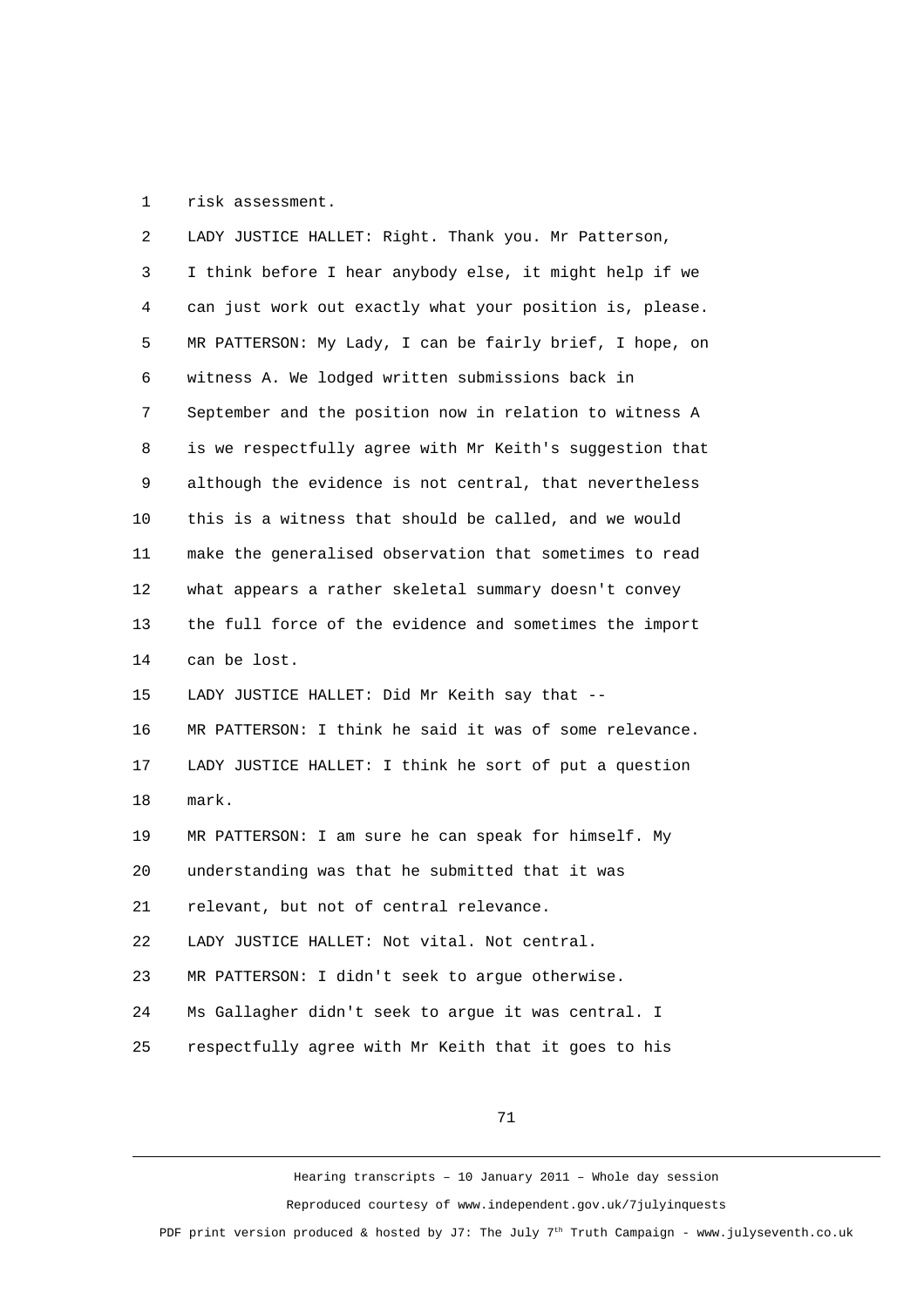risk assessment.

LADY JUSTICE HALLET: Right. Thank you. Mr Patterson, I think before I hear anybody else, it might help if we can just work out exactly what your position is, please.

MR PATTERSON: My Lady, I can be fairly brief, I hope, on witness A. We lodged written submissions back in September and the position now in relation to witness A is we respectfully agree with Mr Keith's suggestion that although the evidence is not central, that nevertheless this is a witness that should be called, and we would make the generalised observation that sometimes to read what appears a rather skeletal summary doesn't convey the full force of the evidence and sometimes the import can be lost.

LADY JUSTICE HALLET: Did Mr Keith say that --

MR PATTERSON: I think he said it was of some relevance.

LADY JUSTICE HALLET: I think he sort of put a question mark.

MR PATTERSON: I am sure he can speak for himself. My understanding was that he submitted that it was relevant, but not of central relevance.

LADY JUSTICE HALLET: Not vital. Not central.

MR PATTERSON: I didn't seek to argue otherwise. Ms Gallagher didn't seek to argue it was central. I respectfully agree with Mr Keith that it goes to his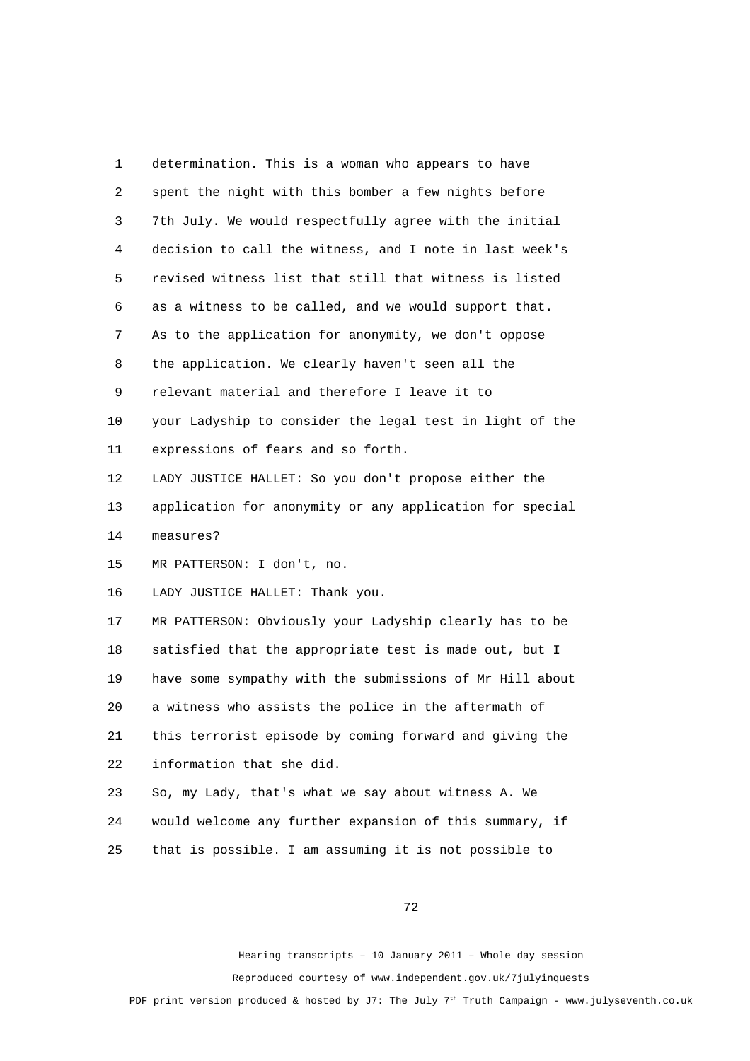1 determination. This is a woman who appears to have
2 spent the night with this bomber a few nights before
3 7th July. We would respectfully agree with the initial
4 decision to call the witness, and I note in last week's
5 revised witness list that still that witness is listed
6 as a witness to be called, and we would support that.
7 As to the application for anonymity, we don't oppose
8 the application. We clearly haven't seen all the
9 relevant material and therefore I leave it to
10 your Ladyship to consider the legal test in light of the
11 expressions of fears and so forth.
12 LADY JUSTICE HALLET: So you don't propose either the
13 application for anonymity or any application for special
14 measures?
15 MR PATTERSON: I don't, no.
16 LADY JUSTICE HALLET: Thank you.
17 MR PATTERSON: Obviously your Ladyship clearly has to be
18 satisfied that the appropriate test is made out, but I
19 have some sympathy with the submissions of Mr Hill about
20 a witness who assists the police in the aftermath of
21 this terrorist episode by coming forward and giving the
22 information that she did.
23 So, my Lady, that's what we say about witness A. We
24 would welcome any further expansion of this summary, if
25 that is possible. I am assuming it is not possible to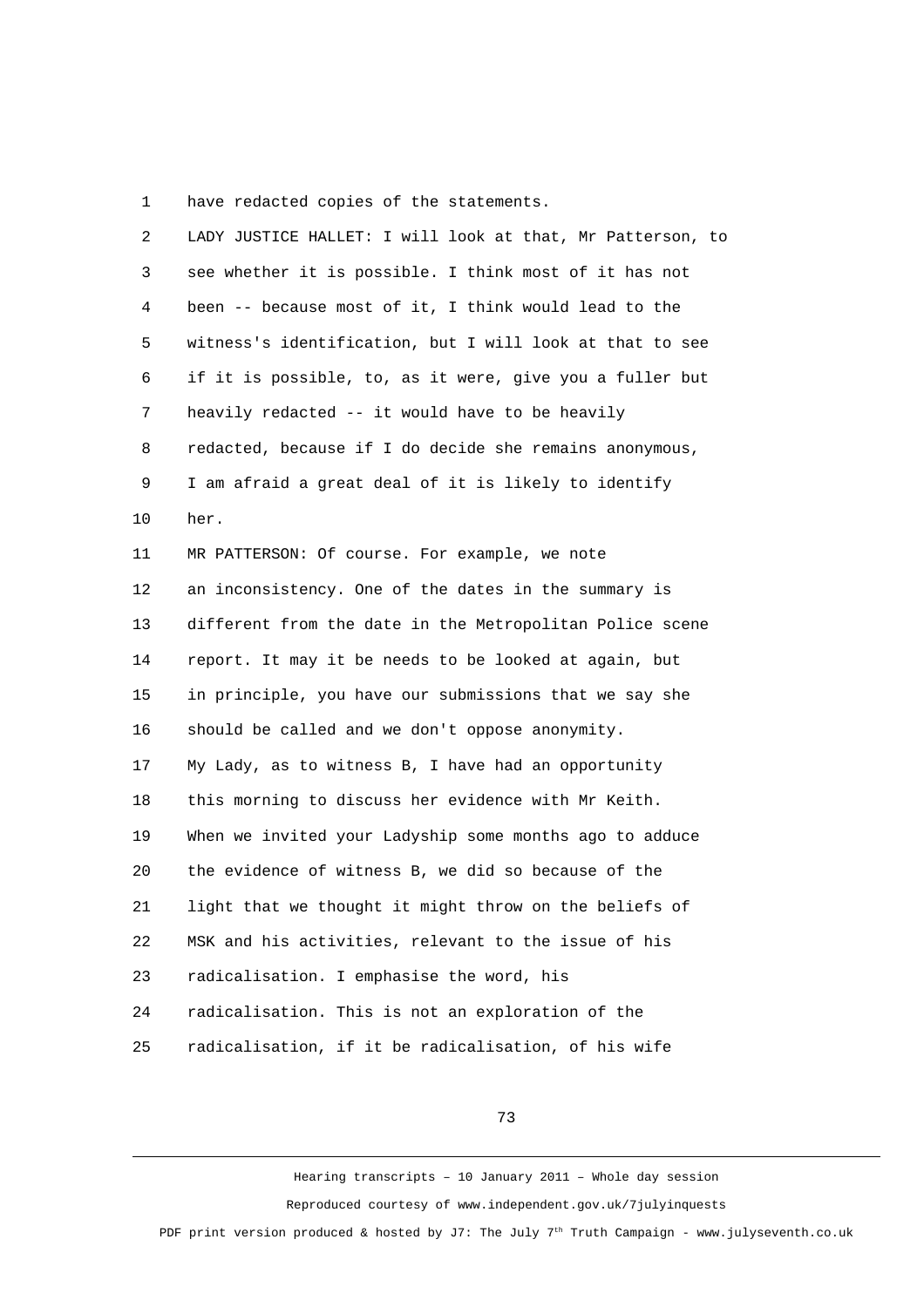have redacted copies of the statements.

LADY JUSTICE HALLET: I will look at that, Mr Patterson, to see whether it is possible. I think most of it has not been -- because most of it, I think would lead to the witness's identification, but I will look at that to see if it is possible, to, as it were, give you a fuller but heavily redacted -- it would have to be heavily redacted, because if I do decide she remains anonymous, I am afraid a great deal of it is likely to identify her.

MR PATTERSON: Of course. For example, we note an inconsistency. One of the dates in the summary is different from the date in the Metropolitan Police scene report. It may it be needs to be looked at again, but in principle, you have our submissions that we say she should be called and we don't oppose anonymity.

My Lady, as to witness B, I have had an opportunity this morning to discuss her evidence with Mr Keith. When we invited your Ladyship some months ago to adduce the evidence of witness B, we did so because of the light that we thought it might throw on the beliefs of MSK and his activities, relevant to the issue of his radicalisation. I emphasise the word, his radicalisation. This is not an exploration of the radicalisation, if it be radicalisation, of his wife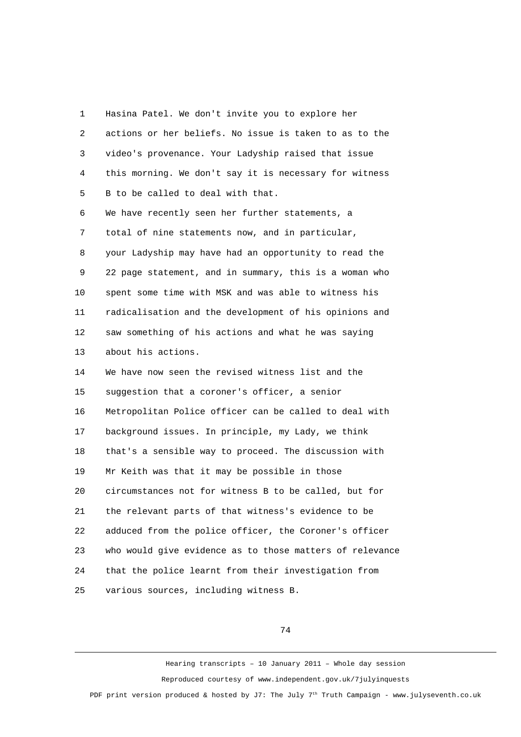1 Hasina Patel. We don't invite you to explore her
2 actions or her beliefs. No issue is taken to as to the
3 video's provenance. Your Ladyship raised that issue
4 this morning. We don't say it is necessary for witness
5 B to be called to deal with that.
6 We have recently seen her further statements, a
7 total of nine statements now, and in particular,
8 your Ladyship may have had an opportunity to read the
9 22 page statement, and in summary, this is a woman who
10 spent some time with MSK and was able to witness his
11 radicalisation and the development of his opinions and
12 saw something of his actions and what he was saying
13 about his actions.
14 We have now seen the revised witness list and the
15 suggestion that a coroner's officer, a senior
16 Metropolitan Police officer can be called to deal with
17 background issues. In principle, my Lady, we think
18 that's a sensible way to proceed. The discussion with
19 Mr Keith was that it may be possible in those
20 circumstances not for witness B to be called, but for
21 the relevant parts of that witness's evidence to be
22 adduced from the police officer, the Coroner's officer
23 who would give evidence as to those matters of relevance
24 that the police learnt from their investigation from
25 various sources, including witness B.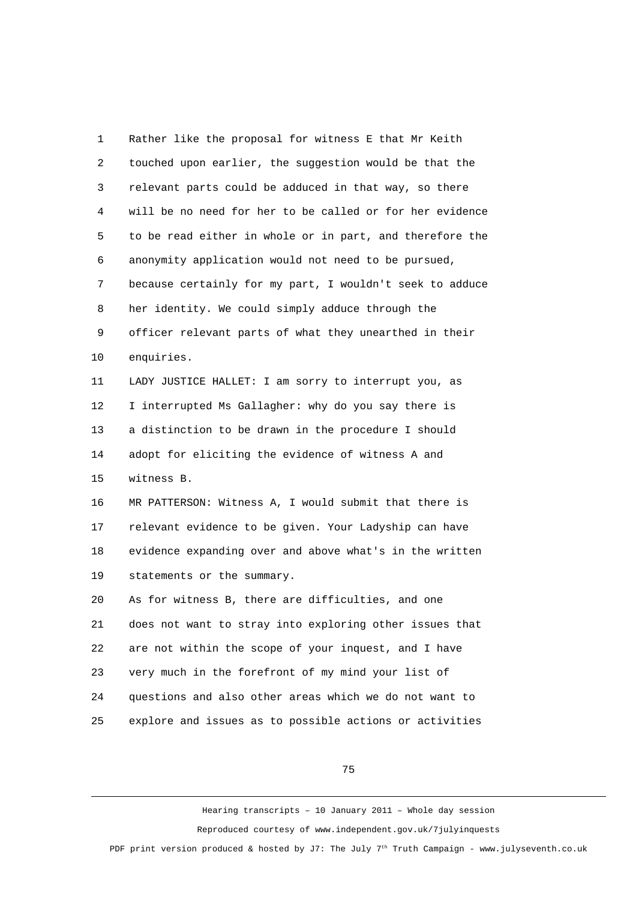1 Rather like the proposal for witness E that Mr Keith
2 touched upon earlier, the suggestion would be that the
3 relevant parts could be adduced in that way, so there
4 will be no need for her to be called or for her evidence
5 to be read either in whole or in part, and therefore the
6 anonymity application would not need to be pursued,
7 because certainly for my part, I wouldn't seek to adduce
8 her identity. We could simply adduce through the
9 officer relevant parts of what they unearthed in their
10 enquiries.
11 LADY JUSTICE HALLET: I am sorry to interrupt you, as
12 I interrupted Ms Gallagher: why do you say there is
13 a distinction to be drawn in the procedure I should
14 adopt for eliciting the evidence of witness A and
15 witness B.
16 MR PATTERSON: Witness A, I would submit that there is
17 relevant evidence to be given. Your Ladyship can have
18 evidence expanding over and above what's in the written
19 statements or the summary.
20 As for witness B, there are difficulties, and one
21 does not want to stray into exploring other issues that
22 are not within the scope of your inquest, and I have
23 very much in the forefront of my mind your list of
24 questions and also other areas which we do not want to
25 explore and issues as to possible actions or activities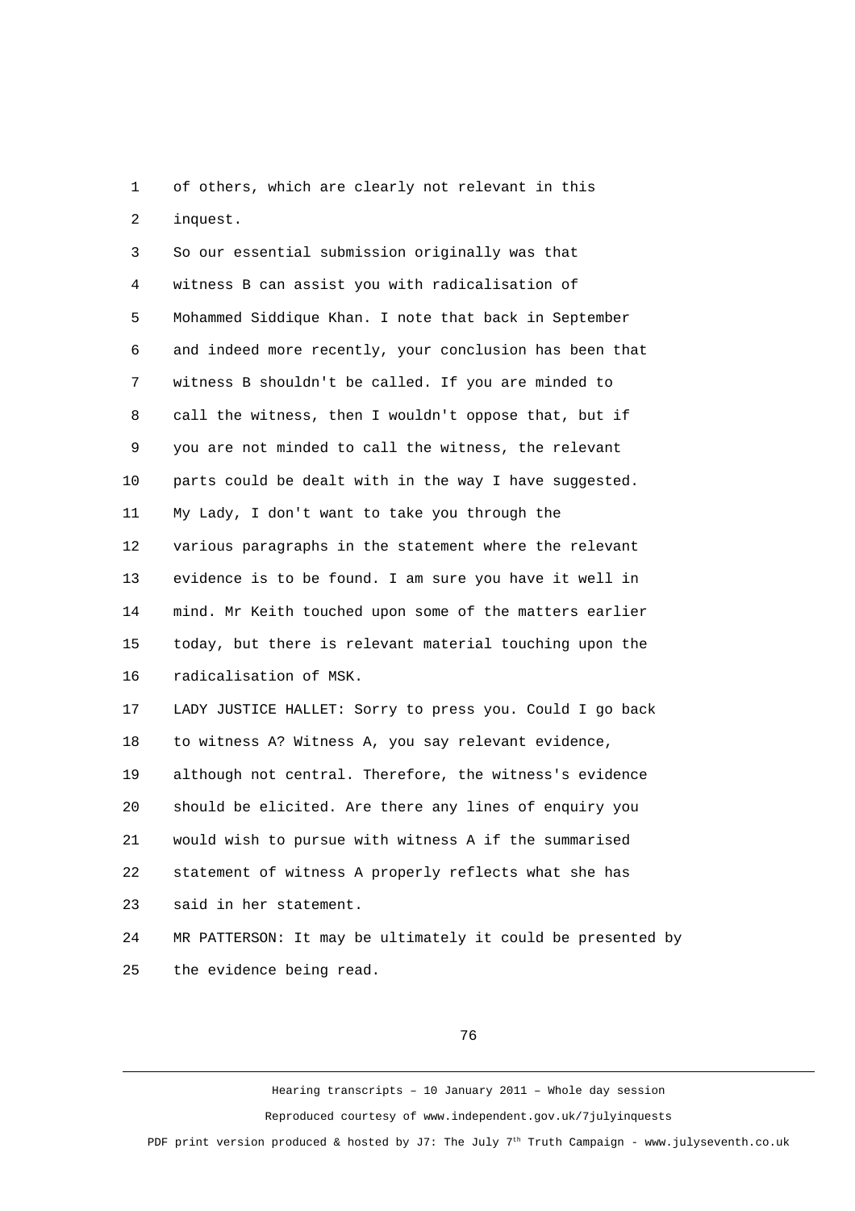of others, which are clearly not relevant in this inquest.

So our essential submission originally was that witness B can assist you with radicalisation of Mohammed Siddique Khan. I note that back in September and indeed more recently, your conclusion has been that witness B shouldn't be called. If you are minded to call the witness, then I wouldn't oppose that, but if you are not minded to call the witness, the relevant parts could be dealt with in the way I have suggested.

My Lady, I don't want to take you through the various paragraphs in the statement where the relevant evidence is to be found. I am sure you have it well in mind. Mr Keith touched upon some of the matters earlier today, but there is relevant material touching upon the radicalisation of MSK.

LADY JUSTICE HALLET: Sorry to press you. Could I go back to witness A? Witness A, you say relevant evidence, although not central. Therefore, the witness's evidence should be elicited. Are there any lines of enquiry you would wish to pursue with witness A if the summarised statement of witness A properly reflects what she has said in her statement.

MR PATTERSON: It may be ultimately it could be presented by the evidence being read.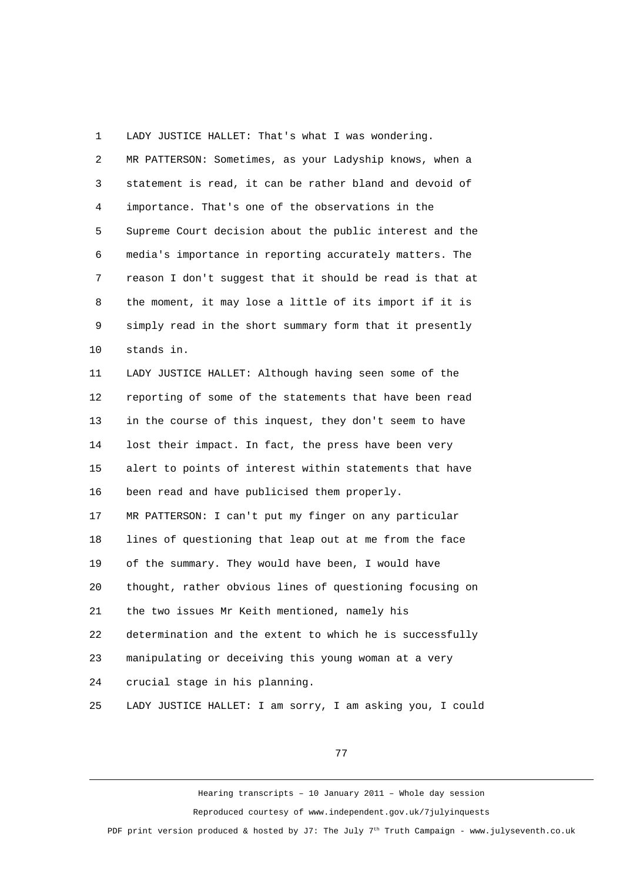1 LADY JUSTICE HALLET: That's what I was wondering.
2 MR PATTERSON: Sometimes, as your Ladyship knows, when a
3 statement is read, it can be rather bland and devoid of
4 importance. That's one of the observations in the
5 Supreme Court decision about the public interest and the
6 media's importance in reporting accurately matters. The
7 reason I don't suggest that it should be read is that at
8 the moment, it may lose a little of its import if it is
9 simply read in the short summary form that it presently
10 stands in.
11 LADY JUSTICE HALLET: Although having seen some of the
12 reporting of some of the statements that have been read
13 in the course of this inquest, they don't seem to have
14 lost their impact. In fact, the press have been very
15 alert to points of interest within statements that have
16 been read and have publicised them properly.
17 MR PATTERSON: I can't put my finger on any particular
18 lines of questioning that leap out at me from the face
19 of the summary. They would have been, I would have
20 thought, rather obvious lines of questioning focusing on
21 the two issues Mr Keith mentioned, namely his
22 determination and the extent to which he is successfully
23 manipulating or deceiving this young woman at a very
24 crucial stage in his planning.
25 LADY JUSTICE HALLET: I am sorry, I am asking you, I could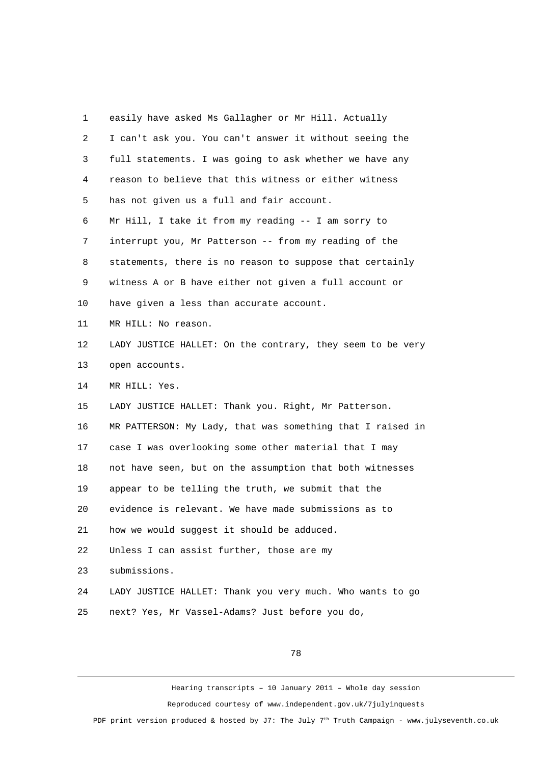1 easily have asked Ms Gallagher or Mr Hill. Actually
2 I can't ask you. You can't answer it without seeing the
3 full statements. I was going to ask whether we have any
4 reason to believe that this witness or either witness
5 has not given us a full and fair account.
6 Mr Hill, I take it from my reading -- I am sorry to
7 interrupt you, Mr Patterson -- from my reading of the
8 statements, there is no reason to suppose that certainly
9 witness A or B have either not given a full account or
10 have given a less than accurate account.
11 MR HILL: No reason.
12 LADY JUSTICE HALLET: On the contrary, they seem to be very
13 open accounts.
14 MR HILL: Yes.
15 LADY JUSTICE HALLET: Thank you. Right, Mr Patterson.
16 MR PATTERSON: My Lady, that was something that I raised in
17 case I was overlooking some other material that I may
18 not have seen, but on the assumption that both witnesses
19 appear to be telling the truth, we submit that the
20 evidence is relevant. We have made submissions as to
21 how we would suggest it should be adduced.
22 Unless I can assist further, those are my
23 submissions.
24 LADY JUSTICE HALLET: Thank you very much. Who wants to go
25 next? Yes, Mr Vassel-Adams? Just before you do,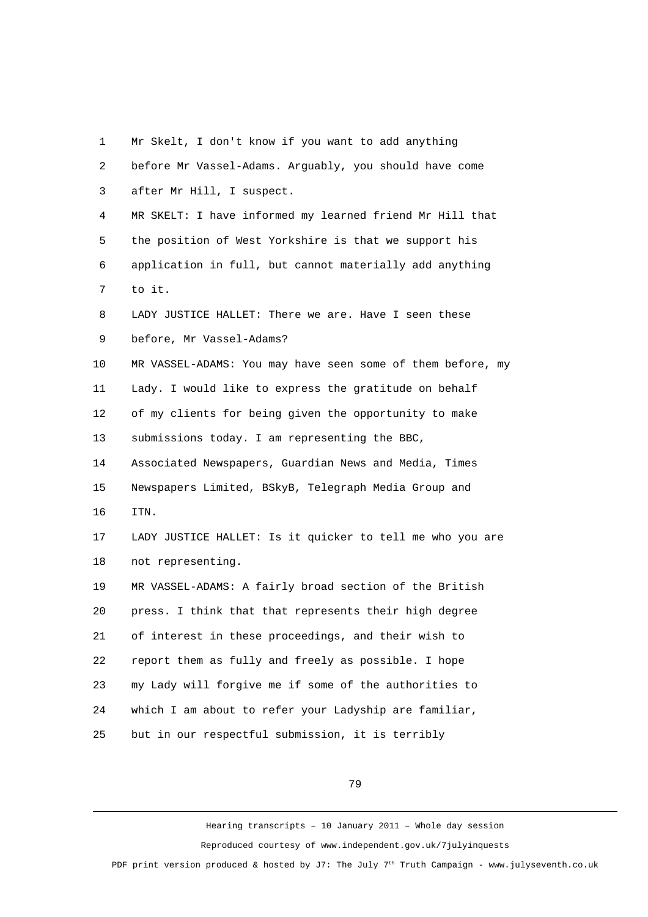Mr Skelt, I don't know if you want to add anything before Mr Vassel-Adams. Arguably, you should have come after Mr Hill, I suspect.

MR SKELT: I have informed my learned friend Mr Hill that the position of West Yorkshire is that we support his application in full, but cannot materially add anything to it.

LADY JUSTICE HALLET: There we are. Have I seen these before, Mr Vassel-Adams?

MR VASSEL-ADAMS: You may have seen some of them before, my Lady. I would like to express the gratitude on behalf of my clients for being given the opportunity to make submissions today. I am representing the BBC, Associated Newspapers, Guardian News and Media, Times Newspapers Limited, BSkyB, Telegraph Media Group and ITN.

LADY JUSTICE HALLET: Is it quicker to tell me who you are not representing.

MR VASSEL-ADAMS: A fairly broad section of the British press. I think that that represents their high degree of interest in these proceedings, and their wish to report them as fully and freely as possible. I hope my Lady will forgive me if some of the authorities to which I am about to refer your Ladyship are familiar, but in our respectful submission, it is terribly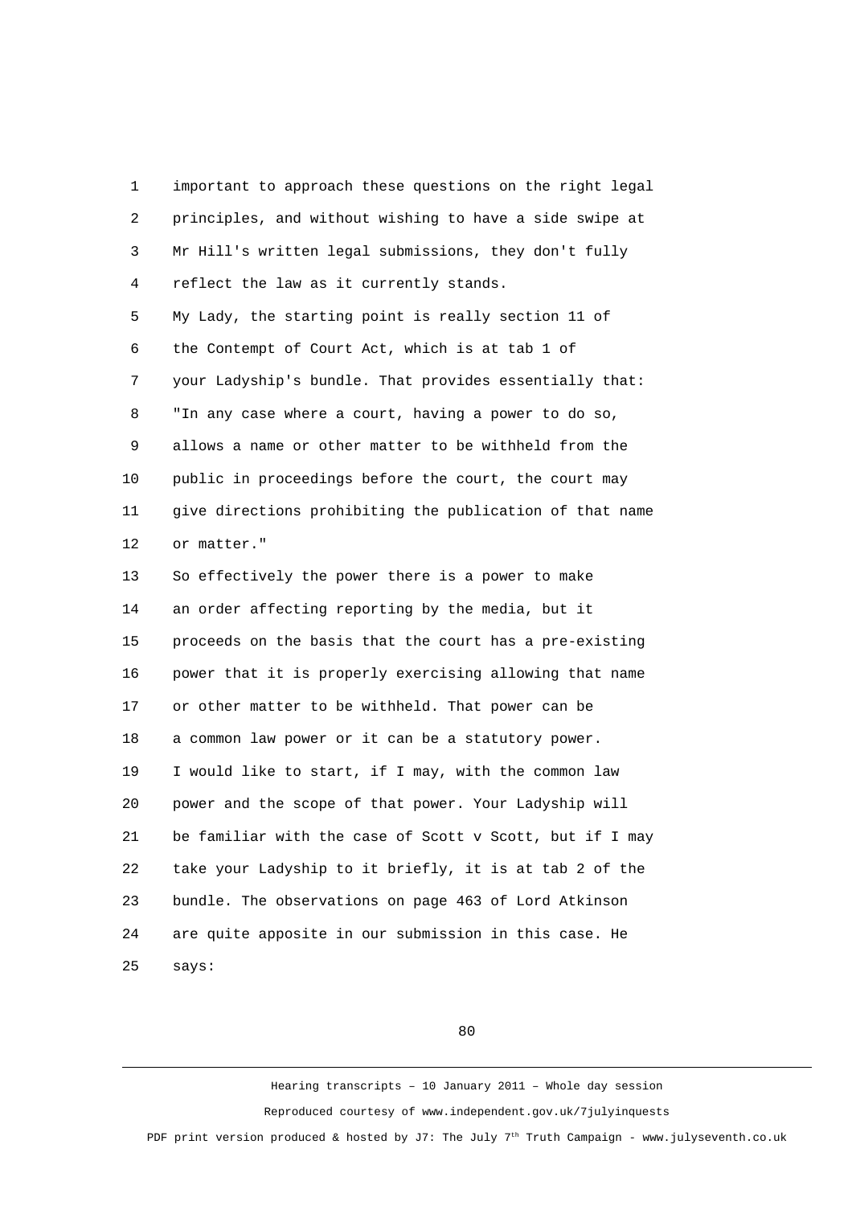important to approach these questions on the right legal principles, and without wishing to have a side swipe at Mr Hill's written legal submissions, they don't fully reflect the law as it currently stands.

My Lady, the starting point is really section 11 of the Contempt of Court Act, which is at tab 1 of your Ladyship's bundle. That provides essentially that:

"In any case where a court, having a power to do so, allows a name or other matter to be withheld from the public in proceedings before the court, the court may give directions prohibiting the publication of that name or matter."

So effectively the power there is a power to make an order affecting reporting by the media, but it proceeds on the basis that the court has a pre-existing power that it is properly exercising allowing that name or other matter to be withheld. That power can be a common law power or it can be a statutory power.

I would like to start, if I may, with the common law power and the scope of that power. Your Ladyship will be familiar with the case of Scott v Scott, but if I may take your Ladyship to it briefly, it is at tab 2 of the bundle. The observations on page 463 of Lord Atkinson are quite apposite in our submission in this case. He says: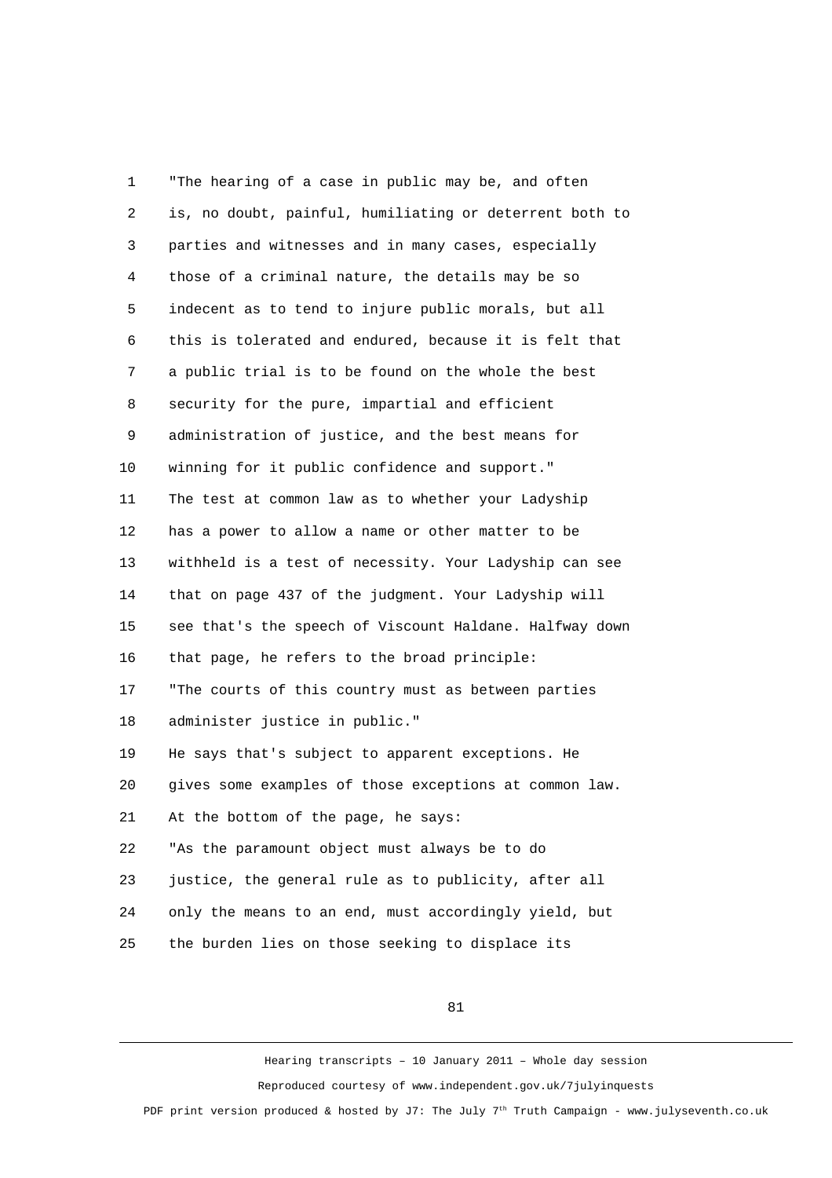"The hearing of a case in public may be, and often is, no doubt, painful, humiliating or deterrent both to parties and witnesses and in many cases, especially those of a criminal nature, the details may be so indecent as to tend to injure public morals, but all this is tolerated and endured, because it is felt that a public trial is to be found on the whole the best security for the pure, impartial and efficient administration of justice, and the best means for winning for it public confidence and support."

The test at common law as to whether your Ladyship has a power to allow a name or other matter to be withheld is a test of necessity. Your Ladyship can see that on page 437 of the judgment. Your Ladyship will see that's the speech of Viscount Haldane. Halfway down that page, he refers to the broad principle:

"The courts of this country must as between parties administer justice in public."

He says that's subject to apparent exceptions. He gives some examples of those exceptions at common law. At the bottom of the page, he says:

"As the paramount object must always be to do justice, the general rule as to publicity, after all only the means to an end, must accordingly yield, but the burden lies on those seeking to displace its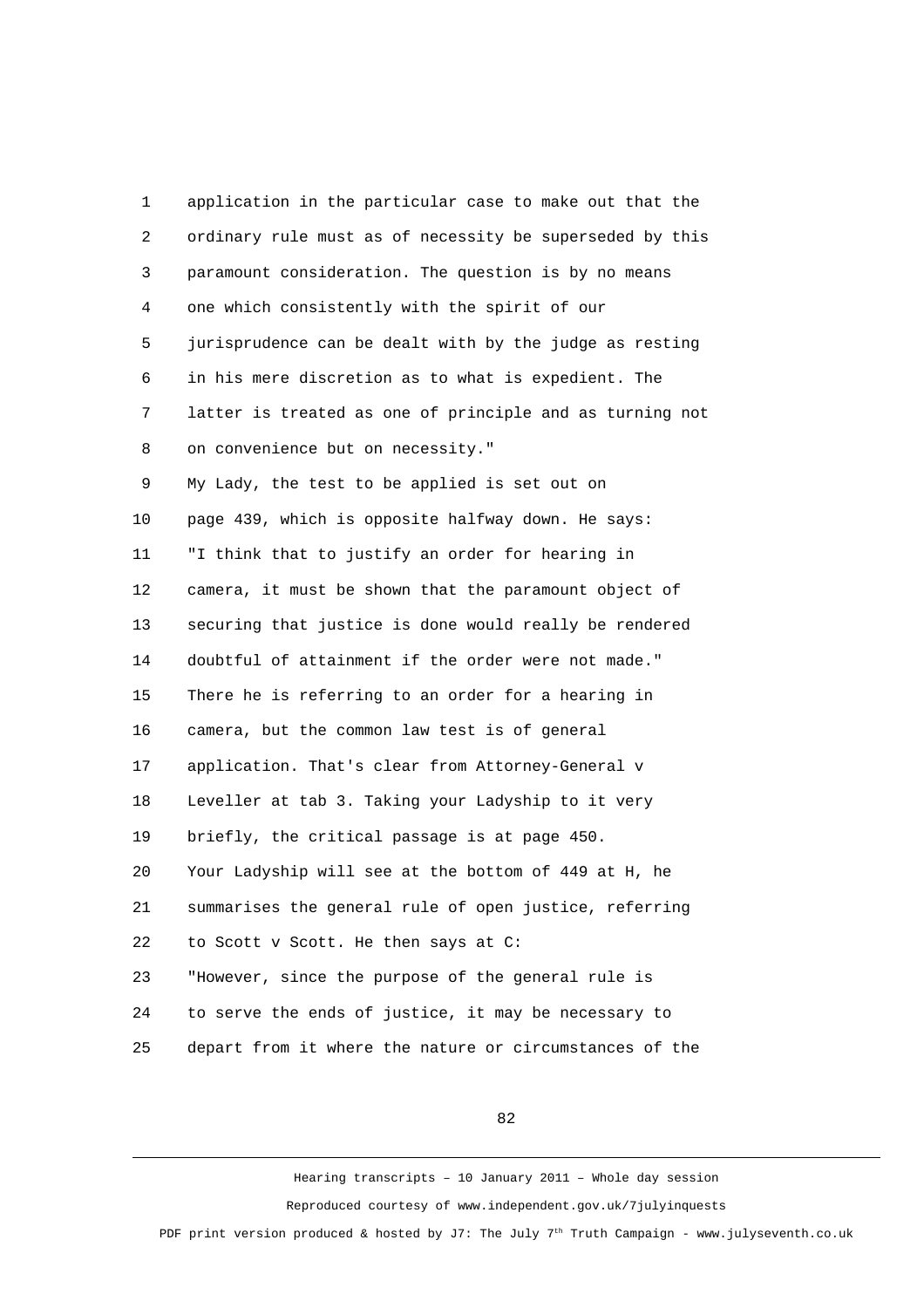application in the particular case to make out that the ordinary rule must as of necessity be superseded by this paramount consideration. The question is by no means one which consistently with the spirit of our jurisprudence can be dealt with by the judge as resting in his mere discretion as to what is expedient. The latter is treated as one of principle and as turning not on convenience but on necessity."

My Lady, the test to be applied is set out on page 439, which is opposite halfway down. He says:

"I think that to justify an order for hearing in camera, it must be shown that the paramount object of securing that justice is done would really be rendered doubtful of attainment if the order were not made."

There he is referring to an order for a hearing in camera, but the common law test is of general application. That's clear from Attorney-General v Leveller at tab 3. Taking your Ladyship to it very briefly, the critical passage is at page 450.

Your Ladyship will see at the bottom of 449 at H, he summarises the general rule of open justice, referring to Scott v Scott. He then says at C:

"However, since the purpose of the general rule is to serve the ends of justice, it may be necessary to depart from it where the nature or circumstances of the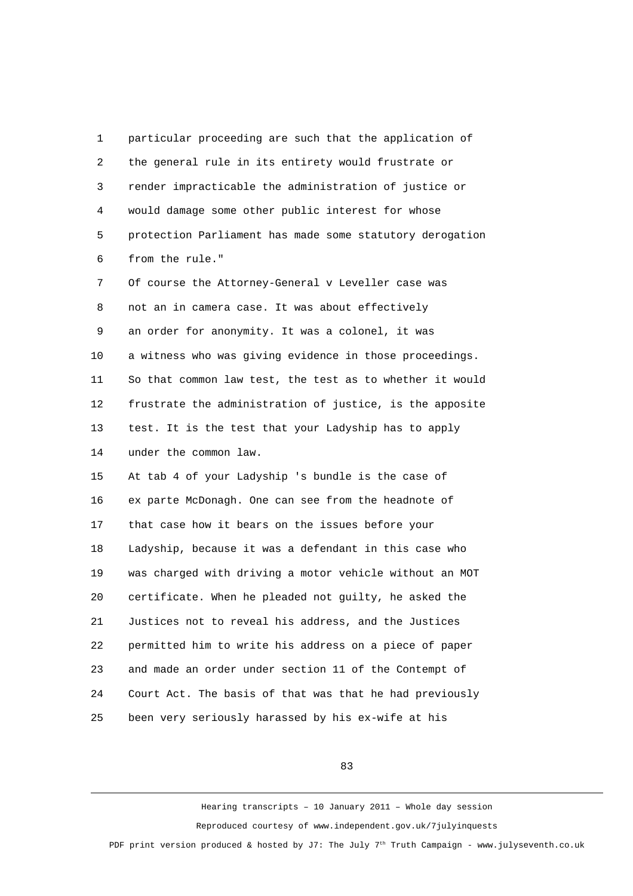particular proceeding are such that the application of the general rule in its entirety would frustrate or render impracticable the administration of justice or would damage some other public interest for whose protection Parliament has made some statutory derogation from the rule."

Of course the Attorney-General v Leveller case was not an in camera case. It was about effectively an order for anonymity. It was a colonel, it was a witness who was giving evidence in those proceedings. So that common law test, the test as to whether it would frustrate the administration of justice, is the apposite test. It is the test that your Ladyship has to apply under the common law.

At tab 4 of your Ladyship 's bundle is the case of ex parte McDonagh. One can see from the headnote of that case how it bears on the issues before your Ladyship, because it was a defendant in this case who was charged with driving a motor vehicle without an MOT certificate. When he pleaded not guilty, he asked the Justices not to reveal his address, and the Justices permitted him to write his address on a piece of paper and made an order under section 11 of the Contempt of Court Act. The basis of that was that he had previously been very seriously harassed by his ex-wife at his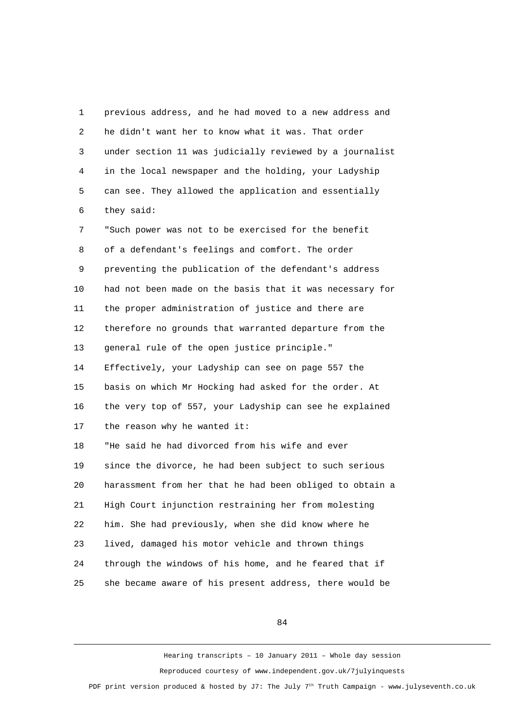previous address, and he had moved to a new address and he didn't want her to know what it was. That order under section 11 was judicially reviewed by a journalist in the local newspaper and the holding, your Ladyship can see. They allowed the application and essentially they said:

"Such power was not to be exercised for the benefit of a defendant's feelings and comfort. The order preventing the publication of the defendant's address had not been made on the basis that it was necessary for the proper administration of justice and there are therefore no grounds that warranted departure from the general rule of the open justice principle."

Effectively, your Ladyship can see on page 557 the basis on which Mr Hocking had asked for the order. At the very top of 557, your Ladyship can see he explained the reason why he wanted it:

"He said he had divorced from his wife and ever since the divorce, he had been subject to such serious harassment from her that he had been obliged to obtain a High Court injunction restraining her from molesting him. She had previously, when she did know where he lived, damaged his motor vehicle and thrown things through the windows of his home, and he feared that if she became aware of his present address, there would be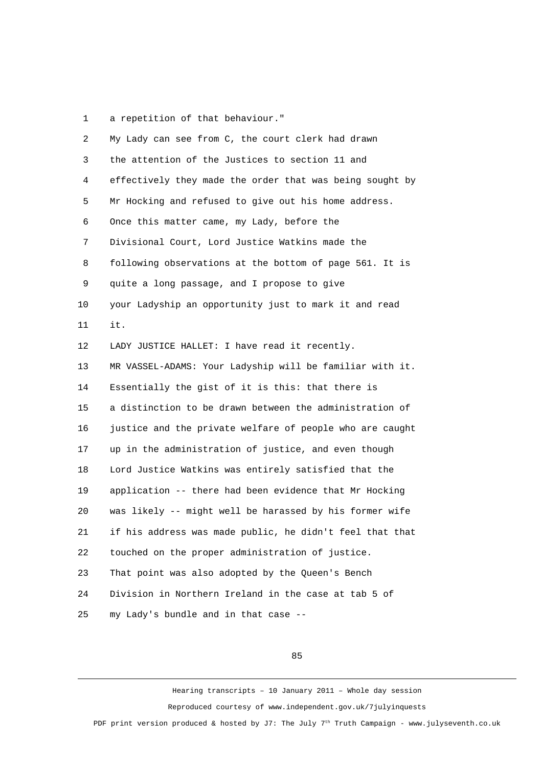a repetition of that behaviour."

My Lady can see from C, the court clerk had drawn the attention of the Justices to section 11 and effectively they made the order that was being sought by Mr Hocking and refused to give out his home address. Once this matter came, my Lady, before the Divisional Court, Lord Justice Watkins made the following observations at the bottom of page 561. It is quite a long passage, and I propose to give your Ladyship an opportunity just to mark it and read it.

LADY JUSTICE HALLET: I have read it recently.

MR VASSEL-ADAMS: Your Ladyship will be familiar with it. Essentially the gist of it is this: that there is a distinction to be drawn between the administration of justice and the private welfare of people who are caught up in the administration of justice, and even though Lord Justice Watkins was entirely satisfied that the application -- there had been evidence that Mr Hocking was likely -- might well be harassed by his former wife if his address was made public, he didn't feel that that touched on the proper administration of justice. That point was also adopted by the Queen's Bench Division in Northern Ireland in the case at tab 5 of my Lady's bundle and in that case --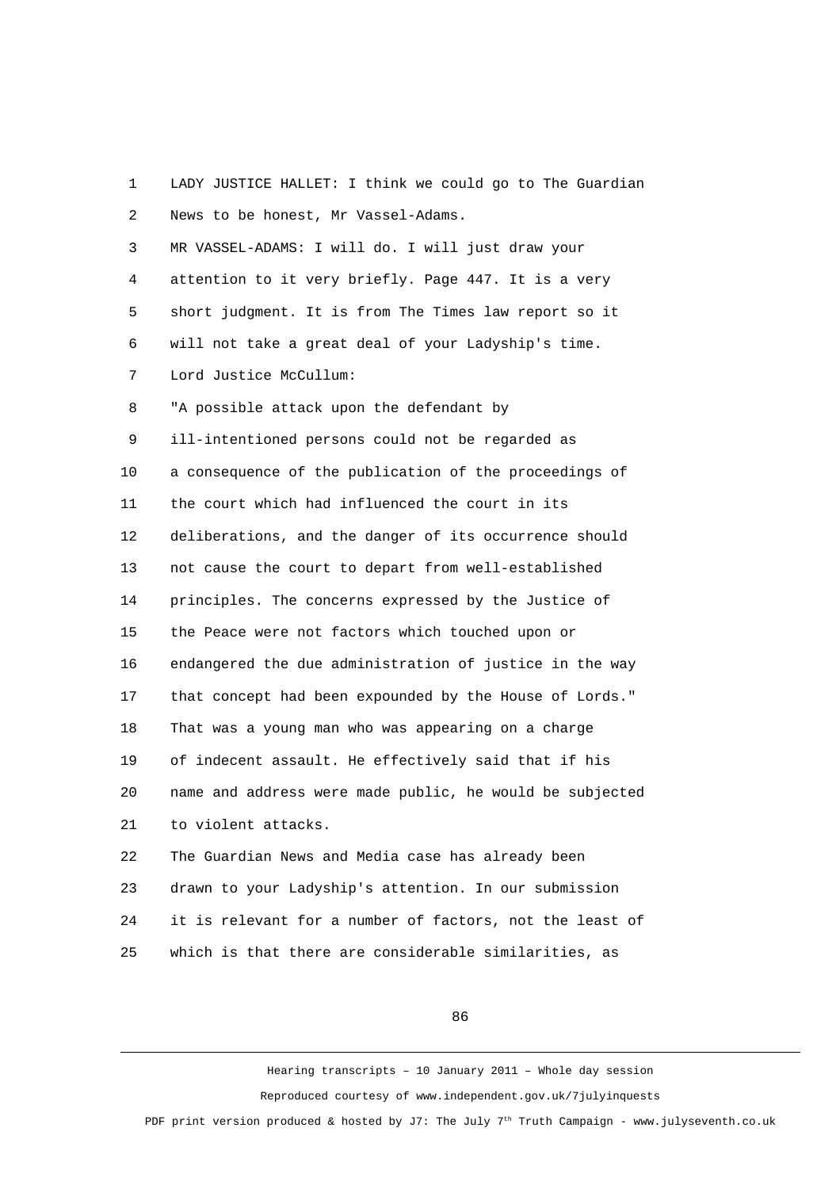LADY JUSTICE HALLET: I think we could go to The Guardian News to be honest, Mr Vassel-Adams.

MR VASSEL-ADAMS: I will do. I will just draw your attention to it very briefly. Page 447. It is a very short judgment. It is from The Times law report so it will not take a great deal of your Ladyship's time.

Lord Justice McCullum:

"A possible attack upon the defendant by ill-intentioned persons could not be regarded as a consequence of the publication of the proceedings of the court which had influenced the court in its deliberations, and the danger of its occurrence should not cause the court to depart from well-established principles. The concerns expressed by the Justice of the Peace were not factors which touched upon or endangered the due administration of justice in the way that concept had been expounded by the House of Lords."

That was a young man who was appearing on a charge of indecent assault. He effectively said that if his name and address were made public, he would be subjected to violent attacks.

The Guardian News and Media case has already been drawn to your Ladyship's attention. In our submission it is relevant for a number of factors, not the least of which is that there are considerable similarities, as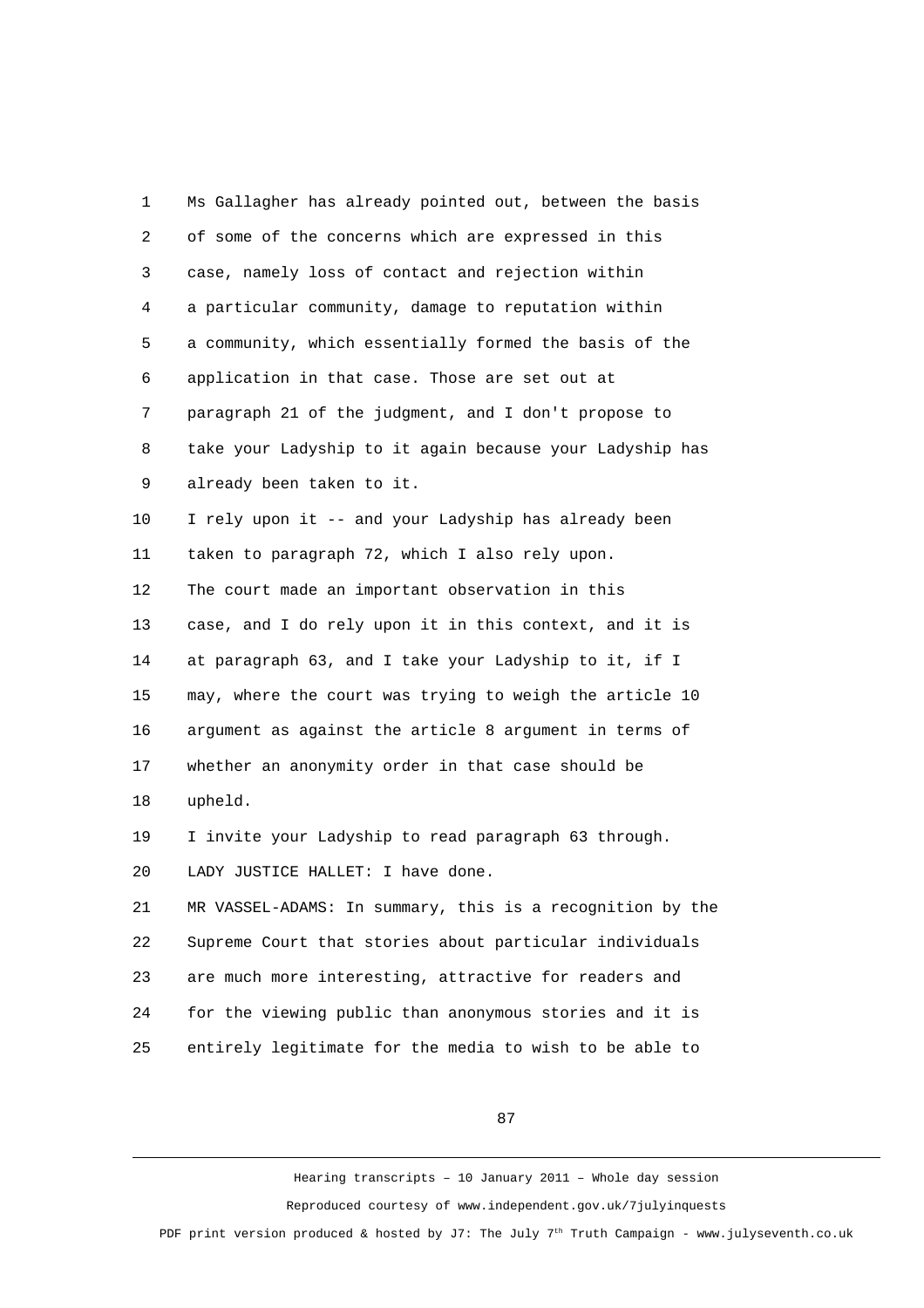Ms Gallagher has already pointed out, between the basis of some of the concerns which are expressed in this case, namely loss of contact and rejection within a particular community, damage to reputation within a community, which essentially formed the basis of the application in that case. Those are set out at paragraph 21 of the judgment, and I don't propose to take your Ladyship to it again because your Ladyship has already been taken to it.

I rely upon it -- and your Ladyship has already been taken to paragraph 72, which I also rely upon.

The court made an important observation in this case, and I do rely upon it in this context, and it is at paragraph 63, and I take your Ladyship to it, if I may, where the court was trying to weigh the article 10 argument as against the article 8 argument in terms of whether an anonymity order in that case should be upheld.

I invite your Ladyship to read paragraph 63 through.

LADY JUSTICE HALLET: I have done.

MR VASSEL-ADAMS: In summary, this is a recognition by the Supreme Court that stories about particular individuals are much more interesting, attractive for readers and for the viewing public than anonymous stories and it is entirely legitimate for the media to wish to be able to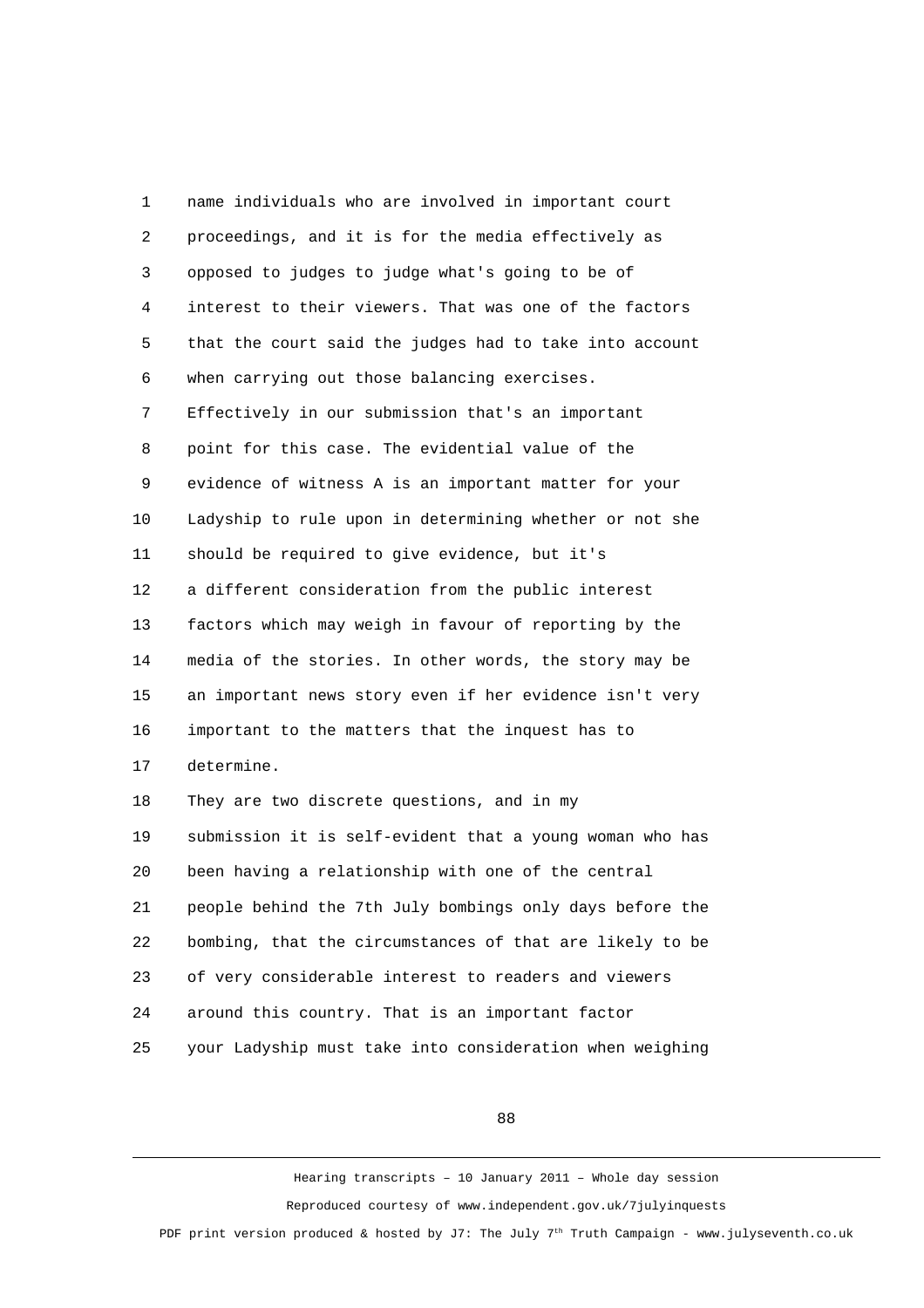1 name individuals who are involved in important court
2 proceedings, and it is for the media effectively as
3 opposed to judges to judge what's going to be of
4 interest to their viewers. That was one of the factors
5 that the court said the judges had to take into account
6 when carrying out those balancing exercises.
7 Effectively in our submission that's an important
8 point for this case. The evidential value of the
9 evidence of witness A is an important matter for your
10 Ladyship to rule upon in determining whether or not she
11 should be required to give evidence, but it's
12 a different consideration from the public interest
13 factors which may weigh in favour of reporting by the
14 media of the stories. In other words, the story may be
15 an important news story even if her evidence isn't very
16 important to the matters that the inquest has to
17 determine.
18 They are two discrete questions, and in my
19 submission it is self-evident that a young woman who has
20 been having a relationship with one of the central
21 people behind the 7th July bombings only days before the
22 bombing, that the circumstances of that are likely to be
23 of very considerable interest to readers and viewers
24 around this country. That is an important factor
25 your Ladyship must take into consideration when weighing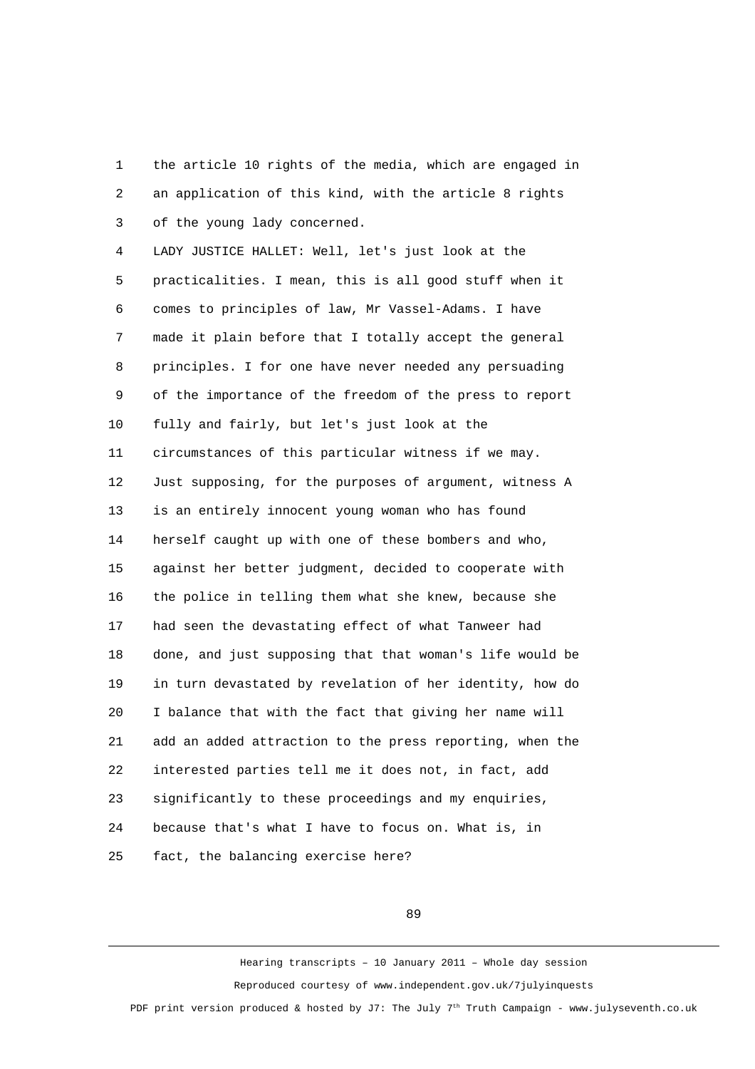the article 10 rights of the media, which are engaged in an application of this kind, with the article 8 rights of the young lady concerned.

LADY JUSTICE HALLET: Well, let's just look at the practicalities. I mean, this is all good stuff when it comes to principles of law, Mr Vassel-Adams. I have made it plain before that I totally accept the general principles. I for one have never needed any persuading of the importance of the freedom of the press to report fully and fairly, but let's just look at the circumstances of this particular witness if we may. Just supposing, for the purposes of argument, witness A is an entirely innocent young woman who has found herself caught up with one of these bombers and who, against her better judgment, decided to cooperate with the police in telling them what she knew, because she had seen the devastating effect of what Tanweer had done, and just supposing that that woman's life would be in turn devastated by revelation of her identity, how do I balance that with the fact that giving her name will add an added attraction to the press reporting, when the interested parties tell me it does not, in fact, add significantly to these proceedings and my enquiries, because that's what I have to focus on. What is, in fact, the balancing exercise here?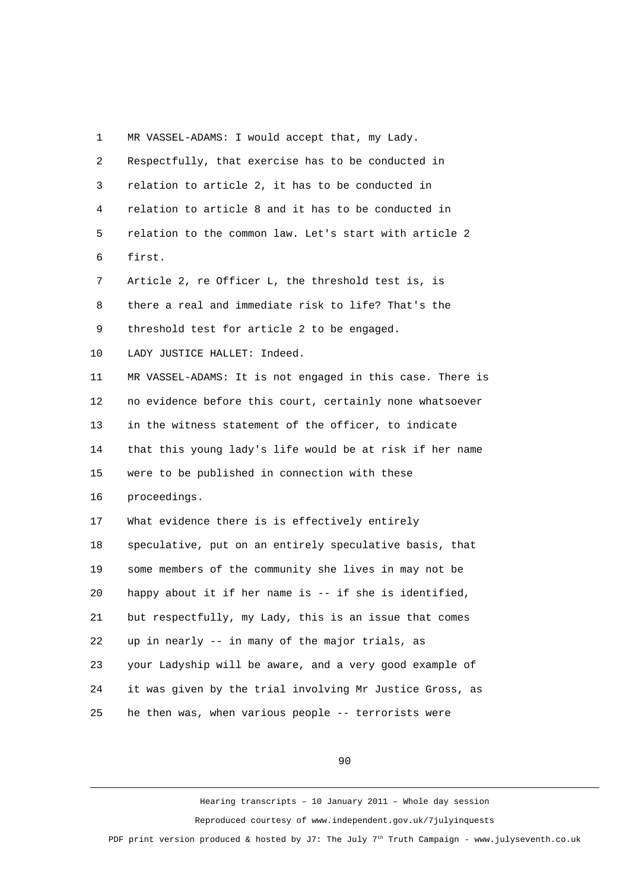MR VASSEL-ADAMS: I would accept that, my Lady. Respectfully, that exercise has to be conducted in relation to article 2, it has to be conducted in relation to article 8 and it has to be conducted in relation to the common law. Let's start with article 2 first.

Article 2, re Officer L, the threshold test is, is there a real and immediate risk to life? That's the threshold test for article 2 to be engaged.

LADY JUSTICE HALLET: Indeed.

MR VASSEL-ADAMS: It is not engaged in this case. There is no evidence before this court, certainly none whatsoever in the witness statement of the officer, to indicate that this young lady's life would be at risk if her name were to be published in connection with these proceedings.

What evidence there is is effectively entirely speculative, put on an entirely speculative basis, that some members of the community she lives in may not be happy about it if her name is -- if she is identified, but respectfully, my Lady, this is an issue that comes up in nearly -- in many of the major trials, as your Ladyship will be aware, and a very good example of it was given by the trial involving Mr Justice Gross, as he then was, when various people -- terrorists were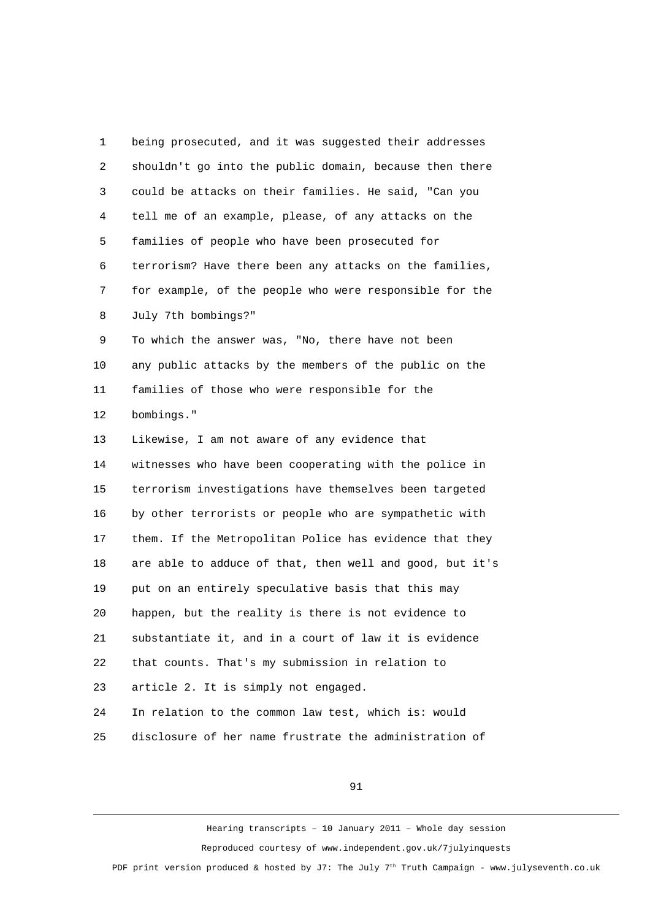being prosecuted, and it was suggested their addresses shouldn't go into the public domain, because then there could be attacks on their families. He said, "Can you tell me of an example, please, of any attacks on the families of people who have been prosecuted for terrorism? Have there been any attacks on the families, for example, of the people who were responsible for the July 7th bombings?"

To which the answer was, "No, there have not been any public attacks by the members of the public on the families of those who were responsible for the bombings."

Likewise, I am not aware of any evidence that witnesses who have been cooperating with the police in terrorism investigations have themselves been targeted by other terrorists or people who are sympathetic with them. If the Metropolitan Police has evidence that they are able to adduce of that, then well and good, but it's put on an entirely speculative basis that this may happen, but the reality is there is not evidence to substantiate it, and in a court of law it is evidence that counts. That's my submission in relation to article 2. It is simply not engaged.

In relation to the common law test, which is: would disclosure of her name frustrate the administration of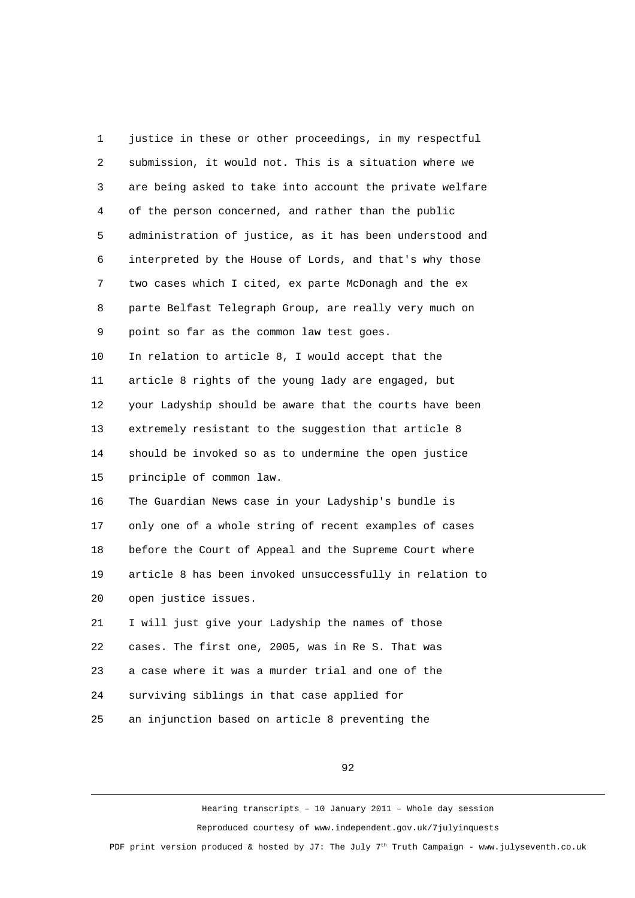1 justice in these or other proceedings, in my respectful
2 submission, it would not. This is a situation where we
3 are being asked to take into account the private welfare
4 of the person concerned, and rather than the public
5 administration of justice, as it has been understood and
6 interpreted by the House of Lords, and that's why those
7 two cases which I cited, ex parte McDonagh and the ex
8 parte Belfast Telegraph Group, are really very much on
9 point so far as the common law test goes.
10 In relation to article 8, I would accept that the
11 article 8 rights of the young lady are engaged, but
12 your Ladyship should be aware that the courts have been
13 extremely resistant to the suggestion that article 8
14 should be invoked so as to undermine the open justice
15 principle of common law.
16 The Guardian News case in your Ladyship's bundle is
17 only one of a whole string of recent examples of cases
18 before the Court of Appeal and the Supreme Court where
19 article 8 has been invoked unsuccessfully in relation to
20 open justice issues.
21 I will just give your Ladyship the names of those
22 cases. The first one, 2005, was in Re S. That was
23 a case where it was a murder trial and one of the
24 surviving siblings in that case applied for
25 an injunction based on article 8 preventing the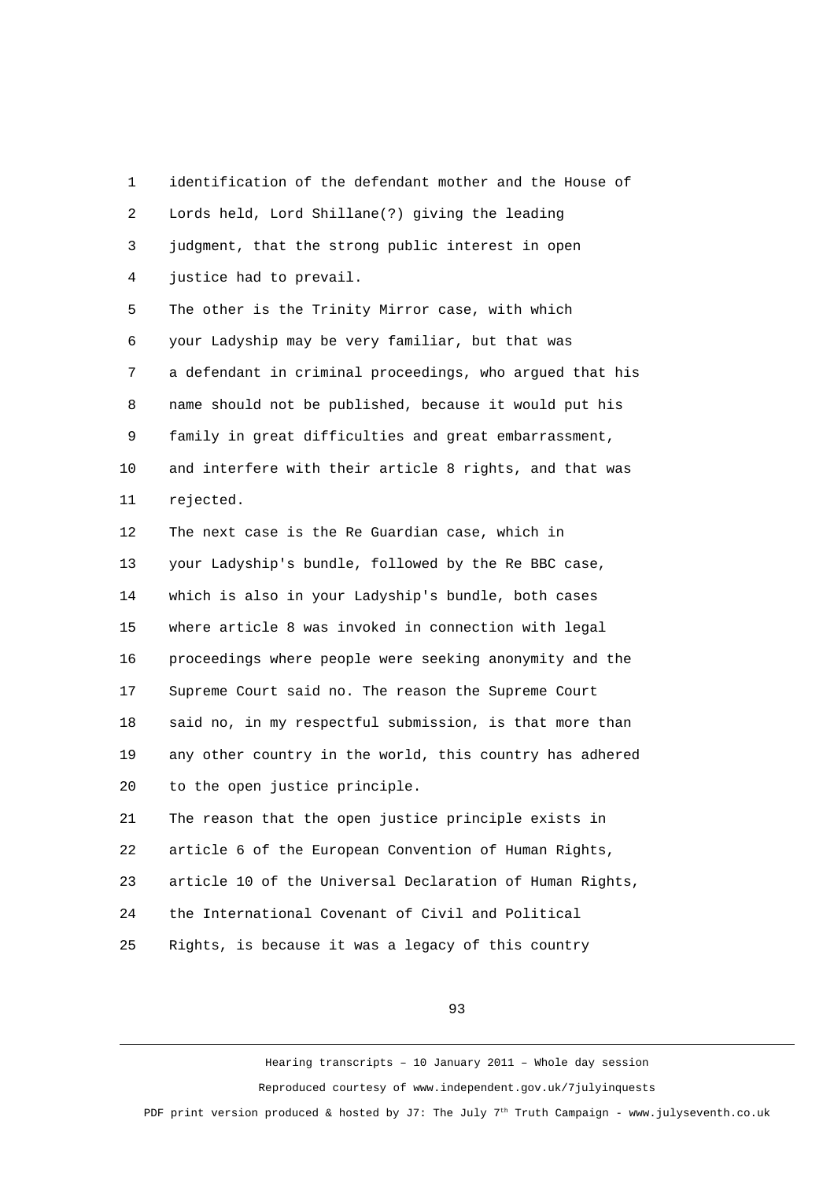identification of the defendant mother and the House of Lords held, Lord Shillane(?) giving the leading judgment, that the strong public interest in open justice had to prevail.

The other is the Trinity Mirror case, with which your Ladyship may be very familiar, but that was a defendant in criminal proceedings, who argued that his name should not be published, because it would put his family in great difficulties and great embarrassment, and interfere with their article 8 rights, and that was rejected.

The next case is the Re Guardian case, which in your Ladyship's bundle, followed by the Re BBC case, which is also in your Ladyship's bundle, both cases where article 8 was invoked in connection with legal proceedings where people were seeking anonymity and the Supreme Court said no. The reason the Supreme Court said no, in my respectful submission, is that more than any other country in the world, this country has adhered to the open justice principle.

The reason that the open justice principle exists in article 6 of the European Convention of Human Rights, article 10 of the Universal Declaration of Human Rights, the International Covenant of Civil and Political Rights, is because it was a legacy of this country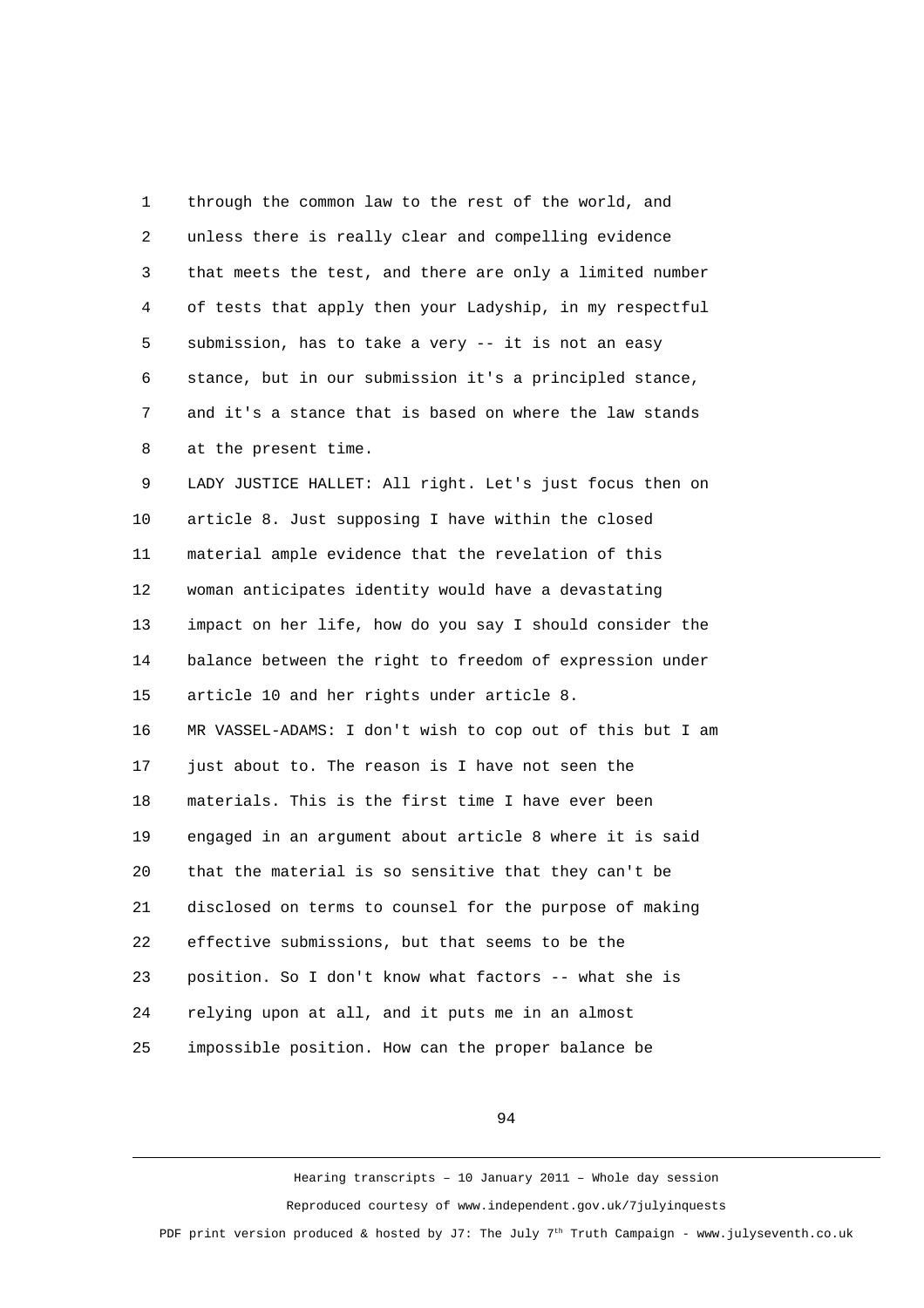through the common law to the rest of the world, and unless there is really clear and compelling evidence that meets the test, and there are only a limited number of tests that apply then your Ladyship, in my respectful submission, has to take a very -- it is not an easy stance, but in our submission it's a principled stance, and it's a stance that is based on where the law stands at the present time.

LADY JUSTICE HALLET: All right. Let's just focus then on article 8. Just supposing I have within the closed material ample evidence that the revelation of this woman anticipates identity would have a devastating impact on her life, how do you say I should consider the balance between the right to freedom of expression under article 10 and her rights under article 8.

MR VASSEL-ADAMS: I don't wish to cop out of this but I am just about to. The reason is I have not seen the materials. This is the first time I have ever been engaged in an argument about article 8 where it is said that the material is so sensitive that they can't be disclosed on terms to counsel for the purpose of making effective submissions, but that seems to be the position. So I don't know what factors -- what she is relying upon at all, and it puts me in an almost impossible position. How can the proper balance be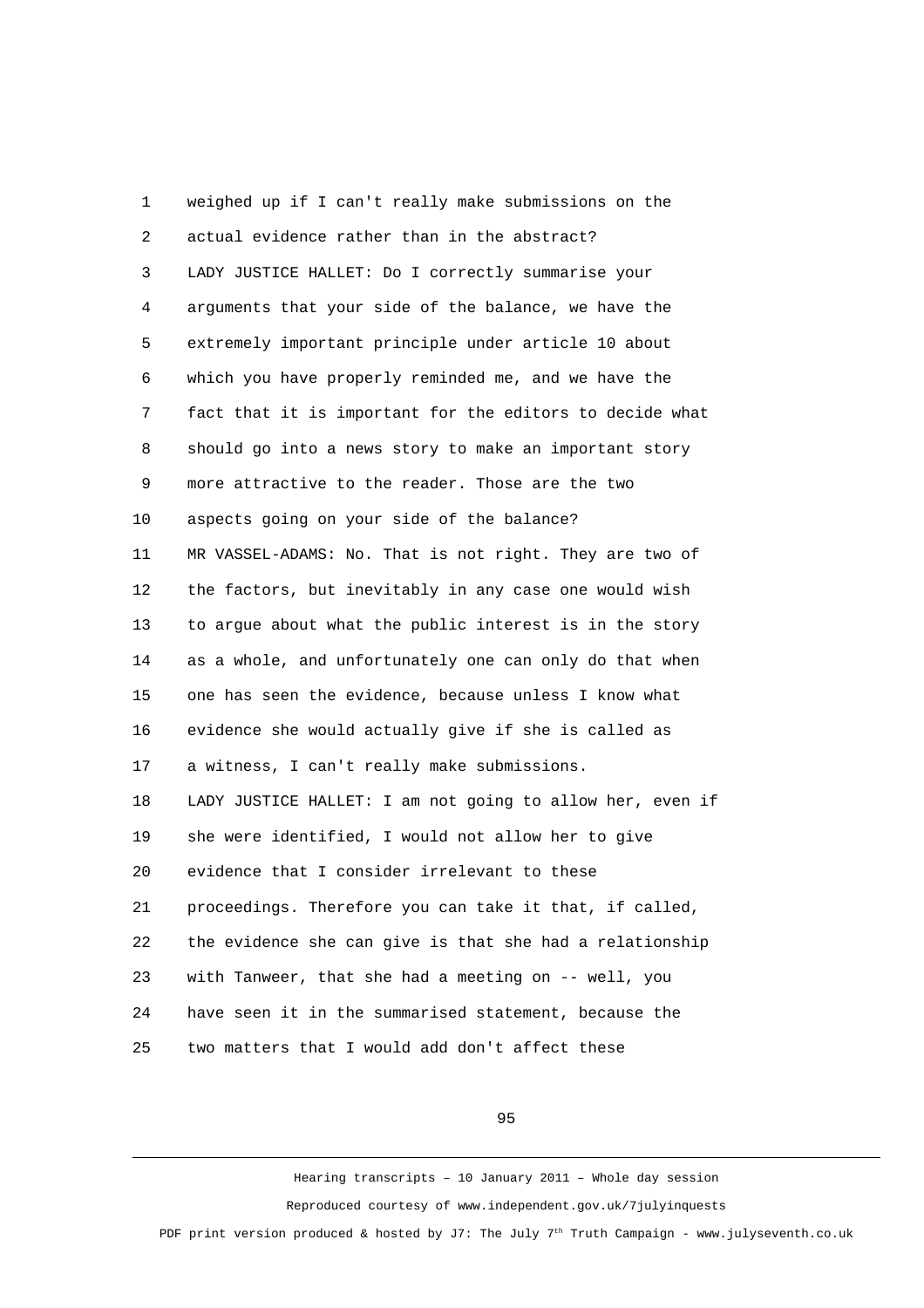weighed up if I can't really make submissions on the actual evidence rather than in the abstract?

LADY JUSTICE HALLET: Do I correctly summarise your arguments that your side of the balance, we have the extremely important principle under article 10 about which you have properly reminded me, and we have the fact that it is important for the editors to decide what should go into a news story to make an important story more attractive to the reader. Those are the two aspects going on your side of the balance?

MR VASSEL-ADAMS: No. That is not right. They are two of the factors, but inevitably in any case one would wish to argue about what the public interest is in the story as a whole, and unfortunately one can only do that when one has seen the evidence, because unless I know what evidence she would actually give if she is called as a witness, I can't really make submissions.

LADY JUSTICE HALLET: I am not going to allow her, even if she were identified, I would not allow her to give evidence that I consider irrelevant to these proceedings. Therefore you can take it that, if called, the evidence she can give is that she had a relationship with Tanweer, that she had a meeting on -- well, you have seen it in the summarised statement, because the two matters that I would add don't affect these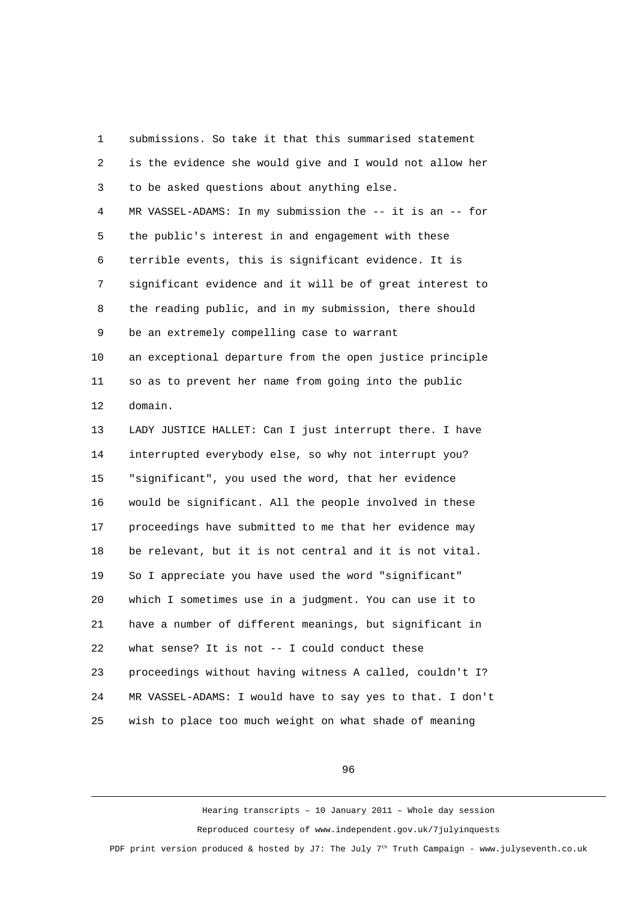submissions. So take it that this summarised statement is the evidence she would give and I would not allow her to be asked questions about anything else.

MR VASSEL-ADAMS: In my submission the -- it is an -- for the public's interest in and engagement with these terrible events, this is significant evidence. It is significant evidence and it will be of great interest to the reading public, and in my submission, there should be an extremely compelling case to warrant an exceptional departure from the open justice principle so as to prevent her name from going into the public domain.

LADY JUSTICE HALLET: Can I just interrupt there. I have interrupted everybody else, so why not interrupt you? "significant", you used the word, that her evidence would be significant. All the people involved in these proceedings have submitted to me that her evidence may be relevant, but it is not central and it is not vital. So I appreciate you have used the word "significant" which I sometimes use in a judgment. You can use it to have a number of different meanings, but significant in what sense? It is not -- I could conduct these proceedings without having witness A called, couldn't I?

MR VASSEL-ADAMS: I would have to say yes to that. I don't wish to place too much weight on what shade of meaning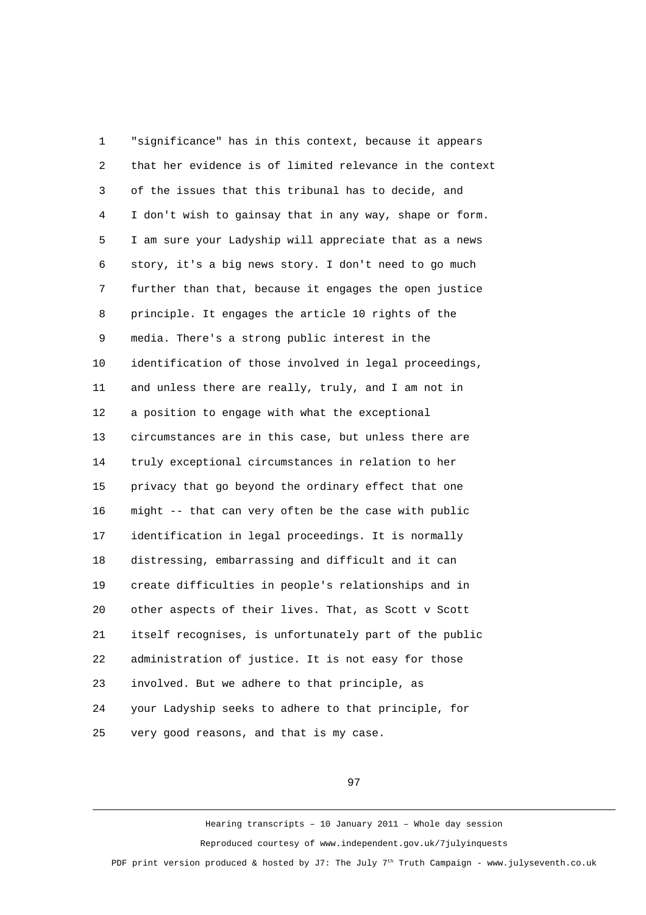"significance" has in this context, because it appears that her evidence is of limited relevance in the context of the issues that this tribunal has to decide, and I don't wish to gainsay that in any way, shape or form. I am sure your Ladyship will appreciate that as a news story, it's a big news story. I don't need to go much further than that, because it engages the open justice principle. It engages the article 10 rights of the media. There's a strong public interest in the identification of those involved in legal proceedings, and unless there are really, truly, and I am not in a position to engage with what the exceptional circumstances are in this case, but unless there are truly exceptional circumstances in relation to her privacy that go beyond the ordinary effect that one might -- that can very often be the case with public identification in legal proceedings. It is normally distressing, embarrassing and difficult and it can create difficulties in people's relationships and in other aspects of their lives. That, as Scott v Scott itself recognises, is unfortunately part of the public administration of justice. It is not easy for those involved. But we adhere to that principle, as your Ladyship seeks to adhere to that principle, for very good reasons, and that is my case.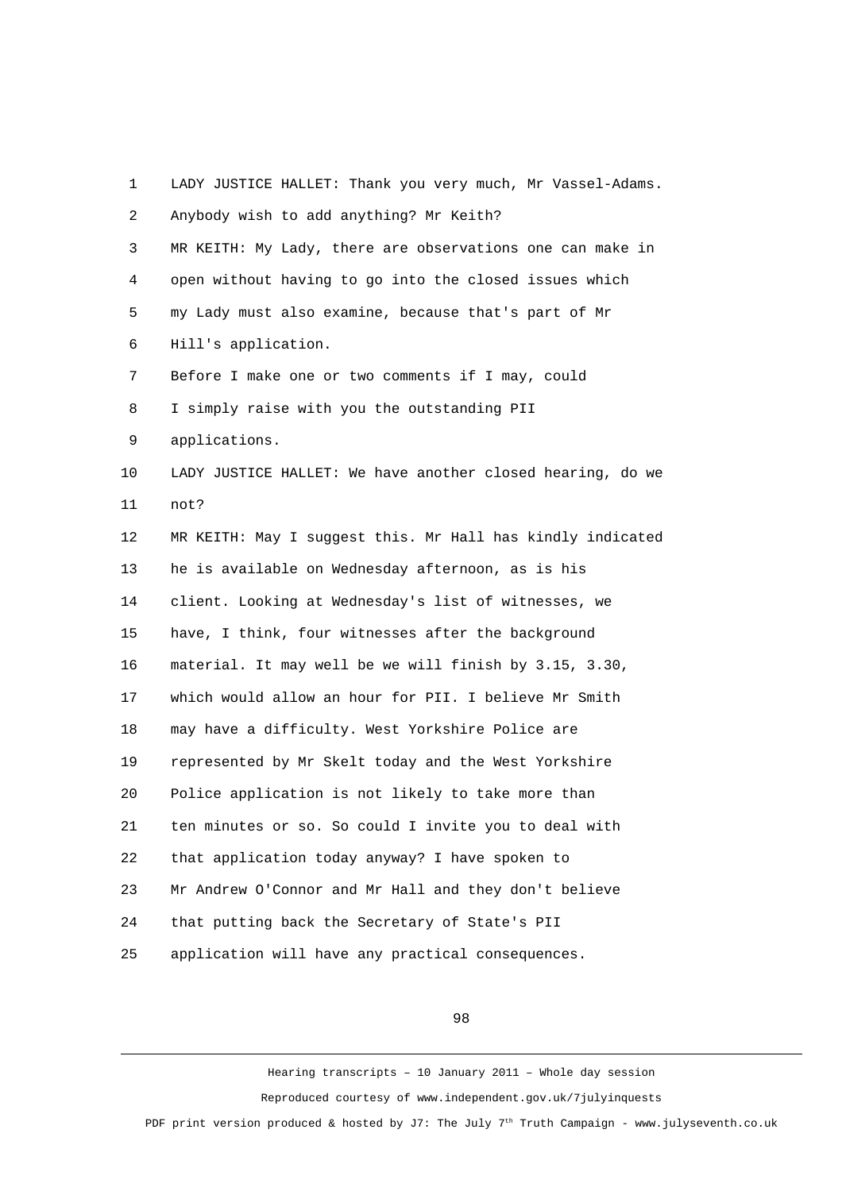LADY JUSTICE HALLET: Thank you very much, Mr Vassel-Adams. Anybody wish to add anything? Mr Keith?

MR KEITH: My Lady, there are observations one can make in open without having to go into the closed issues which my Lady must also examine, because that's part of Mr Hill's application.

Before I make one or two comments if I may, could I simply raise with you the outstanding PII applications.

LADY JUSTICE HALLET: We have another closed hearing, do we not?

MR KEITH: May I suggest this. Mr Hall has kindly indicated he is available on Wednesday afternoon, as is his client. Looking at Wednesday's list of witnesses, we have, I think, four witnesses after the background material. It may well be we will finish by 3.15, 3.30, which would allow an hour for PII. I believe Mr Smith may have a difficulty. West Yorkshire Police are represented by Mr Skelt today and the West Yorkshire Police application is not likely to take more than ten minutes or so. So could I invite you to deal with that application today anyway? I have spoken to Mr Andrew O'Connor and Mr Hall and they don't believe that putting back the Secretary of State's PII application will have any practical consequences.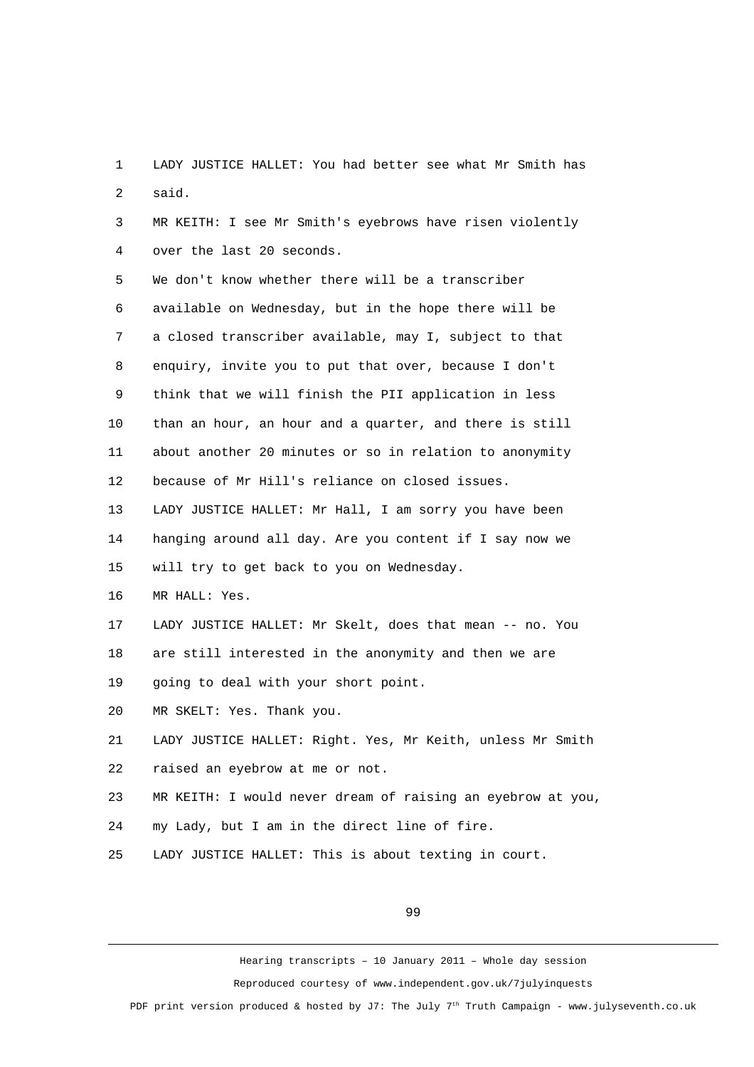LADY JUSTICE HALLET: You had better see what Mr Smith has said.

MR KEITH: I see Mr Smith's eyebrows have risen violently over the last 20 seconds.

We don't know whether there will be a transcriber available on Wednesday, but in the hope there will be a closed transcriber available, may I, subject to that enquiry, invite you to put that over, because I don't think that we will finish the PII application in less than an hour, an hour and a quarter, and there is still about another 20 minutes or so in relation to anonymity because of Mr Hill's reliance on closed issues.

LADY JUSTICE HALLET: Mr Hall, I am sorry you have been hanging around all day. Are you content if I say now we will try to get back to you on Wednesday.

MR HALL: Yes.

LADY JUSTICE HALLET: Mr Skelt, does that mean -- no. You are still interested in the anonymity and then we are going to deal with your short point.

MR SKELT: Yes. Thank you.

LADY JUSTICE HALLET: Right. Yes, Mr Keith, unless Mr Smith raised an eyebrow at me or not.

MR KEITH: I would never dream of raising an eyebrow at you, my Lady, but I am in the direct line of fire.

LADY JUSTICE HALLET: This is about texting in court.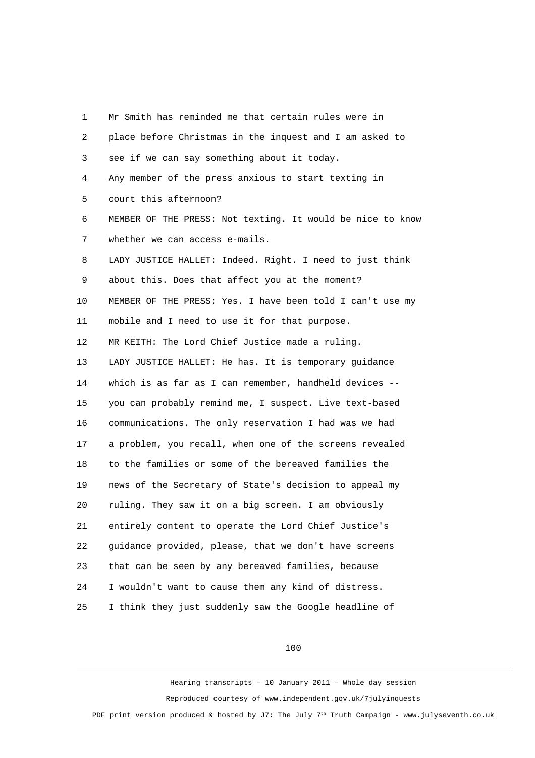1 Mr Smith has reminded me that certain rules were in
2 place before Christmas in the inquest and I am asked to
3 see if we can say something about it today.
4 Any member of the press anxious to start texting in
5 court this afternoon?
6 MEMBER OF THE PRESS: Not texting. It would be nice to know
7 whether we can access e-mails.
8 LADY JUSTICE HALLET: Indeed. Right. I need to just think
9 about this. Does that affect you at the moment?
10 MEMBER OF THE PRESS: Yes. I have been told I can't use my
11 mobile and I need to use it for that purpose.
12 MR KEITH: The Lord Chief Justice made a ruling.
13 LADY JUSTICE HALLET: He has. It is temporary guidance
14 which is as far as I can remember, handheld devices --
15 you can probably remind me, I suspect. Live text-based
16 communications. The only reservation I had was we had
17 a problem, you recall, when one of the screens revealed
18 to the families or some of the bereaved families the
19 news of the Secretary of State's decision to appeal my
20 ruling. They saw it on a big screen. I am obviously
21 entirely content to operate the Lord Chief Justice's
22 guidance provided, please, that we don't have screens
23 that can be seen by any bereaved families, because
24 I wouldn't want to cause them any kind of distress.
25 I think they just suddenly saw the Google headline of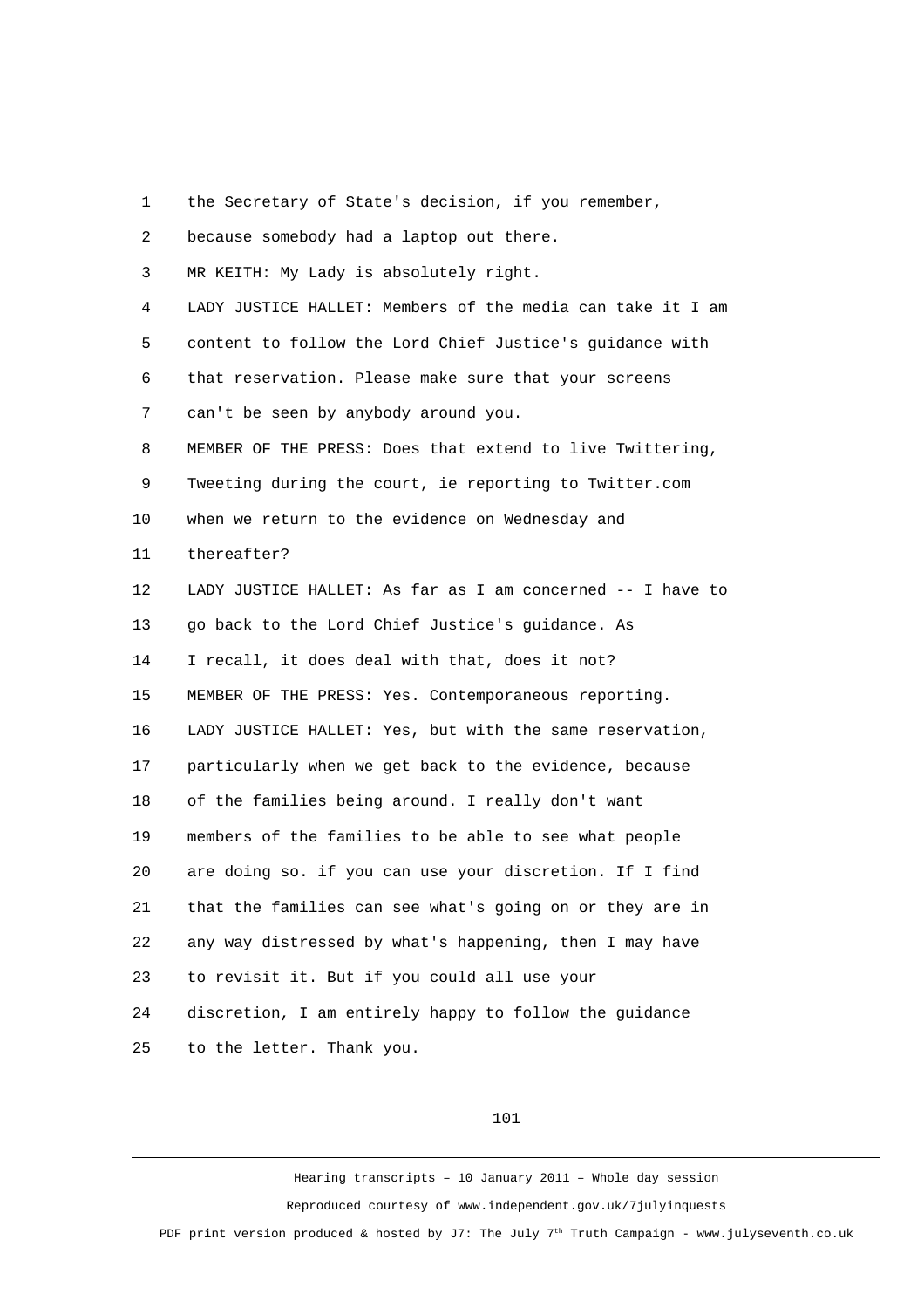1 the Secretary of State's decision, if you remember,

2 because somebody had a laptop out there.

3 MR KEITH: My Lady is absolutely right.

4 LADY JUSTICE HALLET: Members of the media can take it I am

5 content to follow the Lord Chief Justice's guidance with

6 that reservation. Please make sure that your screens

7 can't be seen by anybody around you.

8 MEMBER OF THE PRESS: Does that extend to live Twittering,

9 Tweeting during the court, ie reporting to Twitter.com

10 when we return to the evidence on Wednesday and

11 thereafter?

12 LADY JUSTICE HALLET: As far as I am concerned -- I have to

13 go back to the Lord Chief Justice's guidance. As

14 I recall, it does deal with that, does it not?

15 MEMBER OF THE PRESS: Yes. Contemporaneous reporting.

16 LADY JUSTICE HALLET: Yes, but with the same reservation,

17 particularly when we get back to the evidence, because

18 of the families being around. I really don't want

19 members of the families to be able to see what people

20 are doing so. if you can use your discretion. If I find

21 that the families can see what's going on or they are in

22 any way distressed by what's happening, then I may have

23 to revisit it. But if you could all use your

24 discretion, I am entirely happy to follow the guidance

25 to the letter. Thank you.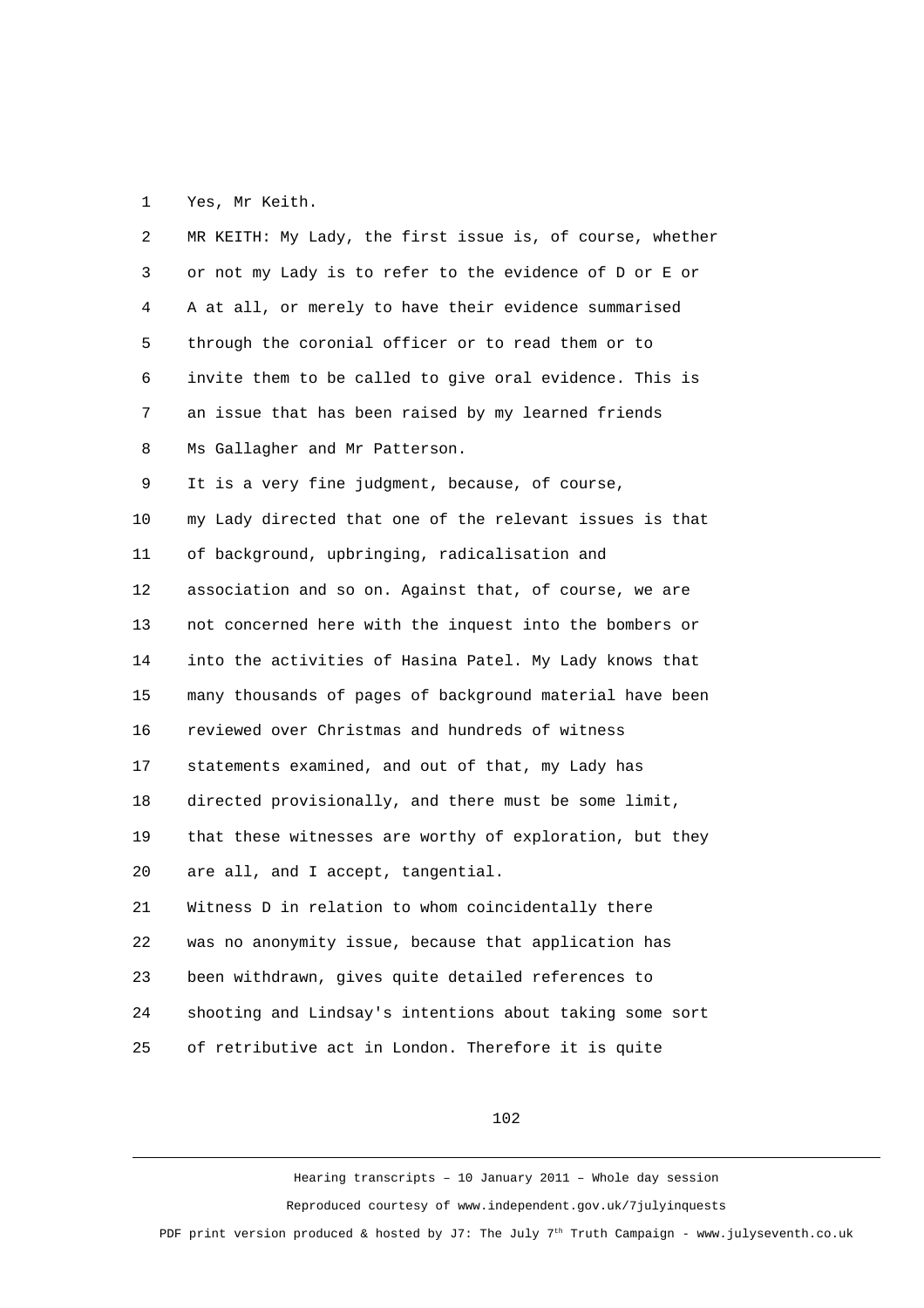Yes, Mr Keith.

MR KEITH: My Lady, the first issue is, of course, whether or not my Lady is to refer to the evidence of D or E or A at all, or merely to have their evidence summarised through the coronial officer or to read them or to invite them to be called to give oral evidence. This is an issue that has been raised by my learned friends Ms Gallagher and Mr Patterson.

It is a very fine judgment, because, of course, my Lady directed that one of the relevant issues is that of background, upbringing, radicalisation and association and so on. Against that, of course, we are not concerned here with the inquest into the bombers or into the activities of Hasina Patel. My Lady knows that many thousands of pages of background material have been reviewed over Christmas and hundreds of witness statements examined, and out of that, my Lady has directed provisionally, and there must be some limit, that these witnesses are worthy of exploration, but they are all, and I accept, tangential.

Witness D in relation to whom coincidentally there was no anonymity issue, because that application has been withdrawn, gives quite detailed references to shooting and Lindsay's intentions about taking some sort of retributive act in London. Therefore it is quite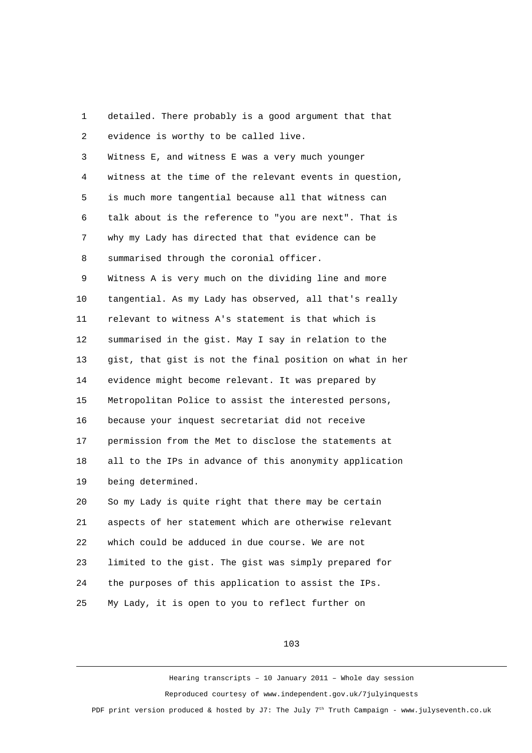1 detailed. There probably is a good argument that that
2 evidence is worthy to be called live.
3 Witness E, and witness E was a very much younger
4 witness at the time of the relevant events in question,
5 is much more tangential because all that witness can
6 talk about is the reference to "you are next". That is
7 why my Lady has directed that that evidence can be
8 summarised through the coronial officer.
9 Witness A is very much on the dividing line and more
10 tangential. As my Lady has observed, all that's really
11 relevant to witness A's statement is that which is
12 summarised in the gist. May I say in relation to the
13 gist, that gist is not the final position on what in her
14 evidence might become relevant. It was prepared by
15 Metropolitan Police to assist the interested persons,
16 because your inquest secretariat did not receive
17 permission from the Met to disclose the statements at
18 all to the IPs in advance of this anonymity application
19 being determined.
20 So my Lady is quite right that there may be certain
21 aspects of her statement which are otherwise relevant
22 which could be adduced in due course. We are not
23 limited to the gist. The gist was simply prepared for
24 the purposes of this application to assist the IPs.
25 My Lady, it is open to you to reflect further on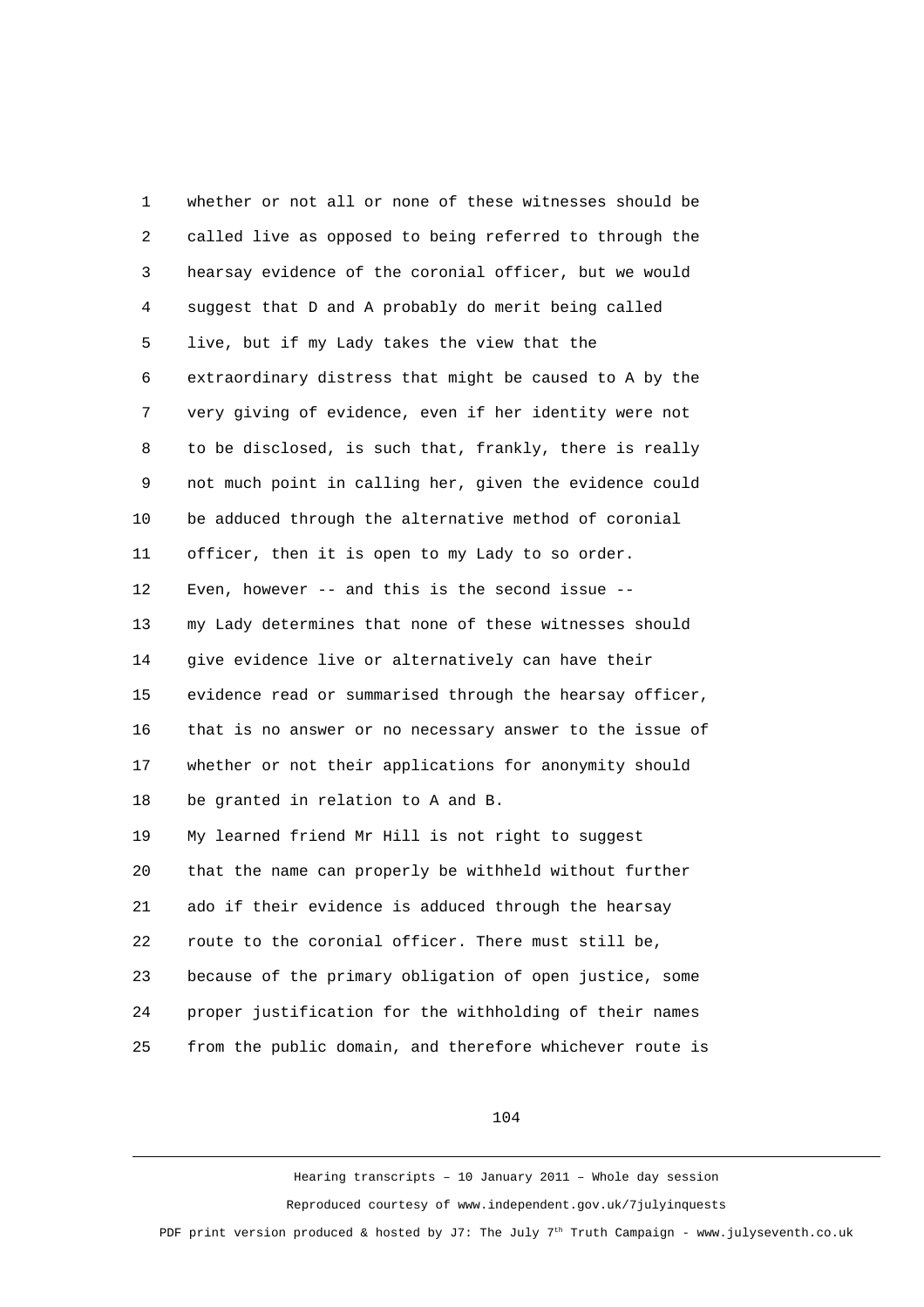whether or not all or none of these witnesses should be called live as opposed to being referred to through the hearsay evidence of the coronial officer, but we would suggest that D and A probably do merit being called live, but if my Lady takes the view that the extraordinary distress that might be caused to A by the very giving of evidence, even if her identity were not to be disclosed, is such that, frankly, there is really not much point in calling her, given the evidence could be adduced through the alternative method of coronial officer, then it is open to my Lady to so order.

Even, however -- and this is the second issue -- my Lady determines that none of these witnesses should give evidence live or alternatively can have their evidence read or summarised through the hearsay officer, that is no answer or no necessary answer to the issue of whether or not their applications for anonymity should be granted in relation to A and B.

My learned friend Mr Hill is not right to suggest that the name can properly be withheld without further ado if their evidence is adduced through the hearsay route to the coronial officer. There must still be, because of the primary obligation of open justice, some proper justification for the withholding of their names from the public domain, and therefore whichever route is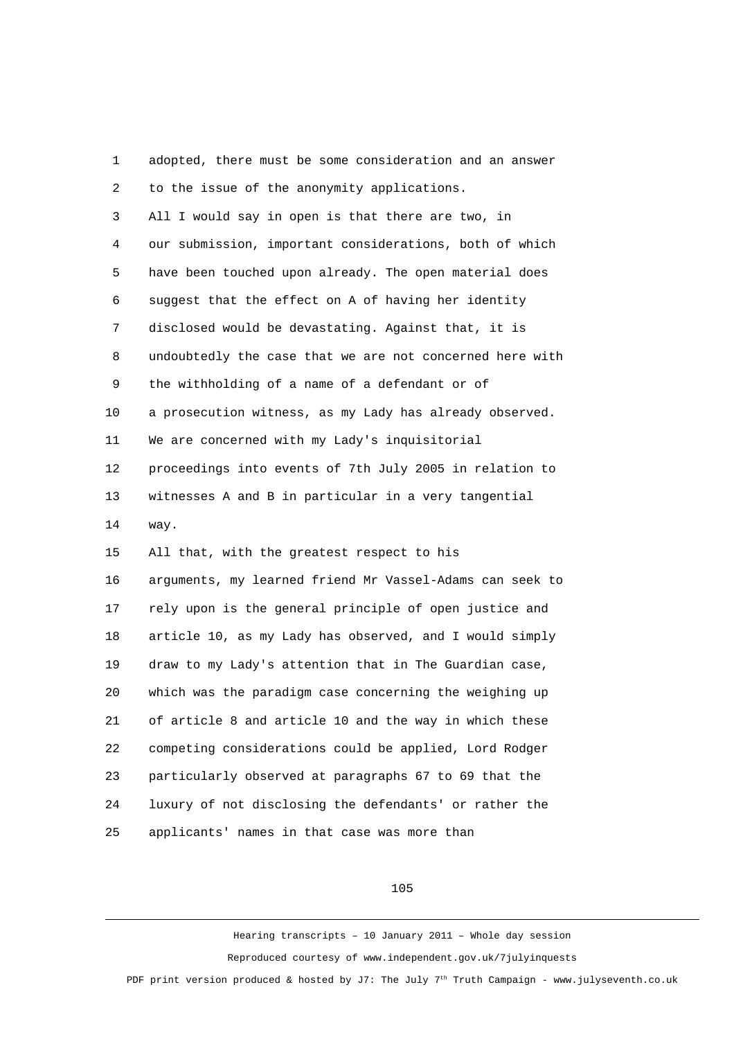adopted, there must be some consideration and an answer to the issue of the anonymity applications.

All I would say in open is that there are two, in our submission, important considerations, both of which have been touched upon already. The open material does suggest that the effect on A of having her identity disclosed would be devastating. Against that, it is undoubtedly the case that we are not concerned here with the withholding of a name of a defendant or of a prosecution witness, as my Lady has already observed. We are concerned with my Lady's inquisitorial proceedings into events of 7th July 2005 in relation to witnesses A and B in particular in a very tangential way.

All that, with the greatest respect to his arguments, my learned friend Mr Vassel-Adams can seek to rely upon is the general principle of open justice and article 10, as my Lady has observed, and I would simply draw to my Lady's attention that in The Guardian case, which was the paradigm case concerning the weighing up of article 8 and article 10 and the way in which these competing considerations could be applied, Lord Rodger particularly observed at paragraphs 67 to 69 that the luxury of not disclosing the defendants' or rather the applicants' names in that case was more than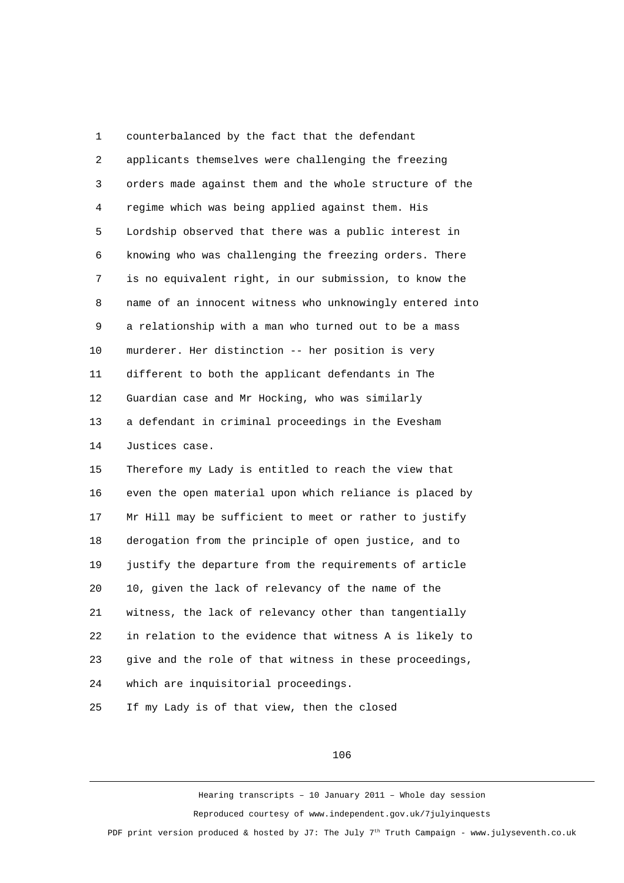counterbalanced by the fact that the defendant applicants themselves were challenging the freezing orders made against them and the whole structure of the regime which was being applied against them. His Lordship observed that there was a public interest in knowing who was challenging the freezing orders. There is no equivalent right, in our submission, to know the name of an innocent witness who unknowingly entered into a relationship with a man who turned out to be a mass murderer. Her distinction -- her position is very different to both the applicant defendants in The Guardian case and Mr Hocking, who was similarly a defendant in criminal proceedings in the Evesham Justices case.

Therefore my Lady is entitled to reach the view that even the open material upon which reliance is placed by Mr Hill may be sufficient to meet or rather to justify derogation from the principle of open justice, and to justify the departure from the requirements of article 10, given the lack of relevancy of the name of the witness, the lack of relevancy other than tangentially in relation to the evidence that witness A is likely to give and the role of that witness in these proceedings, which are inquisitorial proceedings.

If my Lady is of that view, then the closed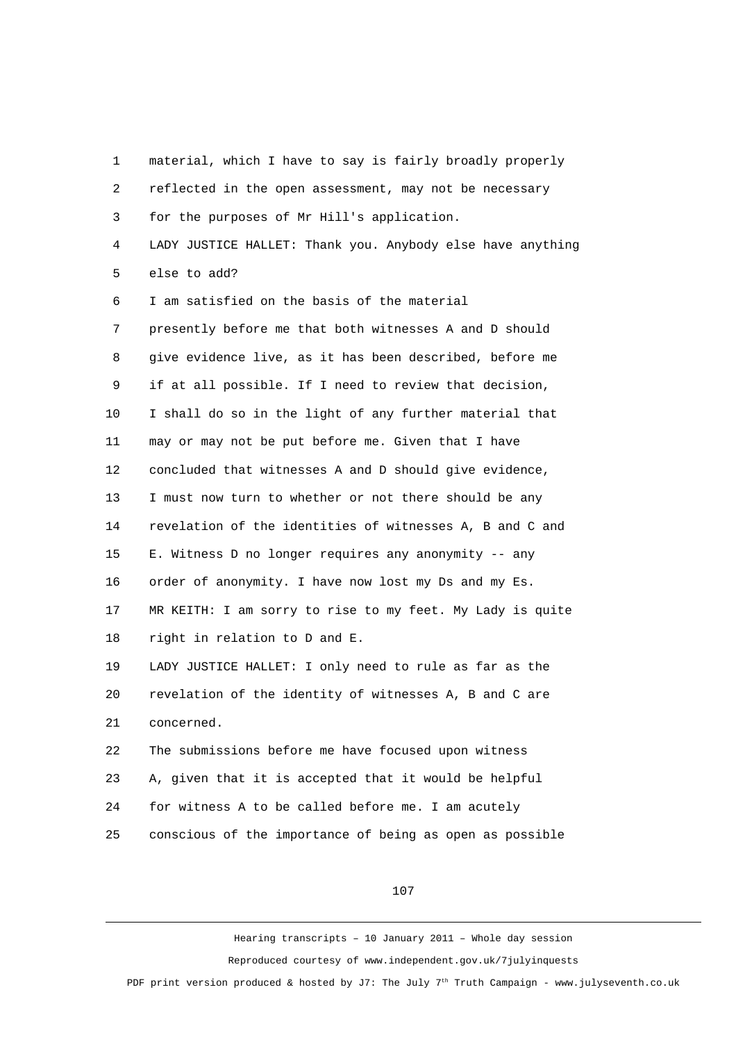1 material, which I have to say is fairly broadly properly

2 reflected in the open assessment, may not be necessary

3 for the purposes of Mr Hill's application.

4 LADY JUSTICE HALLET: Thank you. Anybody else have anything

5 else to add?

6 I am satisfied on the basis of the material

7 presently before me that both witnesses A and D should

8 give evidence live, as it has been described, before me

9 if at all possible. If I need to review that decision,

10 I shall do so in the light of any further material that

11 may or may not be put before me. Given that I have

12 concluded that witnesses A and D should give evidence,

13 I must now turn to whether or not there should be any

14 revelation of the identities of witnesses A, B and C and

15 E. Witness D no longer requires any anonymity -- any

16 order of anonymity. I have now lost my Ds and my Es.

17 MR KEITH: I am sorry to rise to my feet. My Lady is quite

18 right in relation to D and E.

19 LADY JUSTICE HALLET: I only need to rule as far as the

20 revelation of the identity of witnesses A, B and C are

21 concerned.

22 The submissions before me have focused upon witness

23 A, given that it is accepted that it would be helpful

24 for witness A to be called before me. I am acutely

25 conscious of the importance of being as open as possible

Hearing transcripts – 10 January 2011 – Whole day session

Reproduced courtesy of www.independent.gov.uk/7julyinquests

PDF print version produced & hosted by J7: The July 7th Truth Campaign - www.julyseventh.co.uk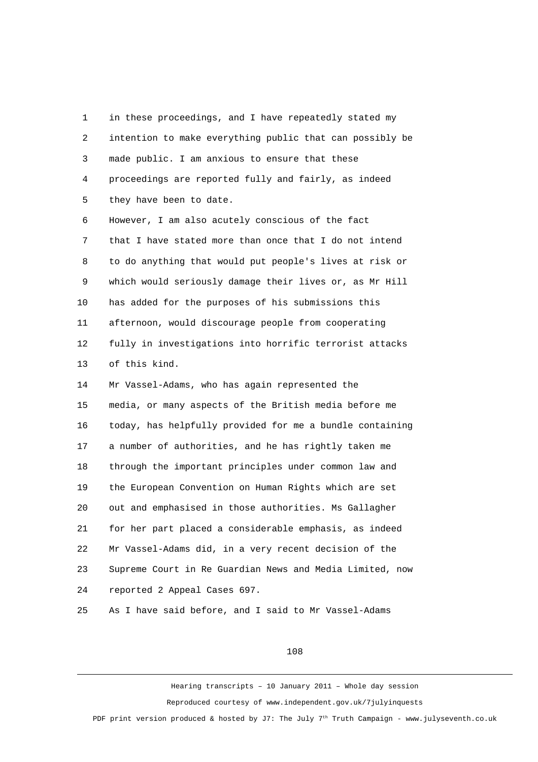in these proceedings, and I have repeatedly stated my intention to make everything public that can possibly be made public. I am anxious to ensure that these proceedings are reported fully and fairly, as indeed they have been to date.

However, I am also acutely conscious of the fact that I have stated more than once that I do not intend to do anything that would put people's lives at risk or which would seriously damage their lives or, as Mr Hill has added for the purposes of his submissions this afternoon, would discourage people from cooperating fully in investigations into horrific terrorist attacks of this kind.

Mr Vassel-Adams, who has again represented the media, or many aspects of the British media before me today, has helpfully provided for me a bundle containing a number of authorities, and he has rightly taken me through the important principles under common law and the European Convention on Human Rights which are set out and emphasised in those authorities. Ms Gallagher for her part placed a considerable emphasis, as indeed Mr Vassel-Adams did, in a very recent decision of the Supreme Court in Re Guardian News and Media Limited, now reported 2 Appeal Cases 697.

As I have said before, and I said to Mr Vassel-Adams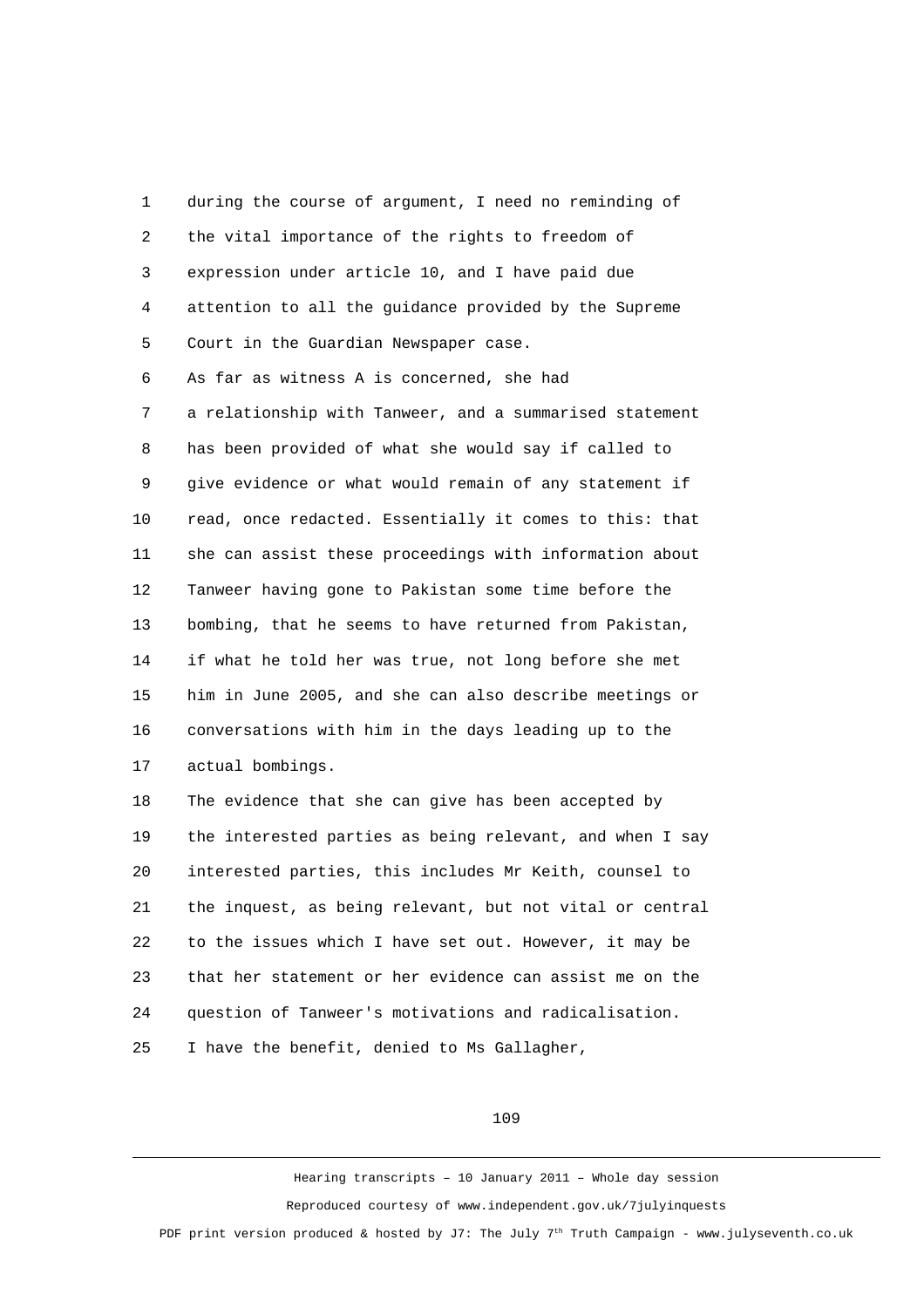during the course of argument, I need no reminding of the vital importance of the rights to freedom of expression under article 10, and I have paid due attention to all the guidance provided by the Supreme Court in the Guardian Newspaper case.

As far as witness A is concerned, she had a relationship with Tanweer, and a summarised statement has been provided of what she would say if called to give evidence or what would remain of any statement if read, once redacted. Essentially it comes to this: that she can assist these proceedings with information about Tanweer having gone to Pakistan some time before the bombing, that he seems to have returned from Pakistan, if what he told her was true, not long before she met him in June 2005, and she can also describe meetings or conversations with him in the days leading up to the actual bombings.

The evidence that she can give has been accepted by the interested parties as being relevant, and when I say interested parties, this includes Mr Keith, counsel to the inquest, as being relevant, but not vital or central to the issues which I have set out. However, it may be that her statement or her evidence can assist me on the question of Tanweer's motivations and radicalisation.

I have the benefit, denied to Ms Gallagher,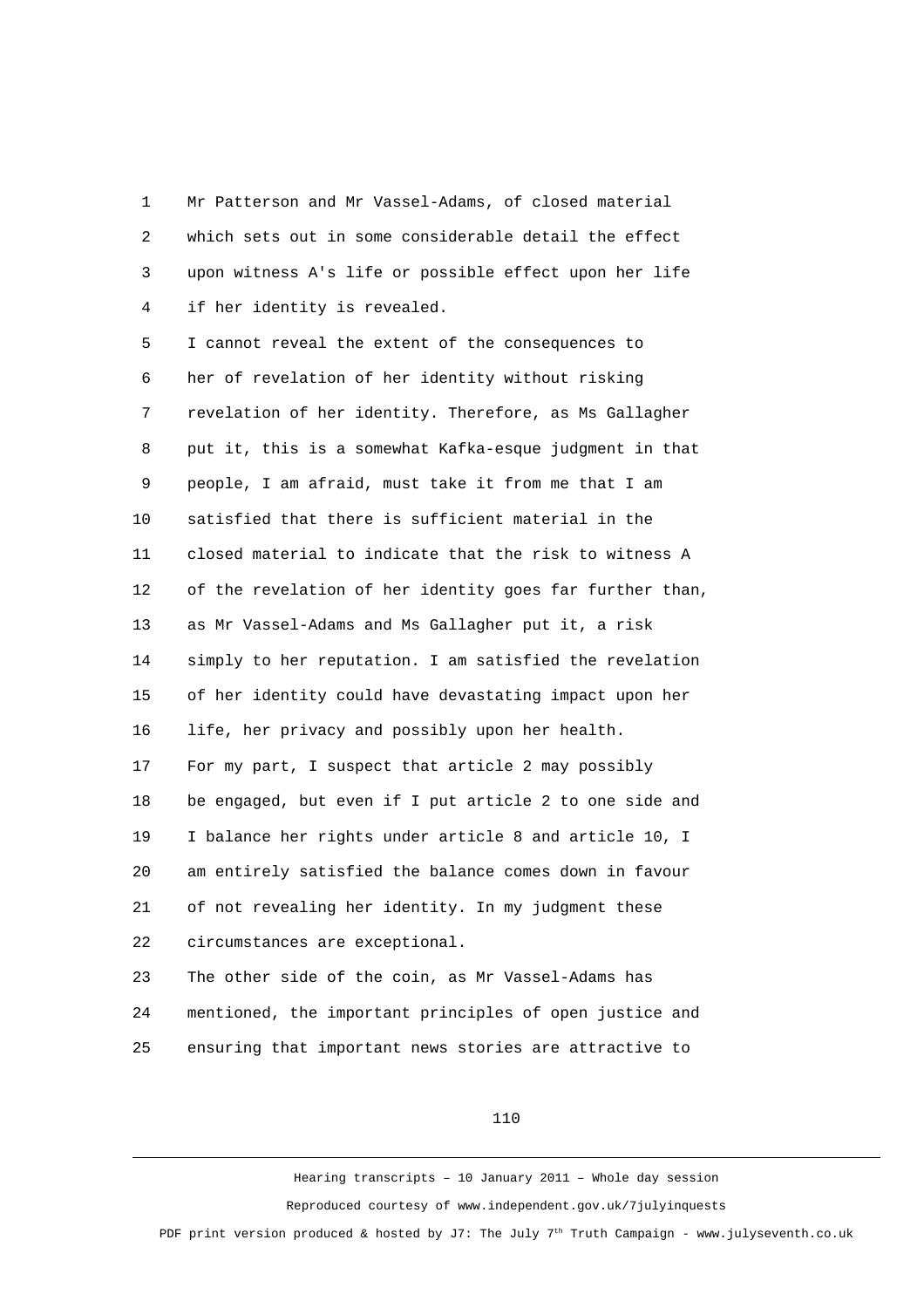Mr Patterson and Mr Vassel-Adams, of closed material which sets out in some considerable detail the effect upon witness A's life or possible effect upon her life if her identity is revealed.

I cannot reveal the extent of the consequences to her of revelation of her identity without risking revelation of her identity. Therefore, as Ms Gallagher put it, this is a somewhat Kafka-esque judgment in that people, I am afraid, must take it from me that I am satisfied that there is sufficient material in the closed material to indicate that the risk to witness A of the revelation of her identity goes far further than, as Mr Vassel-Adams and Ms Gallagher put it, a risk simply to her reputation. I am satisfied the revelation of her identity could have devastating impact upon her life, her privacy and possibly upon her health.

For my part, I suspect that article 2 may possibly be engaged, but even if I put article 2 to one side and I balance her rights under article 8 and article 10, I am entirely satisfied the balance comes down in favour of not revealing her identity. In my judgment these circumstances are exceptional.

The other side of the coin, as Mr Vassel-Adams has mentioned, the important principles of open justice and ensuring that important news stories are attractive to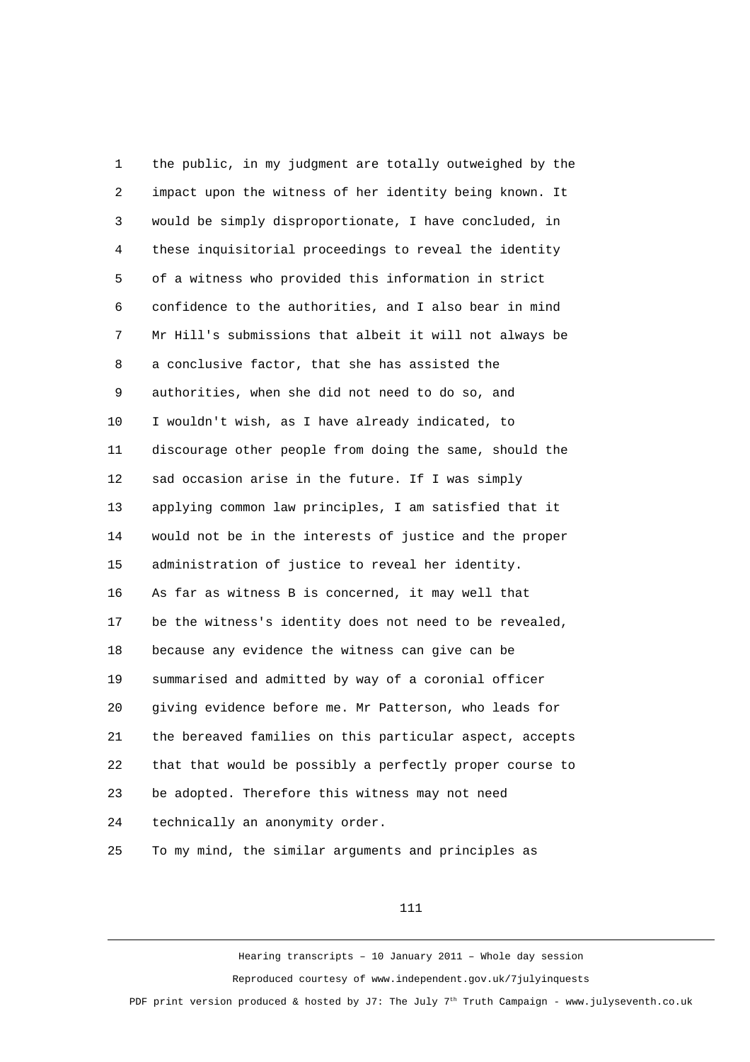the public, in my judgment are totally outweighed by the impact upon the witness of her identity being known. It would be simply disproportionate, I have concluded, in these inquisitorial proceedings to reveal the identity of a witness who provided this information in strict confidence to the authorities, and I also bear in mind Mr Hill's submissions that albeit it will not always be a conclusive factor, that she has assisted the authorities, when she did not need to do so, and I wouldn't wish, as I have already indicated, to discourage other people from doing the same, should the sad occasion arise in the future. If I was simply applying common law principles, I am satisfied that it would not be in the interests of justice and the proper administration of justice to reveal her identity.

As far as witness B is concerned, it may well that be the witness's identity does not need to be revealed, because any evidence the witness can give can be summarised and admitted by way of a coronial officer giving evidence before me. Mr Patterson, who leads for the bereaved families on this particular aspect, accepts that that would be possibly a perfectly proper course to be adopted. Therefore this witness may not need technically an anonymity order.

To my mind, the similar arguments and principles as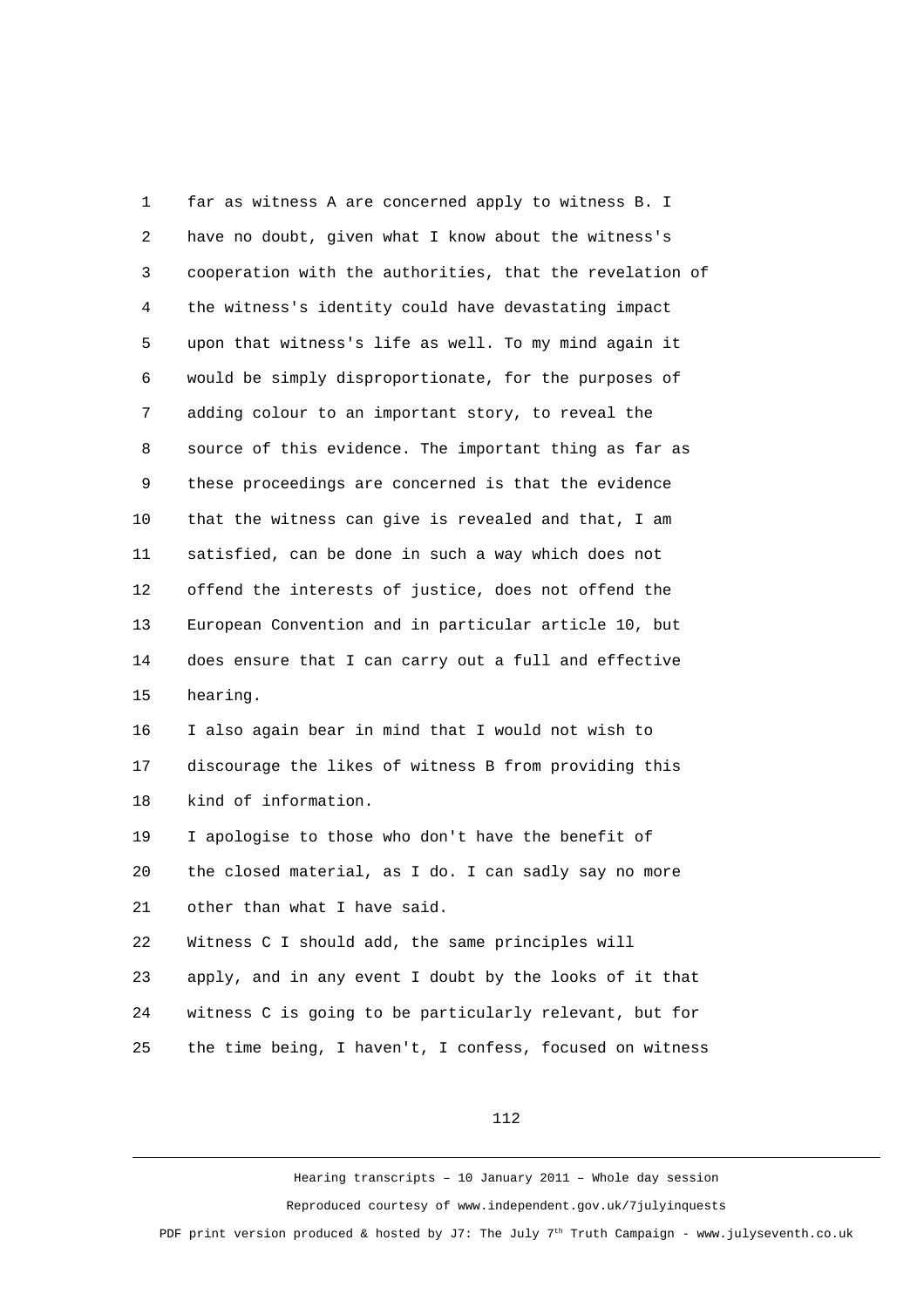far as witness A are concerned apply to witness B. I have no doubt, given what I know about the witness's cooperation with the authorities, that the revelation of the witness's identity could have devastating impact upon that witness's life as well. To my mind again it would be simply disproportionate, for the purposes of adding colour to an important story, to reveal the source of this evidence. The important thing as far as these proceedings are concerned is that the evidence that the witness can give is revealed and that, I am satisfied, can be done in such a way which does not offend the interests of justice, does not offend the European Convention and in particular article 10, but does ensure that I can carry out a full and effective hearing.

I also again bear in mind that I would not wish to discourage the likes of witness B from providing this kind of information.

I apologise to those who don't have the benefit of the closed material, as I do. I can sadly say no more other than what I have said.

Witness C I should add, the same principles will apply, and in any event I doubt by the looks of it that witness C is going to be particularly relevant, but for the time being, I haven't, I confess, focused on witness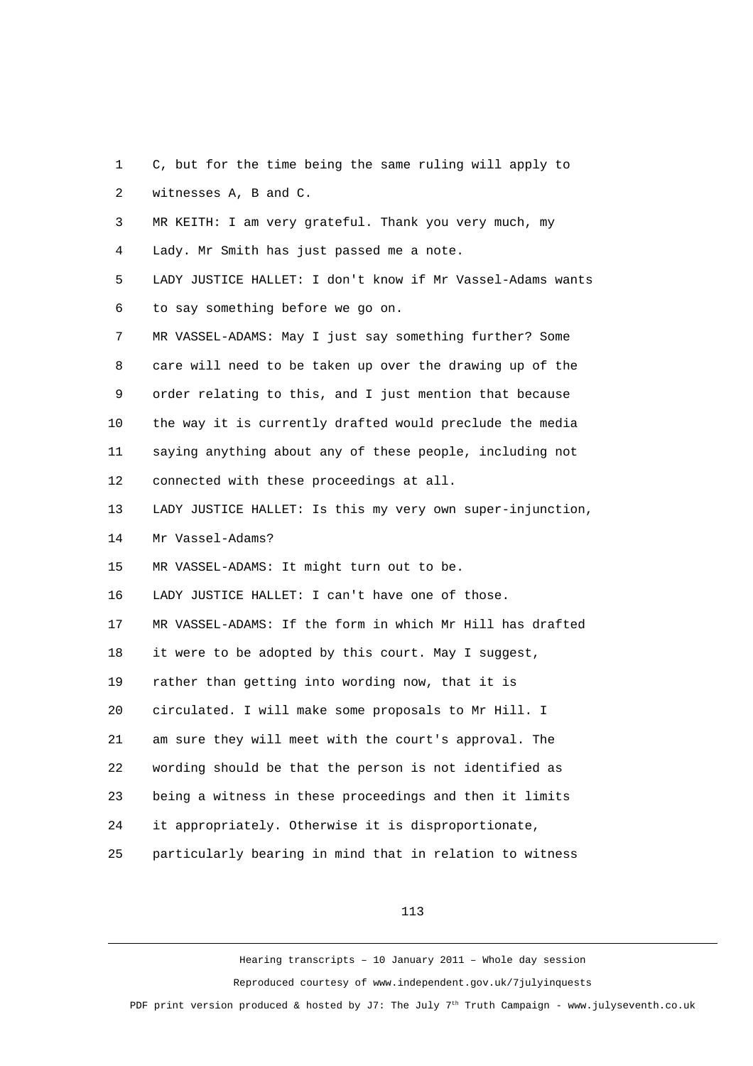C, but for the time being the same ruling will apply to witnesses A, B and C.

MR KEITH: I am very grateful. Thank you very much, my Lady. Mr Smith has just passed me a note.

LADY JUSTICE HALLET: I don't know if Mr Vassel-Adams wants to say something before we go on.

MR VASSEL-ADAMS: May I just say something further? Some care will need to be taken up over the drawing up of the order relating to this, and I just mention that because the way it is currently drafted would preclude the media saying anything about any of these people, including not connected with these proceedings at all.

LADY JUSTICE HALLET: Is this my very own super-injunction, Mr Vassel-Adams?

MR VASSEL-ADAMS: It might turn out to be.

LADY JUSTICE HALLET: I can't have one of those.

MR VASSEL-ADAMS: If the form in which Mr Hill has drafted it were to be adopted by this court. May I suggest, rather than getting into wording now, that it is circulated. I will make some proposals to Mr Hill. I am sure they will meet with the court's approval. The wording should be that the person is not identified as being a witness in these proceedings and then it limits it appropriately. Otherwise it is disproportionate, particularly bearing in mind that in relation to witness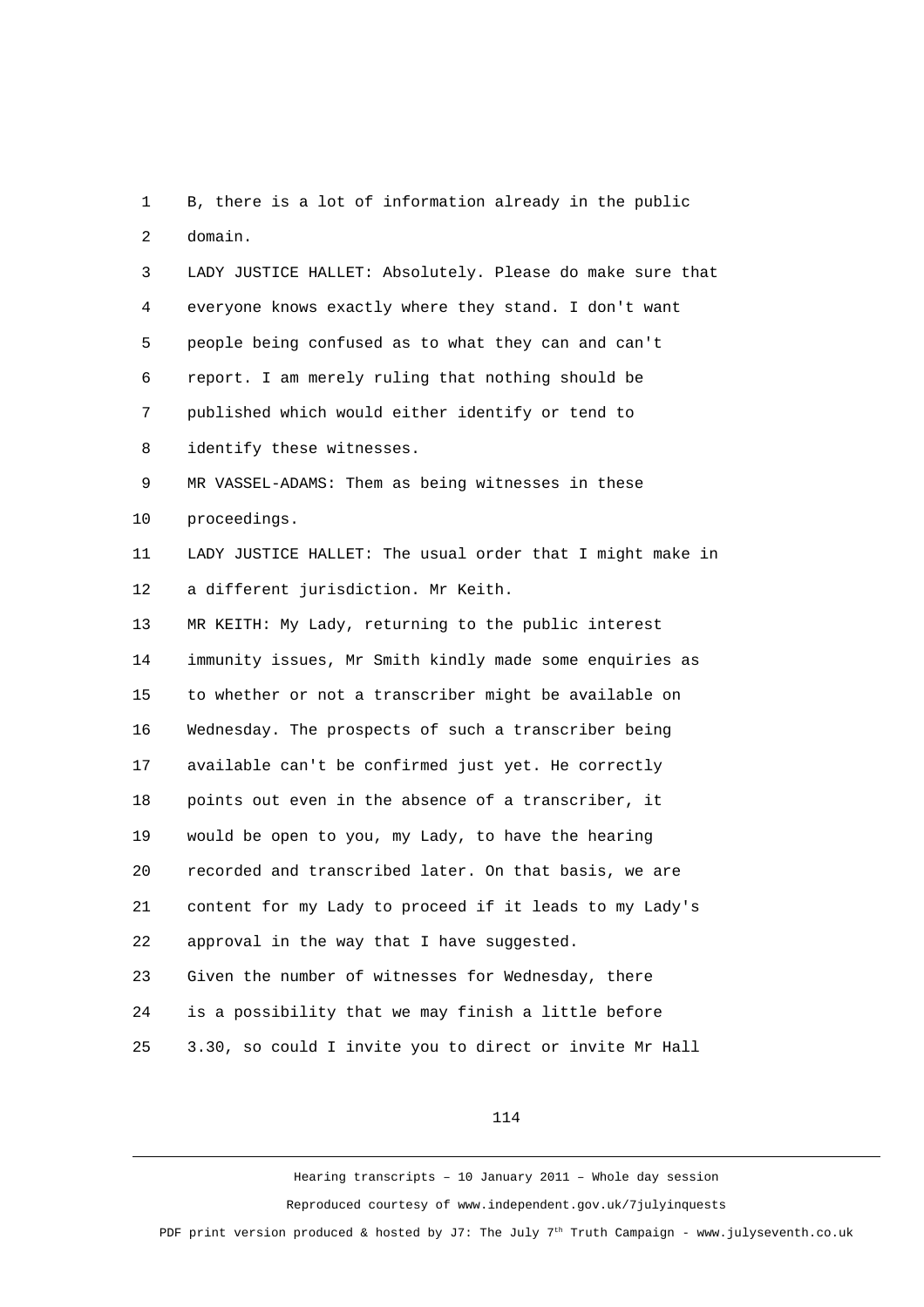B, there is a lot of information already in the public domain.

LADY JUSTICE HALLET: Absolutely. Please do make sure that everyone knows exactly where they stand. I don't want people being confused as to what they can and can't report. I am merely ruling that nothing should be published which would either identify or tend to identify these witnesses.

MR VASSEL-ADAMS: Them as being witnesses in these proceedings.

LADY JUSTICE HALLET: The usual order that I might make in a different jurisdiction. Mr Keith.

MR KEITH: My Lady, returning to the public interest immunity issues, Mr Smith kindly made some enquiries as to whether or not a transcriber might be available on Wednesday. The prospects of such a transcriber being available can't be confirmed just yet. He correctly points out even in the absence of a transcriber, it would be open to you, my Lady, to have the hearing recorded and transcribed later. On that basis, we are content for my Lady to proceed if it leads to my Lady's approval in the way that I have suggested.

Given the number of witnesses for Wednesday, there is a possibility that we may finish a little before 3.30, so could I invite you to direct or invite Mr Hall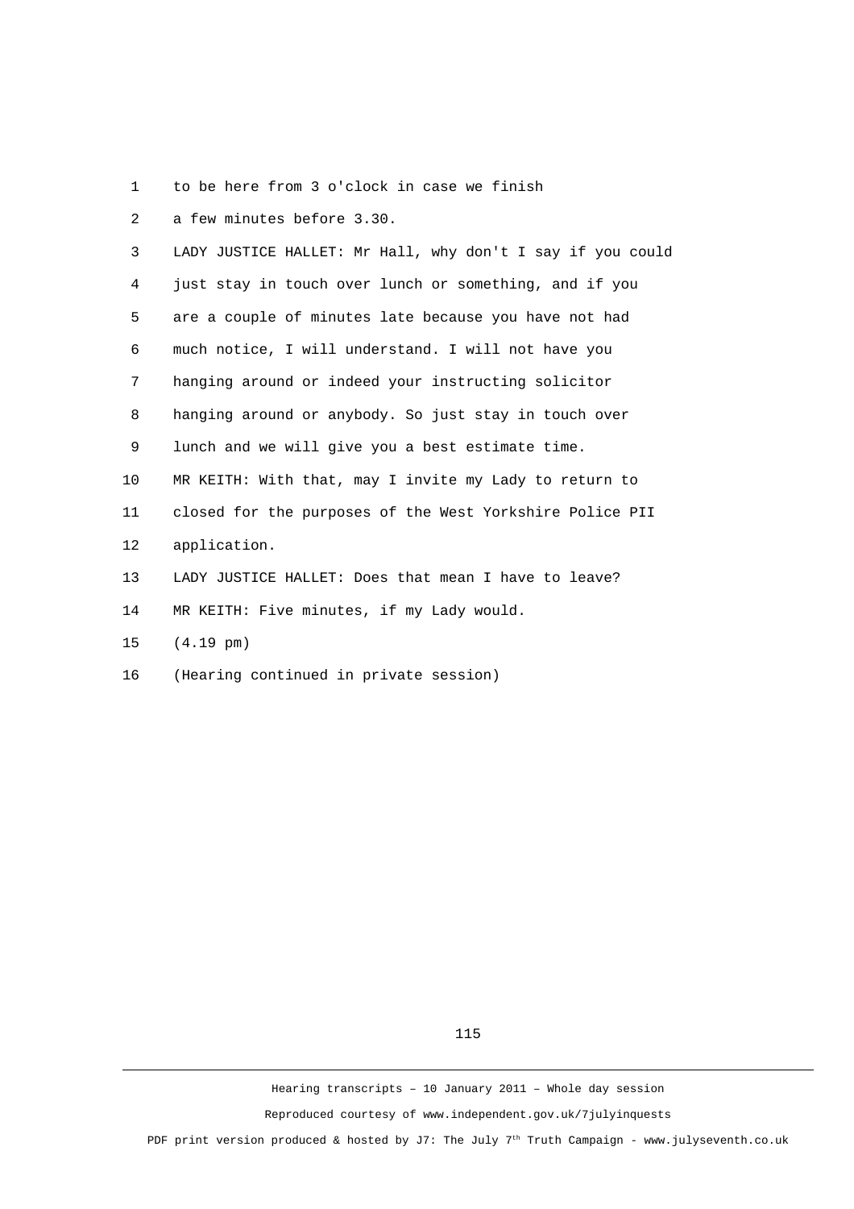to be here from 3 o'clock in case we finish
a few minutes before 3.30.

LADY JUSTICE HALLET: Mr Hall, why don't I say if you could just stay in touch over lunch or something, and if you are a couple of minutes late because you have not had much notice, I will understand. I will not have you hanging around or indeed your instructing solicitor hanging around or anybody. So just stay in touch over lunch and we will give you a best estimate time.

MR KEITH: With that, may I invite my Lady to return to closed for the purposes of the West Yorkshire Police PII application.

LADY JUSTICE HALLET: Does that mean I have to leave?

MR KEITH: Five minutes, if my Lady would.

(4.19 pm)

(Hearing continued in private session)